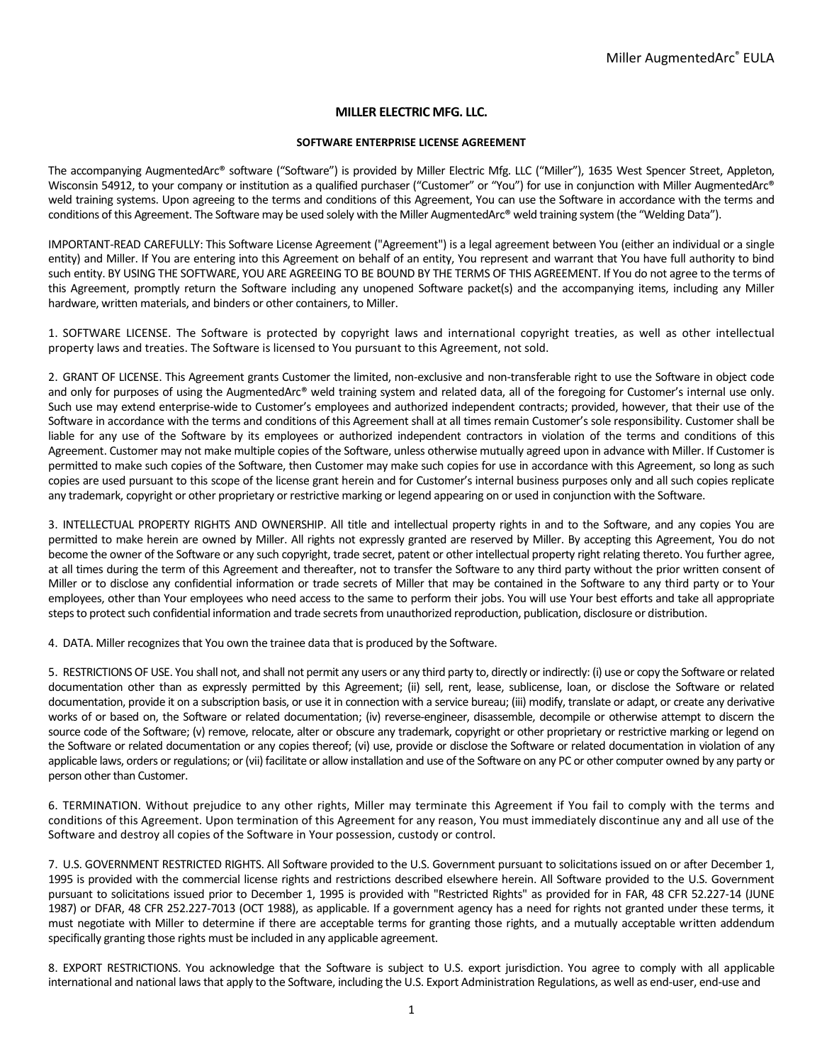# MILLER ELECTRIC MFG. LLC.

## SOFTWARE ENTERPRISE LICENSE AGREEMENT

The accompanying AugmentedArc® software ("Software") is provided by Miller Electric Mfg. LLC ("Miller"), 1635 West Spencer Street, Appleton, Wisconsin 54912, to your company or institution as a qualified purchaser ("Customer" or "You") for use in conjunction with Miller AugmentedArc® weld training systems. Upon agreeing to the terms and conditions of this Agreement, You can use the Software in accordance with the terms and conditions of this Agreement. The Software may be used solely with the Miller AugmentedArc® weld training system (the "Welding Data").

IMPORTANT-READ CAREFULLY: This Software License Agreement ("Agreement") is a legal agreement between You (either an individual or a single entity) and Miller. If You are entering into this Agreement on behalf of an entity, You represent and warrant that You have full authority to bind such entity. BY USING THE SOFTWARE, YOU ARE AGREEING TO BE BOUND BY THE TERMS OF THIS AGREEMENT. If You do not agree to the terms of this Agreement, promptly return the Software including any unopened Software packet(s) and the accompanying items, including any Miller hardware, written materials, and binders or other containers, to Miller.

1. SOFTWARE LICENSE. The Software is protected by copyright laws and international copyright treaties, as well as other intellectual property laws and treaties. The Software is licensed to You pursuant to this Agreement, not sold.

2. GRANT OF LICENSE. This Agreement grants Customer the limited, non-exclusive and non-transferable right to use the Software in object code and only for purposes of using the AugmentedArc® weld training system and related data, all of the foregoing for Customer's internal use only. Such use may extend enterprise-wide to Customer's employees and authorized independent contracts; provided, however, that their use of the Software in accordance with the terms and conditions of this Agreement shall at all times remain Customer's sole responsibility. Customer shall be liable for any use of the Software by its employees or authorized independent contractors in violation of the terms and conditions of this Agreement. Customer may not make multiple copies of the Software, unless otherwise mutually agreed upon in advance with Miller. If Customer is permitted to make such copies of the Software, then Customer may make such copies for use in accordance with this Agreement, so long as such copies are used pursuant to this scope of the license grant herein and for Customer's internal business purposes only and all such copies replicate any trademark, copyright or other proprietary or restrictive marking or legend appearing on or used in conjunction with the Software.

3. INTELLECTUAL PROPERTY RIGHTS AND OWNERSHIP. All title and intellectual property rights in and to the Software, and any copies You are permitted to make herein are owned by Miller. All rights not expressly granted are reserved by Miller. By accepting this Agreement, You do not become the owner of the Software or any such copyright, trade secret, patent or other intellectual property right relating thereto. You further agree, at all times during the term of this Agreement and thereafter, not to transfer the Software to any third party without the prior written consent of Miller or to disclose any confidential information or trade secrets of Miller that may be contained in the Software to any third party or to Your employees, other than Your employees who need access to the same to perform their jobs. You will use Your best efforts and take all appropriate steps to protect such confidential information and trade secrets from unauthorized reproduction, publication, disclosure or distribution.

4. DATA. Miller recognizes that You own the trainee data that is produced by the Software.

5. RESTRICTIONS OF USE. You shall not, and shall not permit any users or any third party to, directly or indirectly: (i) use or copy the Software or related documentation other than as expressly permitted by this Agreement; (ii) sell, rent, lease, sublicense, loan, or disclose the Software or related documentation, provide it on a subscription basis, or use it in connection with a service bureau; (iii) modify, translate or adapt, or create any derivative works of or based on, the Software or related documentation; (iv) reverse-engineer, disassemble, decompile or otherwise attempt to discern the source code of the Software; (v) remove, relocate, alter or obscure any trademark, copyright or other proprietary or restrictive marking or legend on the Software or related documentation or any copies thereof; (vi) use, provide or disclose the Software or related documentation in violation of any applicable laws, orders or regulations; or (vii) facilitate or allow installation and use of the Software on any PC or other computer owned by any party or person other than Customer.

6. TERMINATION. Without prejudice to any other rights, Miller may terminate this Agreement if You fail to comply with the terms and conditions of this Agreement. Upon termination of this Agreement for any reason, You must immediately discontinue any and all use of the Software and destroy all copies of the Software in Your possession, custody or control.

7. U.S. GOVERNMENT RESTRICTED RIGHTS. All Software provided to the U.S. Government pursuant to solicitations issued on or after December 1, 1995 is provided with the commercial license rights and restrictions described elsewhere herein. All Software provided to the U.S. Government pursuant to solicitations issued prior to December 1, 1995 is provided with "Restricted Rights" as provided for in FAR, 48 CFR 52.227-14 (JUNE 1987) or DFAR, 48 CFR 252.227-7013 (OCT 1988), as applicable. If a government agency has a need for rights not granted under these terms, it must negotiate with Miller to determine if there are acceptable terms for granting those rights, and a mutually acceptable written addendum specifically granting those rights must be included in any applicable agreement.

8. EXPORT RESTRICTIONS. You acknowledge that the Software is subject to U.S. export jurisdiction. You agree to comply with all applicable international and national laws that apply to the Software, including the U.S. Export Administration Regulations, as well as end-user, end-use and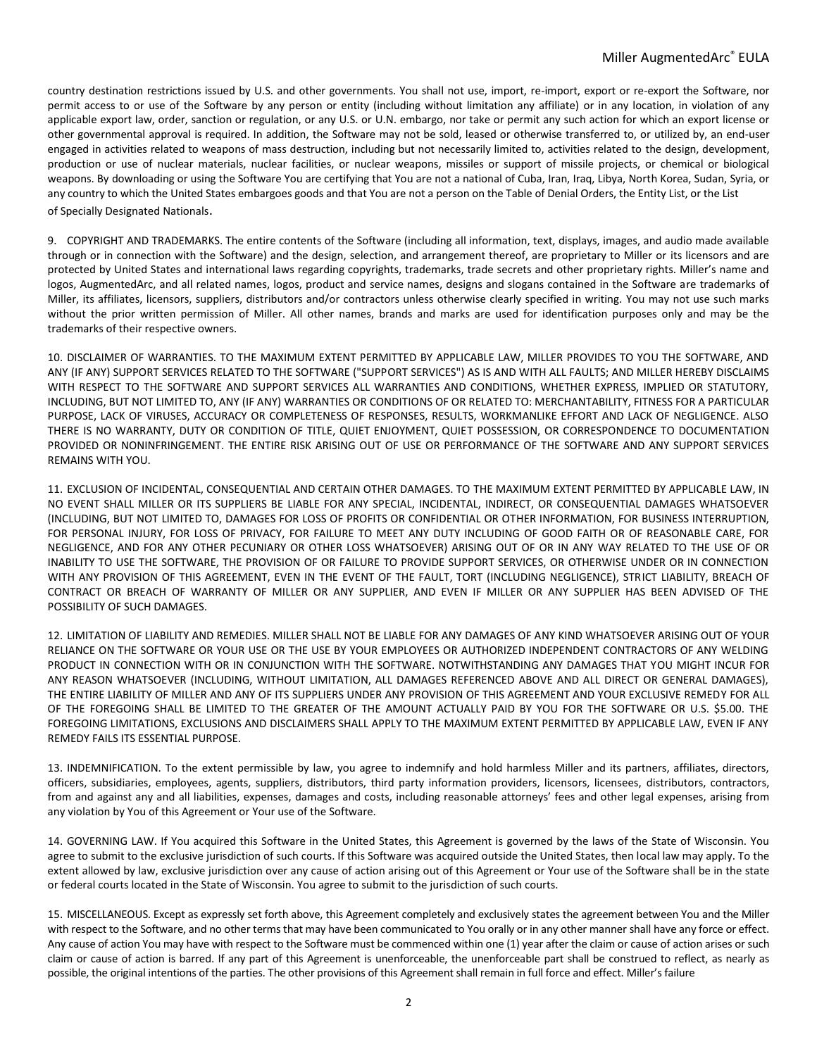country destination restrictions issued by U.S. and other governments. You shall not use, import, re-import, export or re-export the Software, nor permit access to or use of the Software by any person or entity (including without limitation any affiliate) or in any location, in violation of any applicable export law, order, sanction or regulation, or any U.S. or U.N. embargo, nor take or permit any such action for which an export license or other governmental approval is required. In addition, the Software may not be sold, leased or otherwise transferred to, or utilized by, an end-user engaged in activities related to weapons of mass destruction, including but not necessarily limited to, activities related to the design, development, production or use of nuclear materials, nuclear facilities, or nuclear weapons, missiles or support of missile projects, or chemical or biological weapons. By downloading or using the Software You are certifying that You are not a national of Cuba, Iran, Iraq, Libya, North Korea, Sudan, Syria, or any country to which the United States embargoes goods and that You are not a person on the Table of Denial Orders, the Entity List, or the List of Specially Designated Nationals.

9. COPYRIGHT AND TRADEMARKS. The entire contents of the Software (including all information, text, displays, images, and audio made available through or in connection with the Software) and the design, selection, and arrangement thereof, are proprietary to Miller or its licensors and are protected by United States and international laws regarding copyrights, trademarks, trade secrets and other proprietary rights. Miller's name and logos, AugmentedArc, and all related names, logos, product and service names, designs and slogans contained in the Software are trademarks of Miller, its affiliates, licensors, suppliers, distributors and/or contractors unless otherwise clearly specified in writing. You may not use such marks without the prior written permission of Miller. All other names, brands and marks are used for identification purposes only and may be the trademarks of their respective owners.

10. DISCLAIMER OF WARRANTIES. TO THE MAXIMUM EXTENT PERMITTED BY APPLICABLE LAW, MILLER PROVIDES TO YOU THE SOFTWARE, AND ANY (IF ANY) SUPPORT SERVICES RELATED TO THE SOFTWARE ("SUPPORT SERVICES") AS IS AND WITH ALL FAULTS; AND MILLER HEREBY DISCLAIMS WITH RESPECT TO THE SOFTWARE AND SUPPORT SERVICES ALL WARRANTIES AND CONDITIONS, WHETHER EXPRESS, IMPLIED OR STATUTORY, INCLUDING, BUT NOT LIMITED TO, ANY (IF ANY) WARRANTIES OR CONDITIONS OF OR RELATED TO: MERCHANTABILITY, FITNESS FOR A PARTICULAR PURPOSE, LACK OF VIRUSES, ACCURACY OR COMPLETENESS OF RESPONSES, RESULTS, WORKMANLIKE EFFORT AND LACK OF NEGLIGENCE. ALSO THERE IS NO WARRANTY, DUTY OR CONDITION OF TITLE, QUIET ENJOYMENT, QUIET POSSESSION, OR CORRESPONDENCE TO DOCUMENTATION PROVIDED OR NONINFRINGEMENT. THE ENTIRE RISK ARISING OUT OF USE OR PERFORMANCE OF THE SOFTWARE AND ANY SUPPORT SERVICES REMAINS WITH YOU.

11. EXCLUSION OF INCIDENTAL, CONSEQUENTIAL AND CERTAIN OTHER DAMAGES. TO THE MAXIMUM EXTENT PERMITTED BY APPLICABLE LAW, IN NO EVENT SHALL MILLER OR ITS SUPPLIERS BE LIABLE FOR ANY SPECIAL, INCIDENTAL, INDIRECT, OR CONSEQUENTIAL DAMAGES WHATSOEVER (INCLUDING, BUT NOT LIMITED TO, DAMAGES FOR LOSS OF PROFITS OR CONFIDENTIAL OR OTHER INFORMATION, FOR BUSINESS INTERRUPTION, FOR PERSONAL INJURY, FOR LOSS OF PRIVACY, FOR FAILURE TO MEET ANY DUTY INCLUDING OF GOOD FAITH OR OF REASONABLE CARE, FOR NEGLIGENCE, AND FOR ANY OTHER PECUNIARY OR OTHER LOSS WHATSOEVER) ARISING OUT OF OR IN ANY WAY RELATED TO THE USE OF OR INABILITY TO USE THE SOFTWARE, THE PROVISION OF OR FAILURE TO PROVIDE SUPPORT SERVICES, OR OTHERWISE UNDER OR IN CONNECTION WITH ANY PROVISION OF THIS AGREEMENT, EVEN IN THE EVENT OF THE FAULT, TORT (INCLUDING NEGLIGENCE), STRICT LIABILITY, BREACH OF CONTRACT OR BREACH OF WARRANTY OF MILLER OR ANY SUPPLIER, AND EVEN IF MILLER OR ANY SUPPLIER HAS BEEN ADVISED OF THE POSSIBILITY OF SUCH DAMAGES.

12. LIMITATION OF LIABILITY AND REMEDIES. MILLER SHALL NOT BE LIABLE FOR ANY DAMAGES OF ANY KIND WHATSOEVER ARISING OUT OF YOUR RELIANCE ON THE SOFTWARE OR YOUR USE OR THE USE BY YOUR EMPLOYEES OR AUTHORIZED INDEPENDENT CONTRACTORS OF ANY WELDING PRODUCT IN CONNECTION WITH OR IN CONJUNCTION WITH THE SOFTWARE. NOTWITHSTANDING ANY DAMAGES THAT YOU MIGHT INCUR FOR ANY REASON WHATSOEVER (INCLUDING, WITHOUT LIMITATION, ALL DAMAGES REFERENCED ABOVE AND ALL DIRECT OR GENERAL DAMAGES), THE ENTIRE LIABILITY OF MILLER AND ANY OF ITS SUPPLIERS UNDER ANY PROVISION OF THIS AGREEMENT AND YOUR EXCLUSIVE REMEDY FOR ALL OF THE FOREGOING SHALL BE LIMITED TO THE GREATER OF THE AMOUNT ACTUALLY PAID BY YOU FOR THE SOFTWARE OR U.S. $5.00. THE FOREGOING LIMITATIONS, EXCLUSIONS AND DISCLAIMERS SHALL APPLY TO THE MAXIMUM EXTENT PERMITTED BY APPLICABLE LAW, EVEN IF ANY REMEDY FAILS ITS ESSENTIAL PURPOSE.

13. INDEMNIFICATION. To the extent permissible by law, you agree to indemnify and hold harmless Miller and its partners, affiliates, directors, officers, subsidiaries, employees, agents, suppliers, distributors, third party information providers, licensors, licensees, distributors, contractors, from and against any and all liabilities, expenses, damages and costs, including reasonable attorneys' fees and other legal expenses, arising from any violation by You of this Agreement or Your use of the Software.

14. GOVERNING LAW. If You acquired this Software in the United States, this Agreement is governed by the laws of the State of Wisconsin. You agree to submit to the exclusive jurisdiction of such courts. If this Software was acquired outside the United States, then local law may apply. To the extent allowed by law, exclusive jurisdiction over any cause of action arising out of this Agreement or Your use of the Software shall be in the state or federal courts located in the State of Wisconsin. You agree to submit to the jurisdiction of such courts.

15. MISCELLANEOUS. Except as expressly set forth above, this Agreement completely and exclusively states the agreement between You and the Miller with respect to the Software, and no other terms that may have been communicated to You orally or in any other manner shall have any force or effect. Any cause of action You may have with respect to the Software must be commenced within one (1) year after the claim or cause of action arises or such claim or cause of action is barred. If any part of this Agreement is unenforceable, the unenforceable part shall be construed to reflect, as nearly as possible, the original intentions of the parties. The other provisions of this Agreement shall remain in full force and effect. Miller's failure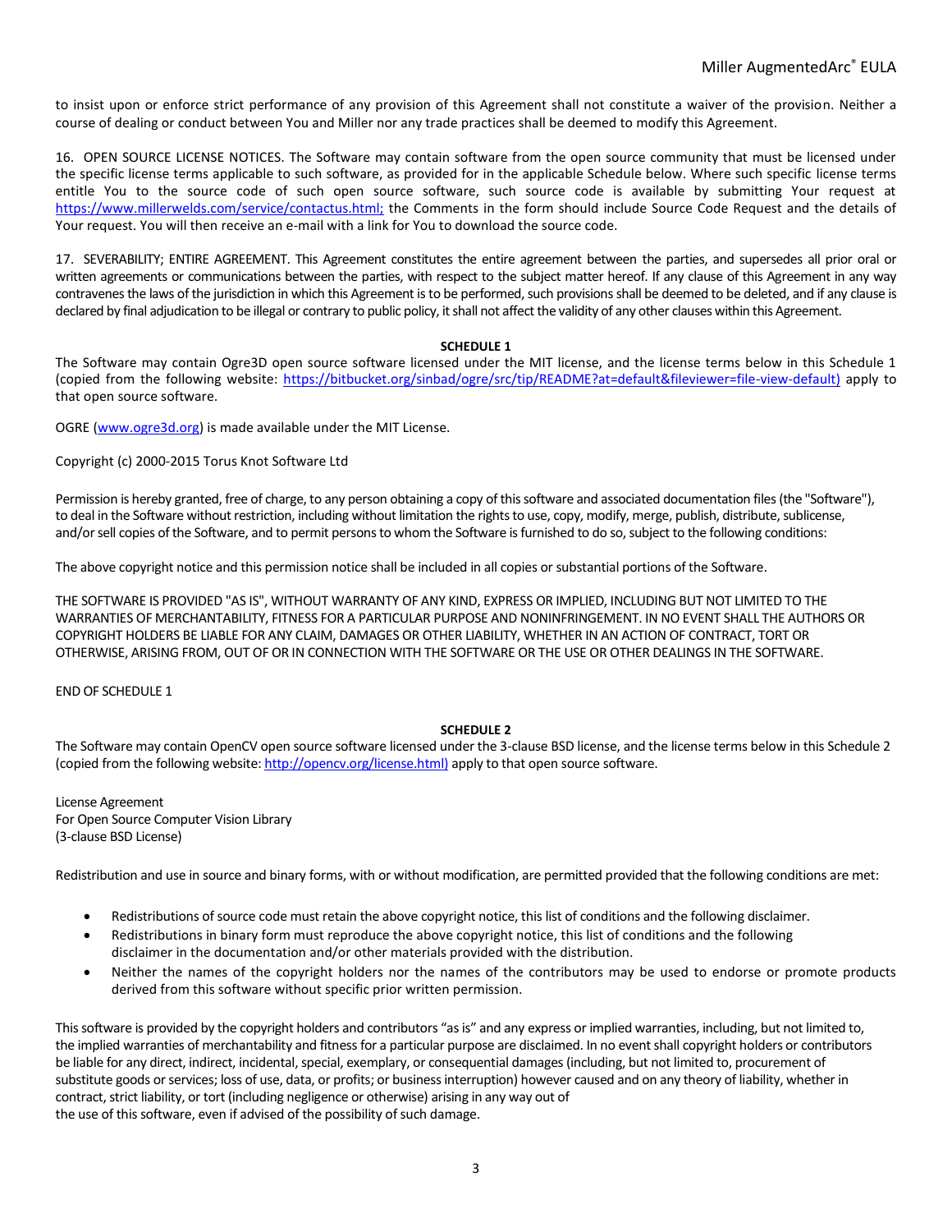to insist upon or enforce strict performance of any provision of this Agreement shall not constitute a waiver of the provision. Neither a course of dealing or conduct between You and Miller nor any trade practices shall be deemed to modify this Agreement.

16. OPEN SOURCE LICENSE NOTICES. The Software may contain software from the open source community that must be licensed under the specific license terms applicable to such software, as provided for in the applicable Schedule below. Where such specific license terms entitle You to the source code of such open source software, such source code is available by submitting Your request at https://www.millerwelds.com/service/contactus.html; the Comments in the form should include Source Code Request and the details of Your request. You will then receive an e-mail with a link for You to download the source code.

17. SEVERABILITY; ENTIRE AGREEMENT. This Agreement constitutes the entire agreement between the parties, and supersedes all prior oral or written agreements or communications between the parties, with respect to the subject matter hereof. If any clause of this Agreement in any way contravenes the laws of the jurisdiction in which this Agreement is to be performed, such provisions shall be deemed to be deleted, and if any clause is declared by final adjudication to be illegal or contrary to public policy, it shall not affect the validity of any other clauses within this Agreement.

**SCHEDULE 1**

The Software may contain Ogre3D open source software licensed under the MIT license, and the license terms below in this Schedule 1 (copied from the following website: https://bitbucket.org/sinbad/ogre/src/tip/README?at=default&fileviewer=file-view-default) apply to that open source software.

OGRE (www.ogre3d.org) is made available under the MIT License.

Copyright (c) 2000-2015 Torus Knot Software Ltd

Permission is hereby granted, free of charge, to any person obtaining a copy of this software and associated documentation files (the "Software"), to deal in the Software without restriction, including without limitation the rights to use, copy, modify, merge, publish, distribute, sublicense, and/or sell copies of the Software, and to permit persons to whom the Software is furnished to do so, subject to the following conditions:

The above copyright notice and this permission notice shall be included in all copies or substantial portions of the Software.

THE SOFTWARE IS PROVIDED "AS IS", WITHOUT WARRANTY OF ANY KIND, EXPRESS OR IMPLIED, INCLUDING BUT NOT LIMITED TO THE WARRANTIES OF MERCHANTABILITY, FITNESS FOR A PARTICULAR PURPOSE AND NONINFRINGEMENT. IN NO EVENT SHALL THE AUTHORS OR COPYRIGHT HOLDERS BE LIABLE FOR ANY CLAIM, DAMAGES OR OTHER LIABILITY, WHETHER IN AN ACTION OF CONTRACT, TORT OR OTHERWISE, ARISING FROM, OUT OF OR IN CONNECTION WITH THE SOFTWARE OR THE USE OR OTHER DEALINGS IN THE SOFTWARE.

END OF SCHEDULE 1

**SCHEDULE 2**

The Software may contain OpenCV open source software licensed under the 3-clause BSD license, and the license terms below in this Schedule 2 (copied from the following website: http://opencv.org/license.html) apply to that open source software.

License Agreement
For Open Source Computer Vision Library
(3-clause BSD License)

Redistribution and use in source and binary forms, with or without modification, are permitted provided that the following conditions are met:

- Redistributions of source code must retain the above copyright notice, this list of conditions and the following disclaimer.
- Redistributions in binary form must reproduce the above copyright notice, this list of conditions and the following disclaimer in the documentation and/or other materials provided with the distribution.
- Neither the names of the copyright holders nor the names of the contributors may be used to endorse or promote products derived from this software without specific prior written permission.

This software is provided by the copyright holders and contributors "as is" and any express or implied warranties, including, but not limited to, the implied warranties of merchantability and fitness for a particular purpose are disclaimed. In no event shall copyright holders or contributors be liable for any direct, indirect, incidental, special, exemplary, or consequential damages (including, but not limited to, procurement of substitute goods or services; loss of use, data, or profits; or business interruption) however caused and on any theory of liability, whether in contract, strict liability, or tort (including negligence or otherwise) arising in any way out of the use of this software, even if advised of the possibility of such damage.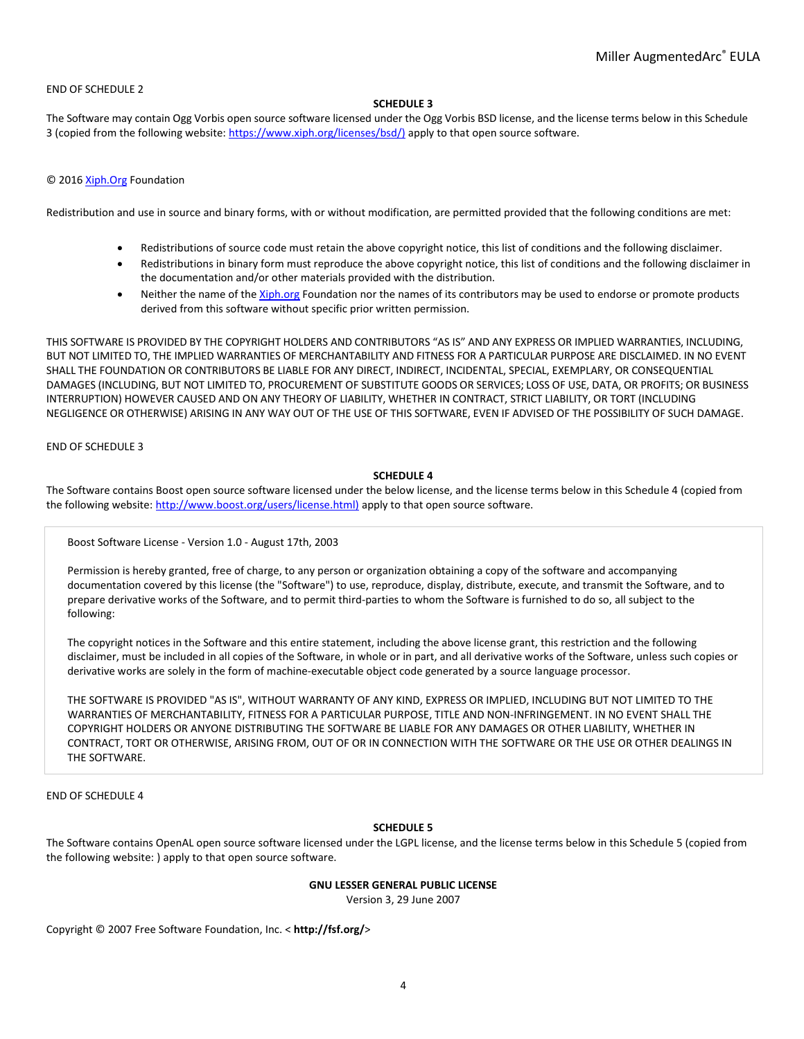END OF SCHEDULE 2

## SCHEDULE 3

The Software may contain Ogg Vorbis open source software licensed under the Ogg Vorbis BSD license, and the license terms below in this Schedule 3 (copied from the following website: https://www.xiph.org/licenses/bsd/) apply to that open source software.

© 2016 Xiph.Org Foundation

Redistribution and use in source and binary forms, with or without modification, are permitted provided that the following conditions are met:

- Redistributions of source code must retain the above copyright notice, this list of conditions and the following disclaimer.
- Redistributions in binary form must reproduce the above copyright notice, this list of conditions and the following disclaimer in the documentation and/or other materials provided with the distribution.
- Neither the name of the Xiph.org Foundation nor the names of its contributors may be used to endorse or promote products derived from this software without specific prior written permission.

THIS SOFTWARE IS PROVIDED BY THE COPYRIGHT HOLDERS AND CONTRIBUTORS "AS IS" AND ANY EXPRESS OR IMPLIED WARRANTIES, INCLUDING, BUT NOT LIMITED TO, THE IMPLIED WARRANTIES OF MERCHANTABILITY AND FITNESS FOR A PARTICULAR PURPOSE ARE DISCLAIMED. IN NO EVENT SHALL THE FOUNDATION OR CONTRIBUTORS BE LIABLE FOR ANY DIRECT, INDIRECT, INCIDENTAL, SPECIAL, EXEMPLARY, OR CONSEQUENTIAL DAMAGES (INCLUDING, BUT NOT LIMITED TO, PROCUREMENT OF SUBSTITUTE GOODS OR SERVICES; LOSS OF USE, DATA, OR PROFITS; OR BUSINESS INTERRUPTION) HOWEVER CAUSED AND ON ANY THEORY OF LIABILITY, WHETHER IN CONTRACT, STRICT LIABILITY, OR TORT (INCLUDING NEGLIGENCE OR OTHERWISE) ARISING IN ANY WAY OUT OF THE USE OF THIS SOFTWARE, EVEN IF ADVISED OF THE POSSIBILITY OF SUCH DAMAGE.

END OF SCHEDULE 3

## SCHEDULE 4

The Software contains Boost open source software licensed under the below license, and the license terms below in this Schedule 4 (copied from the following website: http://www.boost.org/users/license.html) apply to that open source software.

Boost Software License - Version 1.0 - August 17th, 2003

Permission is hereby granted, free of charge, to any person or organization obtaining a copy of the software and accompanying documentation covered by this license (the "Software") to use, reproduce, display, distribute, execute, and transmit the Software, and to prepare derivative works of the Software, and to permit third-parties to whom the Software is furnished to do so, all subject to the following:

The copyright notices in the Software and this entire statement, including the above license grant, this restriction and the following disclaimer, must be included in all copies of the Software, in whole or in part, and all derivative works of the Software, unless such copies or derivative works are solely in the form of machine-executable object code generated by a source language processor.

THE SOFTWARE IS PROVIDED "AS IS", WITHOUT WARRANTY OF ANY KIND, EXPRESS OR IMPLIED, INCLUDING BUT NOT LIMITED TO THE WARRANTIES OF MERCHANTABILITY, FITNESS FOR A PARTICULAR PURPOSE, TITLE AND NON-INFRINGEMENT. IN NO EVENT SHALL THE COPYRIGHT HOLDERS OR ANYONE DISTRIBUTING THE SOFTWARE BE LIABLE FOR ANY DAMAGES OR OTHER LIABILITY, WHETHER IN CONTRACT, TORT OR OTHERWISE, ARISING FROM, OUT OF OR IN CONNECTION WITH THE SOFTWARE OR THE USE OR OTHER DEALINGS IN THE SOFTWARE.

END OF SCHEDULE 4

## SCHEDULE 5

The Software contains OpenAL open source software licensed under the LGPL license, and the license terms below in this Schedule 5 (copied from the following website: ) apply to that open source software.

### GNU LESSER GENERAL PUBLIC LICENSE

Version 3, 29 June 2007

Copyright © 2007 Free Software Foundation, Inc. < **http://fsf.org/**>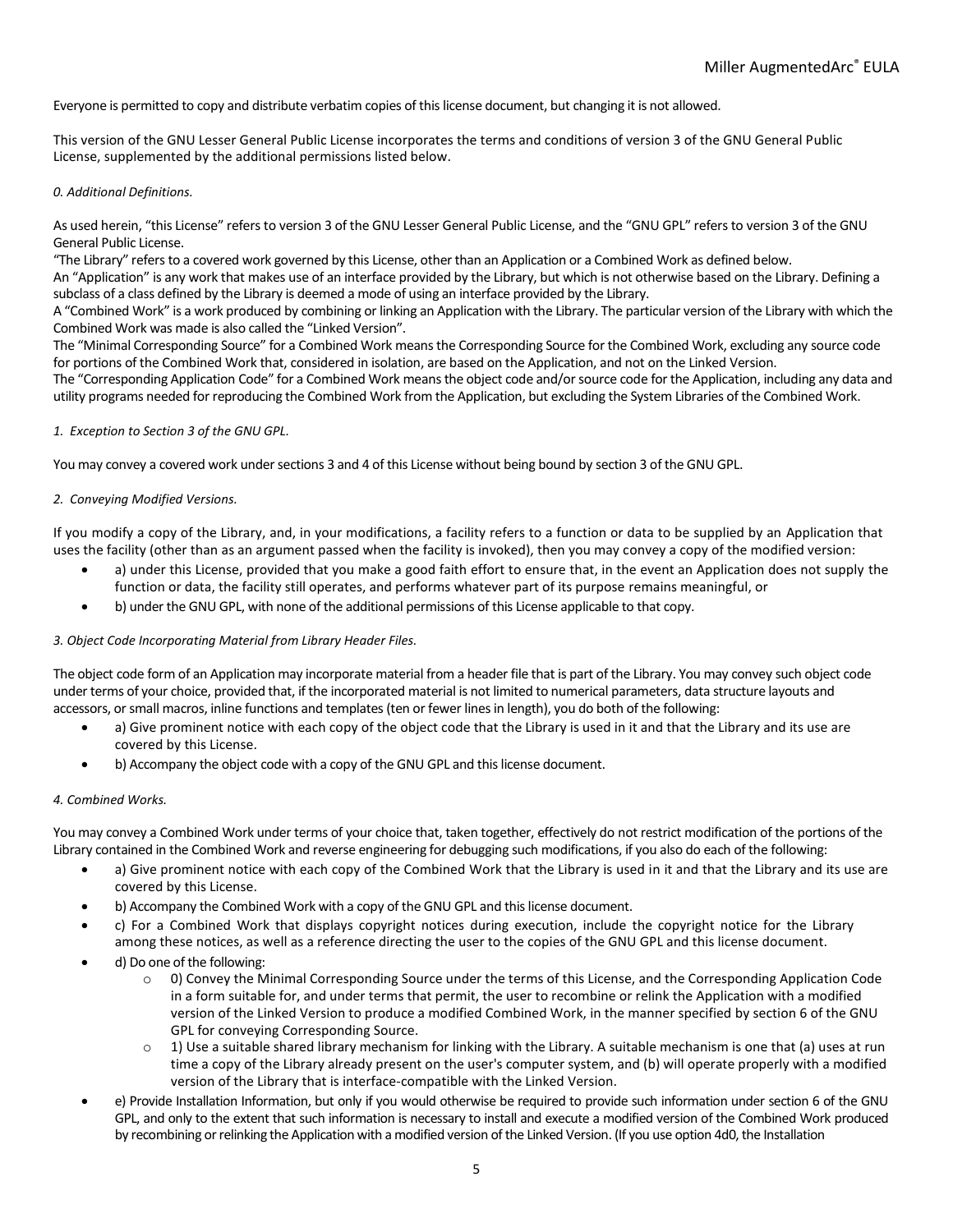Everyone is permitted to copy and distribute verbatim copies of this license document, but changing it is not allowed.

This version of the GNU Lesser General Public License incorporates the terms and conditions of version 3 of the GNU General Public License, supplemented by the additional permissions listed below.

*0. Additional Definitions.*

As used herein, "this License" refers to version 3 of the GNU Lesser General Public License, and the "GNU GPL" refers to version 3 of the GNU General Public License.
"The Library" refers to a covered work governed by this License, other than an Application or a Combined Work as defined below.
An "Application" is any work that makes use of an interface provided by the Library, but which is not otherwise based on the Library. Defining a subclass of a class defined by the Library is deemed a mode of using an interface provided by the Library.
A "Combined Work" is a work produced by combining or linking an Application with the Library. The particular version of the Library with which the Combined Work was made is also called the "Linked Version".
The "Minimal Corresponding Source" for a Combined Work means the Corresponding Source for the Combined Work, excluding any source code for portions of the Combined Work that, considered in isolation, are based on the Application, and not on the Linked Version.
The "Corresponding Application Code" for a Combined Work means the object code and/or source code for the Application, including any data and utility programs needed for reproducing the Combined Work from the Application, but excluding the System Libraries of the Combined Work.

*1. Exception to Section 3 of the GNU GPL.*

You may convey a covered work under sections 3 and 4 of this License without being bound by section 3 of the GNU GPL.

*2. Conveying Modified Versions.*

If you modify a copy of the Library, and, in your modifications, a facility refers to a function or data to be supplied by an Application that uses the facility (other than as an argument passed when the facility is invoked), then you may convey a copy of the modified version:

- a) under this License, provided that you make a good faith effort to ensure that, in the event an Application does not supply the function or data, the facility still operates, and performs whatever part of its purpose remains meaningful, or
- b) under the GNU GPL, with none of the additional permissions of this License applicable to that copy.

*3. Object Code Incorporating Material from Library Header Files.*

The object code form of an Application may incorporate material from a header file that is part of the Library. You may convey such object code under terms of your choice, provided that, if the incorporated material is not limited to numerical parameters, data structure layouts and accessors, or small macros, inline functions and templates (ten or fewer lines in length), you do both of the following:

- a) Give prominent notice with each copy of the object code that the Library is used in it and that the Library and its use are covered by this License.
- b) Accompany the object code with a copy of the GNU GPL and this license document.

*4. Combined Works.*

You may convey a Combined Work under terms of your choice that, taken together, effectively do not restrict modification of the portions of the Library contained in the Combined Work and reverse engineering for debugging such modifications, if you also do each of the following:

- a) Give prominent notice with each copy of the Combined Work that the Library is used in it and that the Library and its use are covered by this License.
- b) Accompany the Combined Work with a copy of the GNU GPL and this license document.
- c) For a Combined Work that displays copyright notices during execution, include the copyright notice for the Library among these notices, as well as a reference directing the user to the copies of the GNU GPL and this license document.
- d) Do one of the following:
  - 0) Convey the Minimal Corresponding Source under the terms of this License, and the Corresponding Application Code in a form suitable for, and under terms that permit, the user to recombine or relink the Application with a modified version of the Linked Version to produce a modified Combined Work, in the manner specified by section 6 of the GNU GPL for conveying Corresponding Source.
  - 1) Use a suitable shared library mechanism for linking with the Library. A suitable mechanism is one that (a) uses at run time a copy of the Library already present on the user's computer system, and (b) will operate properly with a modified version of the Library that is interface-compatible with the Linked Version.
- e) Provide Installation Information, but only if you would otherwise be required to provide such information under section 6 of the GNU GPL, and only to the extent that such information is necessary to install and execute a modified version of the Combined Work produced by recombining or relinking the Application with a modified version of the Linked Version. (If you use option 4d0, the Installation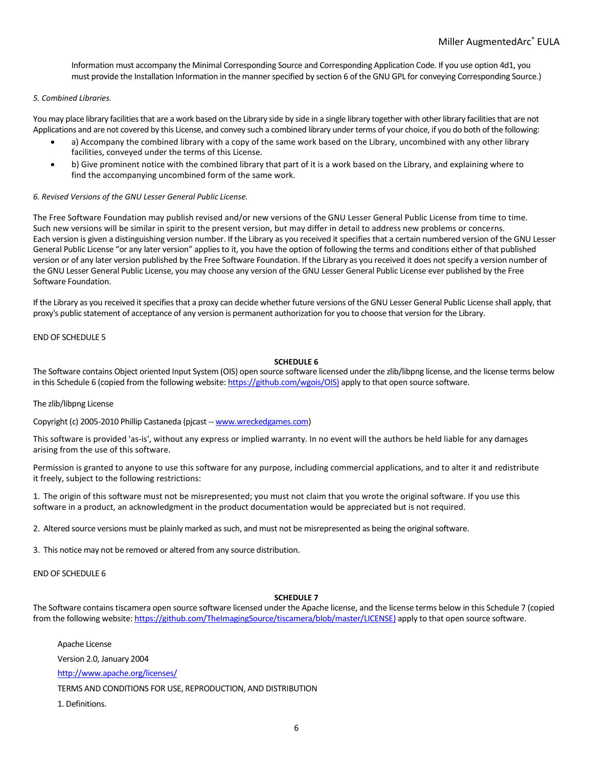Information must accompany the Minimal Corresponding Source and Corresponding Application Code. If you use option 4d1, you must provide the Installation Information in the manner specified by section 6 of the GNU GPL for conveying Corresponding Source.)

*5. Combined Libraries.*

You may place library facilities that are a work based on the Library side by side in a single library together with other library facilities that are not Applications and are not covered by this License, and convey such a combined library under terms of your choice, if you do both of the following:

- a) Accompany the combined library with a copy of the same work based on the Library, uncombined with any other library facilities, conveyed under the terms of this License.
- b) Give prominent notice with the combined library that part of it is a work based on the Library, and explaining where to find the accompanying uncombined form of the same work.

*6. Revised Versions of the GNU Lesser General Public License.*

The Free Software Foundation may publish revised and/or new versions of the GNU Lesser General Public License from time to time. Such new versions will be similar in spirit to the present version, but may differ in detail to address new problems or concerns. Each version is given a distinguishing version number. If the Library as you received it specifies that a certain numbered version of the GNU Lesser General Public License "or any later version" applies to it, you have the option of following the terms and conditions either of that published version or of any later version published by the Free Software Foundation. If the Library as you received it does not specify a version number of the GNU Lesser General Public License, you may choose any version of the GNU Lesser General Public License ever published by the Free Software Foundation.

If the Library as you received it specifies that a proxy can decide whether future versions of the GNU Lesser General Public License shall apply, that proxy's public statement of acceptance of any version is permanent authorization for you to choose that version for the Library.

END OF SCHEDULE 5

## SCHEDULE 6

The Software contains Object oriented Input System (OIS) open source software licensed under the zlib/libpng license, and the license terms below in this Schedule 6 (copied from the following website: https://github.com/wgois/OIS) apply to that open source software.

The zlib/libpng License

Copyright (c) 2005-2010 Phillip Castaneda (pjcast -- www.wreckedgames.com)

This software is provided 'as-is', without any express or implied warranty. In no event will the authors be held liable for any damages arising from the use of this software.

Permission is granted to anyone to use this software for any purpose, including commercial applications, and to alter it and redistribute it freely, subject to the following restrictions:

1. The origin of this software must not be misrepresented; you must not claim that you wrote the original software. If you use this software in a product, an acknowledgment in the product documentation would be appreciated but is not required.

2. Altered source versions must be plainly marked as such, and must not be misrepresented as being the original software.

3. This notice may not be removed or altered from any source distribution.

END OF SCHEDULE 6

## SCHEDULE 7

The Software contains tiscamera open source software licensed under the Apache license, and the license terms below in this Schedule 7 (copied from the following website: https://github.com/TheImagingSource/tiscamera/blob/master/LICENSE) apply to that open source software.

Apache License

Version 2.0, January 2004

http://www.apache.org/licenses/

TERMS AND CONDITIONS FOR USE, REPRODUCTION, AND DISTRIBUTION

1. Definitions.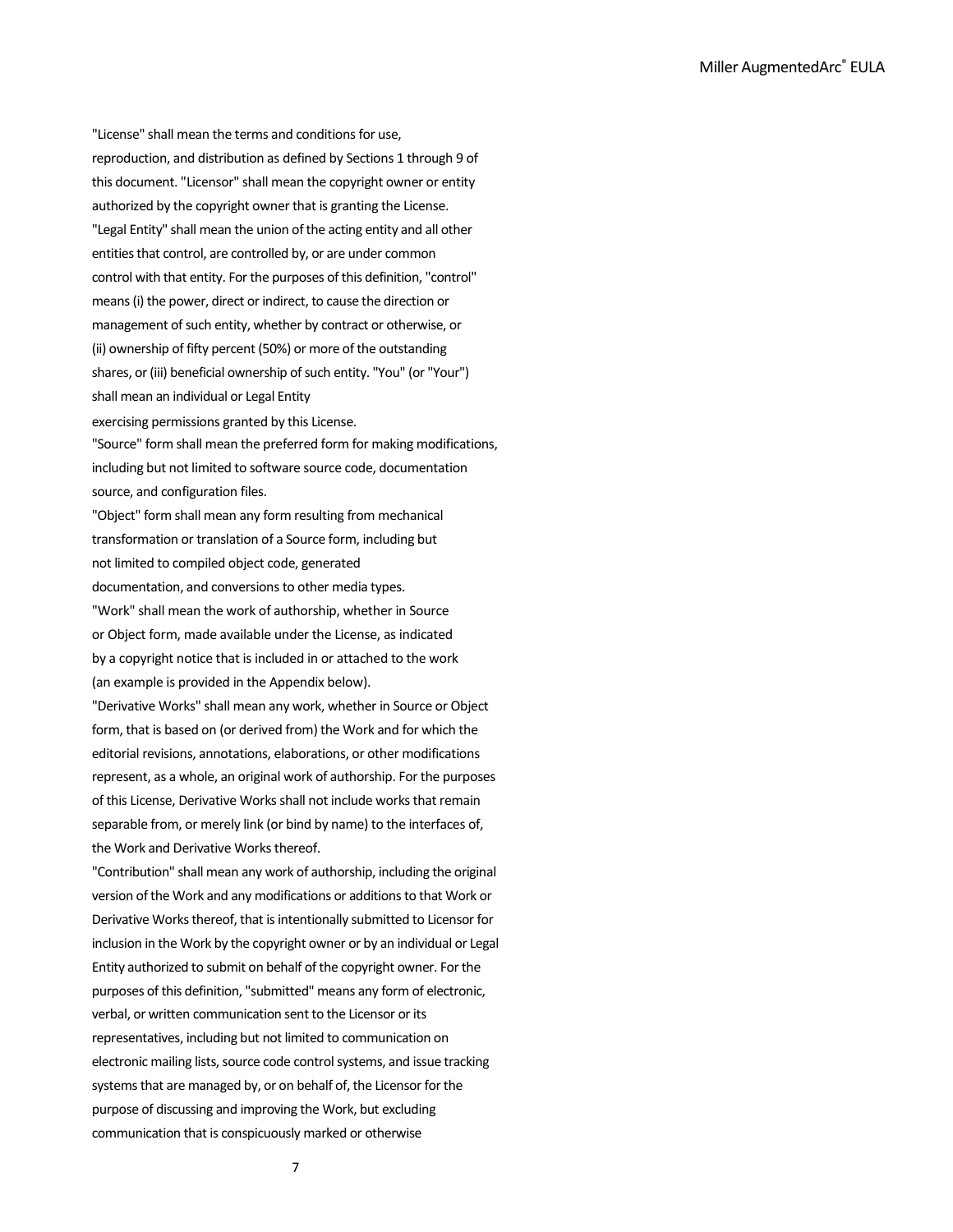"License" shall mean the terms and conditions for use, reproduction, and distribution as defined by Sections 1 through 9 of this document. "Licensor" shall mean the copyright owner or entity authorized by the copyright owner that is granting the License. "Legal Entity" shall mean the union of the acting entity and all other entities that control, are controlled by, or are under common control with that entity. For the purposes of this definition, "control" means (i) the power, direct or indirect, to cause the direction or management of such entity, whether by contract or otherwise, or (ii) ownership of fifty percent (50%) or more of the outstanding shares, or (iii) beneficial ownership of such entity. "You" (or "Your") shall mean an individual or Legal Entity

exercising permissions granted by this License.

"Source" form shall mean the preferred form for making modifications, including but not limited to software source code, documentation source, and configuration files.

"Object" form shall mean any form resulting from mechanical transformation or translation of a Source form, including but not limited to compiled object code, generated documentation, and conversions to other media types.

"Work" shall mean the work of authorship, whether in Source or Object form, made available under the License, as indicated by a copyright notice that is included in or attached to the work (an example is provided in the Appendix below).

"Derivative Works" shall mean any work, whether in Source or Object form, that is based on (or derived from) the Work and for which the editorial revisions, annotations, elaborations, or other modifications represent, as a whole, an original work of authorship. For the purposes of this License, Derivative Works shall not include works that remain separable from, or merely link (or bind by name) to the interfaces of, the Work and Derivative Works thereof.

"Contribution" shall mean any work of authorship, including the original version of the Work and any modifications or additions to that Work or Derivative Works thereof, that is intentionally submitted to Licensor for inclusion in the Work by the copyright owner or by an individual or Legal Entity authorized to submit on behalf of the copyright owner. For the purposes of this definition, "submitted" means any form of electronic, verbal, or written communication sent to the Licensor or its representatives, including but not limited to communication on electronic mailing lists, source code control systems, and issue tracking systems that are managed by, or on behalf of, the Licensor for the purpose of discussing and improving the Work, but excluding communication that is conspicuously marked or otherwise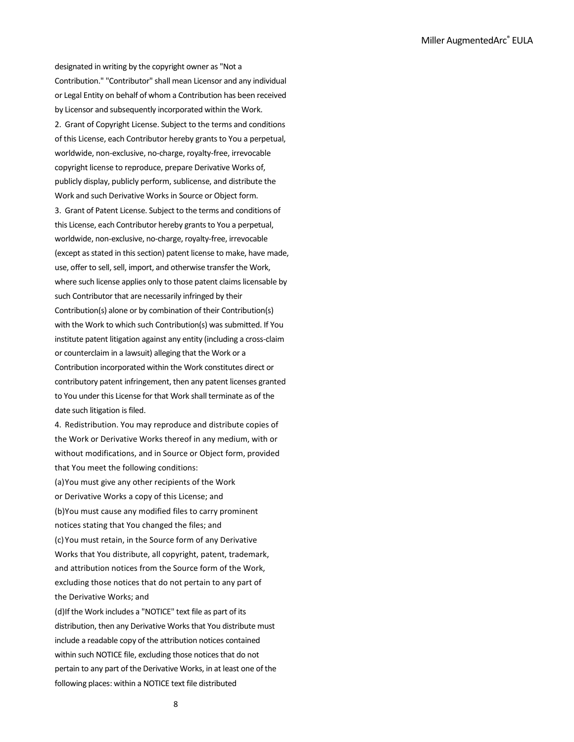designated in writing by the copyright owner as "Not a Contribution." "Contributor" shall mean Licensor and any individual or Legal Entity on behalf of whom a Contribution has been received by Licensor and subsequently incorporated within the Work.

2. Grant of Copyright License. Subject to the terms and conditions of this License, each Contributor hereby grants to You a perpetual, worldwide, non-exclusive, no-charge, royalty-free, irrevocable copyright license to reproduce, prepare Derivative Works of, publicly display, publicly perform, sublicense, and distribute the Work and such Derivative Works in Source or Object form.

3. Grant of Patent License. Subject to the terms and conditions of this License, each Contributor hereby grants to You a perpetual, worldwide, non-exclusive, no-charge, royalty-free, irrevocable (except as stated in this section) patent license to make, have made, use, offer to sell, sell, import, and otherwise transfer the Work, where such license applies only to those patent claims licensable by such Contributor that are necessarily infringed by their Contribution(s) alone or by combination of their Contribution(s) with the Work to which such Contribution(s) was submitted. If You institute patent litigation against any entity (including a cross-claim or counterclaim in a lawsuit) alleging that the Work or a Contribution incorporated within the Work constitutes direct or contributory patent infringement, then any patent licenses granted to You under this License for that Work shall terminate as of the date such litigation is filed.

4. Redistribution. You may reproduce and distribute copies of the Work or Derivative Works thereof in any medium, with or without modifications, and in Source or Object form, provided that You meet the following conditions:

(a) You must give any other recipients of the Work or Derivative Works a copy of this License; and

(b) You must cause any modified files to carry prominent notices stating that You changed the files; and

(c) You must retain, in the Source form of any Derivative Works that You distribute, all copyright, patent, trademark, and attribution notices from the Source form of the Work, excluding those notices that do not pertain to any part of the Derivative Works; and

(d) If the Work includes a "NOTICE" text file as part of its distribution, then any Derivative Works that You distribute must include a readable copy of the attribution notices contained within such NOTICE file, excluding those notices that do not pertain to any part of the Derivative Works, in at least one of the following places: within a NOTICE text file distributed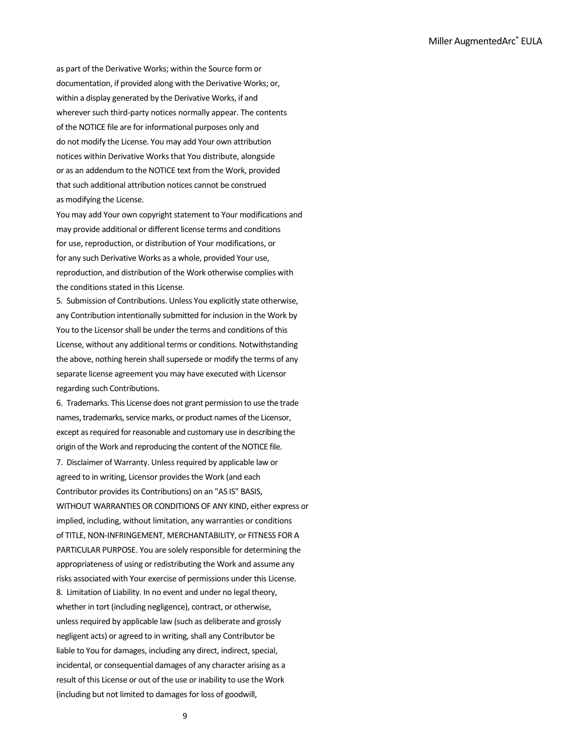as part of the Derivative Works; within the Source form or documentation, if provided along with the Derivative Works; or, within a display generated by the Derivative Works, if and wherever such third-party notices normally appear. The contents of the NOTICE file are for informational purposes only and do not modify the License. You may add Your own attribution notices within Derivative Works that You distribute, alongside or as an addendum to the NOTICE text from the Work, provided that such additional attribution notices cannot be construed as modifying the License.

You may add Your own copyright statement to Your modifications and may provide additional or different license terms and conditions for use, reproduction, or distribution of Your modifications, or for any such Derivative Works as a whole, provided Your use, reproduction, and distribution of the Work otherwise complies with the conditions stated in this License.

5. Submission of Contributions. Unless You explicitly state otherwise, any Contribution intentionally submitted for inclusion in the Work by You to the Licensor shall be under the terms and conditions of this License, without any additional terms or conditions. Notwithstanding the above, nothing herein shall supersede or modify the terms of any separate license agreement you may have executed with Licensor regarding such Contributions.

6. Trademarks. This License does not grant permission to use the trade names, trademarks, service marks, or product names of the Licensor, except as required for reasonable and customary use in describing the origin of the Work and reproducing the content of the NOTICE file.

7. Disclaimer of Warranty. Unless required by applicable law or agreed to in writing, Licensor provides the Work (and each Contributor provides its Contributions) on an "AS IS" BASIS, WITHOUT WARRANTIES OR CONDITIONS OF ANY KIND, either express or implied, including, without limitation, any warranties or conditions of TITLE, NON-INFRINGEMENT, MERCHANTABILITY, or FITNESS FOR A PARTICULAR PURPOSE. You are solely responsible for determining the appropriateness of using or redistributing the Work and assume any risks associated with Your exercise of permissions under this License.

8. Limitation of Liability. In no event and under no legal theory, whether in tort (including negligence), contract, or otherwise, unless required by applicable law (such as deliberate and grossly negligent acts) or agreed to in writing, shall any Contributor be liable to You for damages, including any direct, indirect, special, incidental, or consequential damages of any character arising as a result of this License or out of the use or inability to use the Work (including but not limited to damages for loss of goodwill,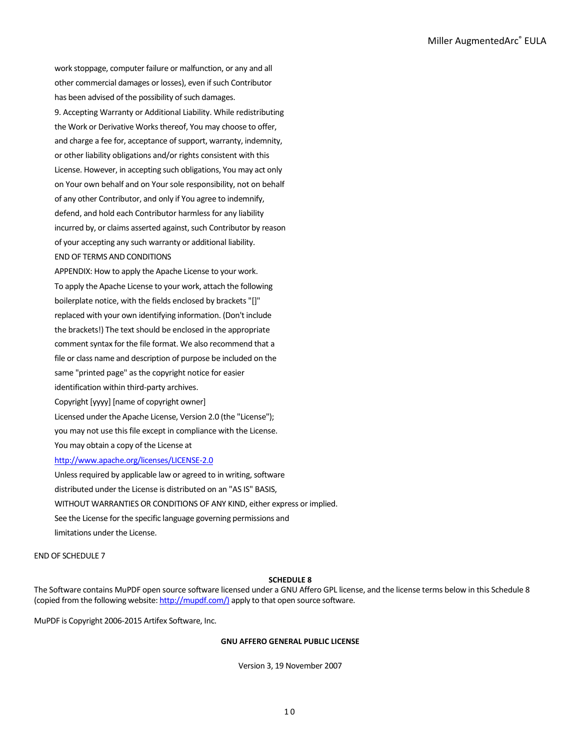work stoppage, computer failure or malfunction, or any and all other commercial damages or losses), even if such Contributor has been advised of the possibility of such damages.

9. Accepting Warranty or Additional Liability. While redistributing the Work or Derivative Works thereof, You may choose to offer, and charge a fee for, acceptance of support, warranty, indemnity, or other liability obligations and/or rights consistent with this License. However, in accepting such obligations, You may act only on Your own behalf and on Your sole responsibility, not on behalf of any other Contributor, and only if You agree to indemnify, defend, and hold each Contributor harmless for any liability incurred by, or claims asserted against, such Contributor by reason of your accepting any such warranty or additional liability.

END OF TERMS AND CONDITIONS

APPENDIX: How to apply the Apache License to your work.

To apply the Apache License to your work, attach the following boilerplate notice, with the fields enclosed by brackets "[]" replaced with your own identifying information. (Don't include the brackets!) The text should be enclosed in the appropriate comment syntax for the file format. We also recommend that a file or class name and description of purpose be included on the same "printed page" as the copyright notice for easier identification within third-party archives.

Copyright [yyyy] [name of copyright owner]

Licensed under the Apache License, Version 2.0 (the "License"); you may not use this file except in compliance with the License. You may obtain a copy of the License at

http://www.apache.org/licenses/LICENSE-2.0

Unless required by applicable law or agreed to in writing, software distributed under the License is distributed on an "AS IS" BASIS, WITHOUT WARRANTIES OR CONDITIONS OF ANY KIND, either express or implied. See the License for the specific language governing permissions and limitations under the License.

END OF SCHEDULE 7

**SCHEDULE 8**

The Software contains MuPDF open source software licensed under a GNU Affero GPL license, and the license terms below in this Schedule 8 (copied from the following website: http://mupdf.com/) apply to that open source software.

MuPDF is Copyright 2006-2015 Artifex Software, Inc.

**GNU AFFERO GENERAL PUBLIC LICENSE**

Version 3, 19 November 2007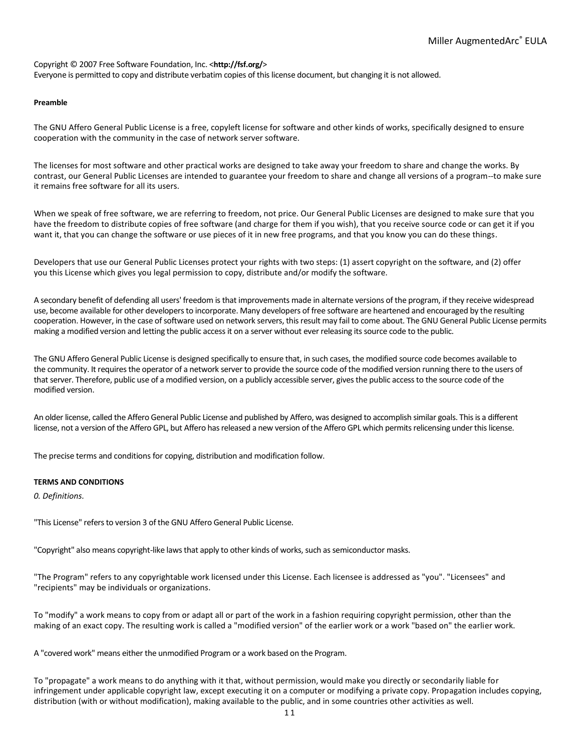Copyright © 2007 Free Software Foundation, Inc. <**http://fsf.org/**>
Everyone is permitted to copy and distribute verbatim copies of this license document, but changing it is not allowed.

**Preamble**

The GNU Affero General Public License is a free, copyleft license for software and other kinds of works, specifically designed to ensure cooperation with the community in the case of network server software.

The licenses for most software and other practical works are designed to take away your freedom to share and change the works. By contrast, our General Public Licenses are intended to guarantee your freedom to share and change all versions of a program--to make sure it remains free software for all its users.

When we speak of free software, we are referring to freedom, not price. Our General Public Licenses are designed to make sure that you have the freedom to distribute copies of free software (and charge for them if you wish), that you receive source code or can get it if you want it, that you can change the software or use pieces of it in new free programs, and that you know you can do these things.

Developers that use our General Public Licenses protect your rights with two steps: (1) assert copyright on the software, and (2) offer you this License which gives you legal permission to copy, distribute and/or modify the software.

A secondary benefit of defending all users' freedom is that improvements made in alternate versions of the program, if they receive widespread use, become available for other developers to incorporate. Many developers of free software are heartened and encouraged by the resulting cooperation. However, in the case of software used on network servers, this result may fail to come about. The GNU General Public License permits making a modified version and letting the public access it on a server without ever releasing its source code to the public.

The GNU Affero General Public License is designed specifically to ensure that, in such cases, the modified source code becomes available to the community. It requires the operator of a network server to provide the source code of the modified version running there to the users of that server. Therefore, public use of a modified version, on a publicly accessible server, gives the public access to the source code of the modified version.

An older license, called the Affero General Public License and published by Affero, was designed to accomplish similar goals. This is a different license, not a version of the Affero GPL, but Affero has released a new version of the Affero GPL which permits relicensing under this license.

The precise terms and conditions for copying, distribution and modification follow.

**TERMS AND CONDITIONS**

*0. Definitions.*

"This License" refers to version 3 of the GNU Affero General Public License.

"Copyright" also means copyright-like laws that apply to other kinds of works, such as semiconductor masks.

"The Program" refers to any copyrightable work licensed under this License. Each licensee is addressed as "you". "Licensees" and "recipients" may be individuals or organizations.

To "modify" a work means to copy from or adapt all or part of the work in a fashion requiring copyright permission, other than the making of an exact copy. The resulting work is called a "modified version" of the earlier work or a work "based on" the earlier work.

A "covered work" means either the unmodified Program or a work based on the Program.

To "propagate" a work means to do anything with it that, without permission, would make you directly or secondarily liable for infringement under applicable copyright law, except executing it on a computer or modifying a private copy. Propagation includes copying, distribution (with or without modification), making available to the public, and in some countries other activities as well.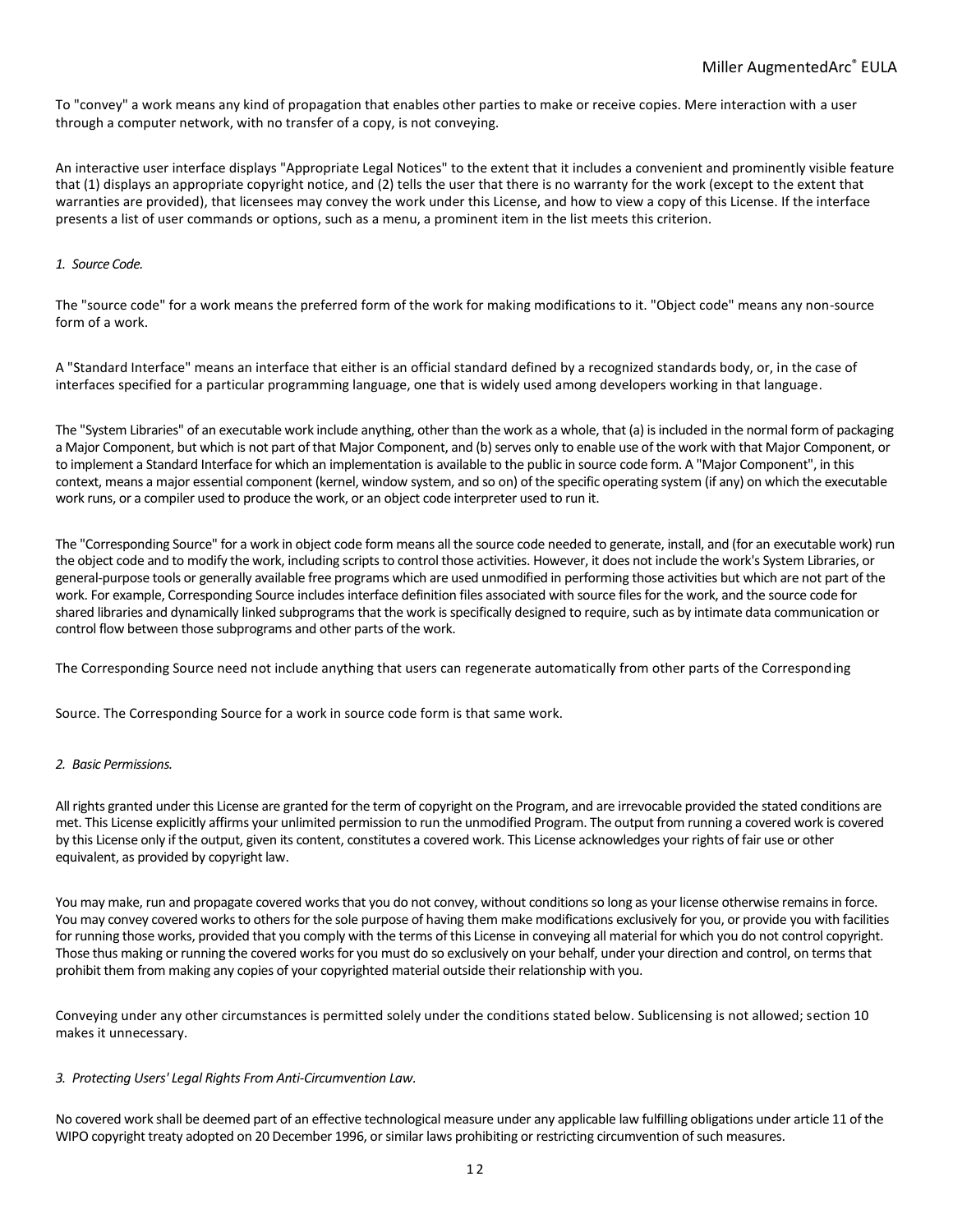To "convey" a work means any kind of propagation that enables other parties to make or receive copies. Mere interaction with a user through a computer network, with no transfer of a copy, is not conveying.

An interactive user interface displays "Appropriate Legal Notices" to the extent that it includes a convenient and prominently visible feature that (1) displays an appropriate copyright notice, and (2) tells the user that there is no warranty for the work (except to the extent that warranties are provided), that licensees may convey the work under this License, and how to view a copy of this License. If the interface presents a list of user commands or options, such as a menu, a prominent item in the list meets this criterion.

*1. Source Code.*

The "source code" for a work means the preferred form of the work for making modifications to it. "Object code" means any non-source form of a work.

A "Standard Interface" means an interface that either is an official standard defined by a recognized standards body, or, in the case of interfaces specified for a particular programming language, one that is widely used among developers working in that language.

The "System Libraries" of an executable work include anything, other than the work as a whole, that (a) is included in the normal form of packaging a Major Component, but which is not part of that Major Component, and (b) serves only to enable use of the work with that Major Component, or to implement a Standard Interface for which an implementation is available to the public in source code form. A "Major Component", in this context, means a major essential component (kernel, window system, and so on) of the specific operating system (if any) on which the executable work runs, or a compiler used to produce the work, or an object code interpreter used to run it.

The "Corresponding Source" for a work in object code form means all the source code needed to generate, install, and (for an executable work) run the object code and to modify the work, including scripts to control those activities. However, it does not include the work's System Libraries, or general-purpose tools or generally available free programs which are used unmodified in performing those activities but which are not part of the work. For example, Corresponding Source includes interface definition files associated with source files for the work, and the source code for shared libraries and dynamically linked subprograms that the work is specifically designed to require, such as by intimate data communication or control flow between those subprograms and other parts of the work.

The Corresponding Source need not include anything that users can regenerate automatically from other parts of the Corresponding

Source. The Corresponding Source for a work in source code form is that same work.

*2. Basic Permissions.*

All rights granted under this License are granted for the term of copyright on the Program, and are irrevocable provided the stated conditions are met. This License explicitly affirms your unlimited permission to run the unmodified Program. The output from running a covered work is covered by this License only if the output, given its content, constitutes a covered work. This License acknowledges your rights of fair use or other equivalent, as provided by copyright law.

You may make, run and propagate covered works that you do not convey, without conditions so long as your license otherwise remains in force. You may convey covered works to others for the sole purpose of having them make modifications exclusively for you, or provide you with facilities for running those works, provided that you comply with the terms of this License in conveying all material for which you do not control copyright. Those thus making or running the covered works for you must do so exclusively on your behalf, under your direction and control, on terms that prohibit them from making any copies of your copyrighted material outside their relationship with you.

Conveying under any other circumstances is permitted solely under the conditions stated below. Sublicensing is not allowed; section 10 makes it unnecessary.

*3. Protecting Users' Legal Rights From Anti-Circumvention Law.*

No covered work shall be deemed part of an effective technological measure under any applicable law fulfilling obligations under article 11 of the WIPO copyright treaty adopted on 20 December 1996, or similar laws prohibiting or restricting circumvention of such measures.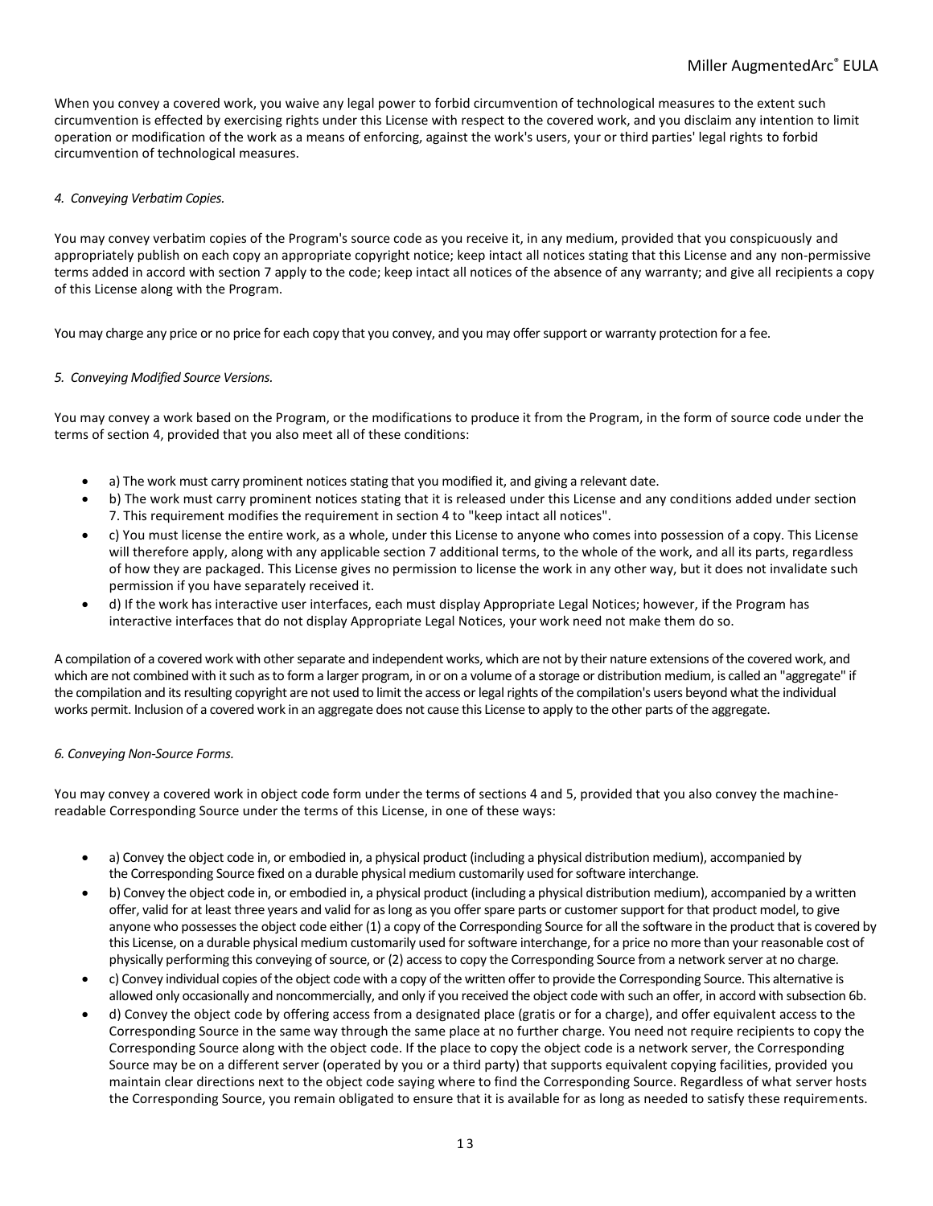When you convey a covered work, you waive any legal power to forbid circumvention of technological measures to the extent such circumvention is effected by exercising rights under this License with respect to the covered work, and you disclaim any intention to limit operation or modification of the work as a means of enforcing, against the work's users, your or third parties' legal rights to forbid circumvention of technological measures.

*4. Conveying Verbatim Copies.*

You may convey verbatim copies of the Program's source code as you receive it, in any medium, provided that you conspicuously and appropriately publish on each copy an appropriate copyright notice; keep intact all notices stating that this License and any non-permissive terms added in accord with section 7 apply to the code; keep intact all notices of the absence of any warranty; and give all recipients a copy of this License along with the Program.

You may charge any price or no price for each copy that you convey, and you may offer support or warranty protection for a fee.

*5. Conveying Modified Source Versions.*

You may convey a work based on the Program, or the modifications to produce it from the Program, in the form of source code under the terms of section 4, provided that you also meet all of these conditions:

- a) The work must carry prominent notices stating that you modified it, and giving a relevant date.
- b) The work must carry prominent notices stating that it is released under this License and any conditions added under section 7. This requirement modifies the requirement in section 4 to "keep intact all notices".
- c) You must license the entire work, as a whole, under this License to anyone who comes into possession of a copy. This License will therefore apply, along with any applicable section 7 additional terms, to the whole of the work, and all its parts, regardless of how they are packaged. This License gives no permission to license the work in any other way, but it does not invalidate such permission if you have separately received it.
- d) If the work has interactive user interfaces, each must display Appropriate Legal Notices; however, if the Program has interactive interfaces that do not display Appropriate Legal Notices, your work need not make them do so.

A compilation of a covered work with other separate and independent works, which are not by their nature extensions of the covered work, and which are not combined with it such as to form a larger program, in or on a volume of a storage or distribution medium, is called an "aggregate" if the compilation and its resulting copyright are not used to limit the access or legal rights of the compilation's users beyond what the individual works permit. Inclusion of a covered work in an aggregate does not cause this License to apply to the other parts of the aggregate.

*6. Conveying Non-Source Forms.*

You may convey a covered work in object code form under the terms of sections 4 and 5, provided that you also convey the machine-readable Corresponding Source under the terms of this License, in one of these ways:

- a) Convey the object code in, or embodied in, a physical product (including a physical distribution medium), accompanied by the Corresponding Source fixed on a durable physical medium customarily used for software interchange.
- b) Convey the object code in, or embodied in, a physical product (including a physical distribution medium), accompanied by a written offer, valid for at least three years and valid for as long as you offer spare parts or customer support for that product model, to give anyone who possesses the object code either (1) a copy of the Corresponding Source for all the software in the product that is covered by this License, on a durable physical medium customarily used for software interchange, for a price no more than your reasonable cost of physically performing this conveying of source, or (2) access to copy the Corresponding Source from a network server at no charge.
- c) Convey individual copies of the object code with a copy of the written offer to provide the Corresponding Source. This alternative is allowed only occasionally and noncommercially, and only if you received the object code with such an offer, in accord with subsection 6b.
- d) Convey the object code by offering access from a designated place (gratis or for a charge), and offer equivalent access to the Corresponding Source in the same way through the same place at no further charge. You need not require recipients to copy the Corresponding Source along with the object code. If the place to copy the object code is a network server, the Corresponding Source may be on a different server (operated by you or a third party) that supports equivalent copying facilities, provided you maintain clear directions next to the object code saying where to find the Corresponding Source. Regardless of what server hosts the Corresponding Source, you remain obligated to ensure that it is available for as long as needed to satisfy these requirements.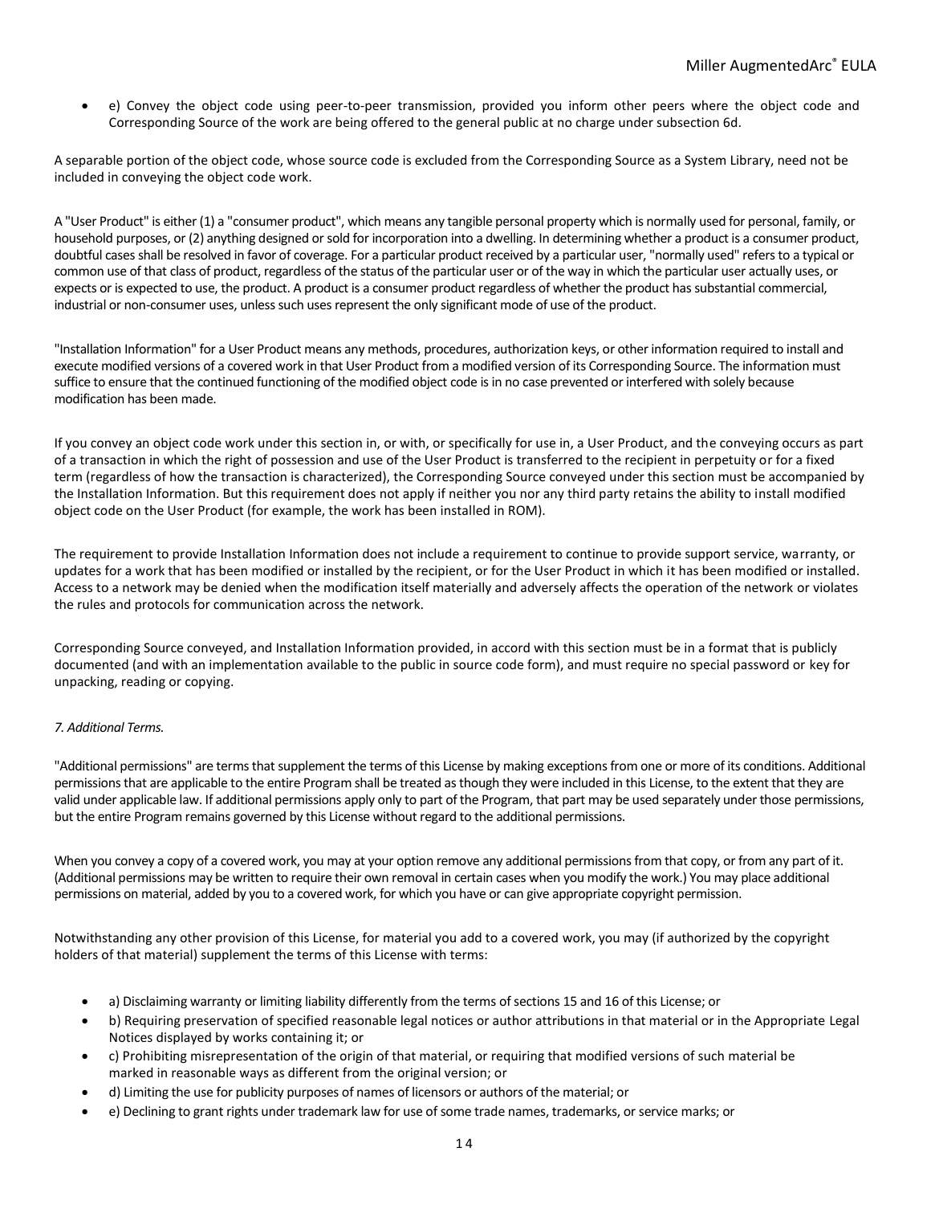- e) Convey the object code using peer-to-peer transmission, provided you inform other peers where the object code and Corresponding Source of the work are being offered to the general public at no charge under subsection 6d.

A separable portion of the object code, whose source code is excluded from the Corresponding Source as a System Library, need not be included in conveying the object code work.

A "User Product" is either (1) a "consumer product", which means any tangible personal property which is normally used for personal, family, or household purposes, or (2) anything designed or sold for incorporation into a dwelling. In determining whether a product is a consumer product, doubtful cases shall be resolved in favor of coverage. For a particular product received by a particular user, "normally used" refers to a typical or common use of that class of product, regardless of the status of the particular user or of the way in which the particular user actually uses, or expects or is expected to use, the product. A product is a consumer product regardless of whether the product has substantial commercial, industrial or non-consumer uses, unless such uses represent the only significant mode of use of the product.

"Installation Information" for a User Product means any methods, procedures, authorization keys, or other information required to install and execute modified versions of a covered work in that User Product from a modified version of its Corresponding Source. The information must suffice to ensure that the continued functioning of the modified object code is in no case prevented or interfered with solely because modification has been made.

If you convey an object code work under this section in, or with, or specifically for use in, a User Product, and the conveying occurs as part of a transaction in which the right of possession and use of the User Product is transferred to the recipient in perpetuity or for a fixed term (regardless of how the transaction is characterized), the Corresponding Source conveyed under this section must be accompanied by the Installation Information. But this requirement does not apply if neither you nor any third party retains the ability to install modified object code on the User Product (for example, the work has been installed in ROM).

The requirement to provide Installation Information does not include a requirement to continue to provide support service, warranty, or updates for a work that has been modified or installed by the recipient, or for the User Product in which it has been modified or installed. Access to a network may be denied when the modification itself materially and adversely affects the operation of the network or violates the rules and protocols for communication across the network.

Corresponding Source conveyed, and Installation Information provided, in accord with this section must be in a format that is publicly documented (and with an implementation available to the public in source code form), and must require no special password or key for unpacking, reading or copying.

*7. Additional Terms.*

"Additional permissions" are terms that supplement the terms of this License by making exceptions from one or more of its conditions. Additional permissions that are applicable to the entire Program shall be treated as though they were included in this License, to the extent that they are valid under applicable law. If additional permissions apply only to part of the Program, that part may be used separately under those permissions, but the entire Program remains governed by this License without regard to the additional permissions.

When you convey a copy of a covered work, you may at your option remove any additional permissions from that copy, or from any part of it. (Additional permissions may be written to require their own removal in certain cases when you modify the work.) You may place additional permissions on material, added by you to a covered work, for which you have or can give appropriate copyright permission.

Notwithstanding any other provision of this License, for material you add to a covered work, you may (if authorized by the copyright holders of that material) supplement the terms of this License with terms:

- a) Disclaiming warranty or limiting liability differently from the terms of sections 15 and 16 of this License; or
- b) Requiring preservation of specified reasonable legal notices or author attributions in that material or in the Appropriate Legal Notices displayed by works containing it; or
- c) Prohibiting misrepresentation of the origin of that material, or requiring that modified versions of such material be marked in reasonable ways as different from the original version; or
- d) Limiting the use for publicity purposes of names of licensors or authors of the material; or
- e) Declining to grant rights under trademark law for use of some trade names, trademarks, or service marks; or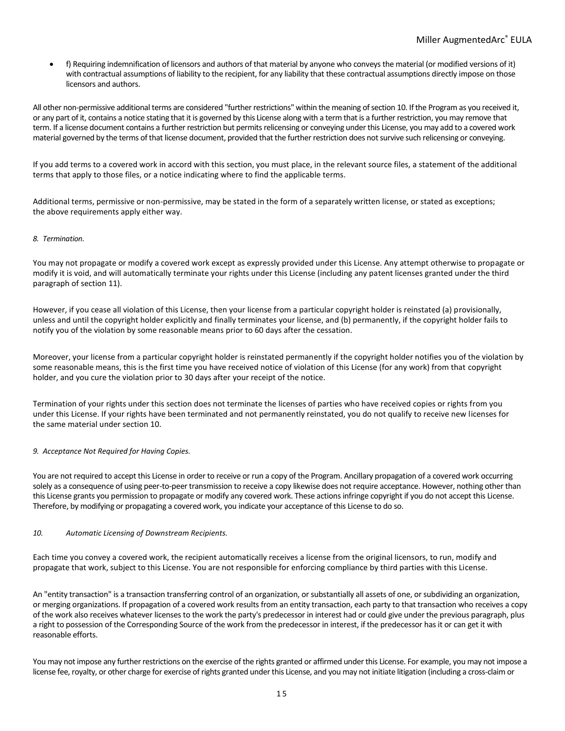- f) Requiring indemnification of licensors and authors of that material by anyone who conveys the material (or modified versions of it) with contractual assumptions of liability to the recipient, for any liability that these contractual assumptions directly impose on those licensors and authors.

All other non-permissive additional terms are considered "further restrictions" within the meaning of section 10. If the Program as you received it, or any part of it, contains a notice stating that it is governed by this License along with a term that is a further restriction, you may remove that term. If a license document contains a further restriction but permits relicensing or conveying under this License, you may add to a covered work material governed by the terms of that license document, provided that the further restriction does not survive such relicensing or conveying.

If you add terms to a covered work in accord with this section, you must place, in the relevant source files, a statement of the additional terms that apply to those files, or a notice indicating where to find the applicable terms.

Additional terms, permissive or non-permissive, may be stated in the form of a separately written license, or stated as exceptions; the above requirements apply either way.

*8. Termination.*

You may not propagate or modify a covered work except as expressly provided under this License. Any attempt otherwise to propagate or modify it is void, and will automatically terminate your rights under this License (including any patent licenses granted under the third paragraph of section 11).

However, if you cease all violation of this License, then your license from a particular copyright holder is reinstated (a) provisionally, unless and until the copyright holder explicitly and finally terminates your license, and (b) permanently, if the copyright holder fails to notify you of the violation by some reasonable means prior to 60 days after the cessation.

Moreover, your license from a particular copyright holder is reinstated permanently if the copyright holder notifies you of the violation by some reasonable means, this is the first time you have received notice of violation of this License (for any work) from that copyright holder, and you cure the violation prior to 30 days after your receipt of the notice.

Termination of your rights under this section does not terminate the licenses of parties who have received copies or rights from you under this License. If your rights have been terminated and not permanently reinstated, you do not qualify to receive new licenses for the same material under section 10.

*9. Acceptance Not Required for Having Copies.*

You are not required to accept this License in order to receive or run a copy of the Program. Ancillary propagation of a covered work occurring solely as a consequence of using peer-to-peer transmission to receive a copy likewise does not require acceptance. However, nothing other than this License grants you permission to propagate or modify any covered work. These actions infringe copyright if you do not accept this License. Therefore, by modifying or propagating a covered work, you indicate your acceptance of this License to do so.

*10. Automatic Licensing of Downstream Recipients.*

Each time you convey a covered work, the recipient automatically receives a license from the original licensors, to run, modify and propagate that work, subject to this License. You are not responsible for enforcing compliance by third parties with this License.

An "entity transaction" is a transaction transferring control of an organization, or substantially all assets of one, or subdividing an organization, or merging organizations. If propagation of a covered work results from an entity transaction, each party to that transaction who receives a copy of the work also receives whatever licenses to the work the party's predecessor in interest had or could give under the previous paragraph, plus a right to possession of the Corresponding Source of the work from the predecessor in interest, if the predecessor has it or can get it with reasonable efforts.

You may not impose any further restrictions on the exercise of the rights granted or affirmed under this License. For example, you may not impose a license fee, royalty, or other charge for exercise of rights granted under this License, and you may not initiate litigation (including a cross-claim or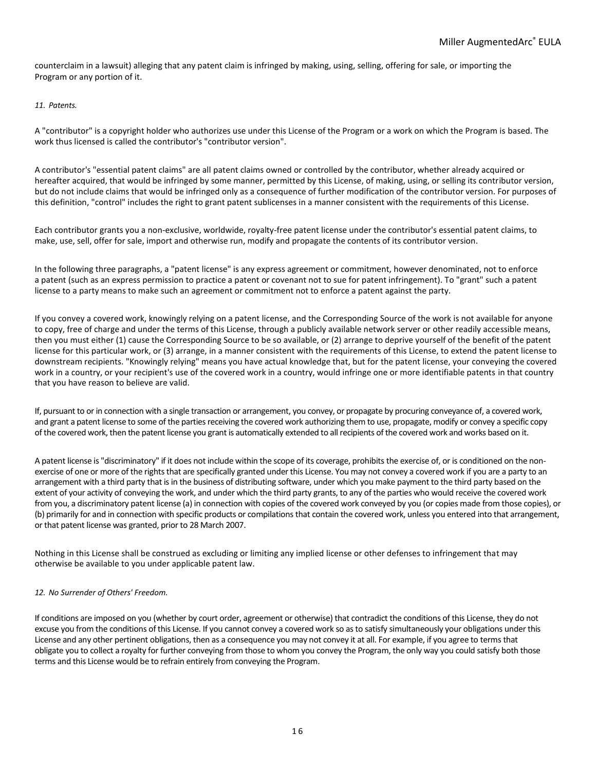counterclaim in a lawsuit) alleging that any patent claim is infringed by making, using, selling, offering for sale, or importing the Program or any portion of it.

*11. Patents.*

A "contributor" is a copyright holder who authorizes use under this License of the Program or a work on which the Program is based. The work thus licensed is called the contributor's "contributor version".

A contributor's "essential patent claims" are all patent claims owned or controlled by the contributor, whether already acquired or hereafter acquired, that would be infringed by some manner, permitted by this License, of making, using, or selling its contributor version, but do not include claims that would be infringed only as a consequence of further modification of the contributor version. For purposes of this definition, "control" includes the right to grant patent sublicenses in a manner consistent with the requirements of this License.

Each contributor grants you a non-exclusive, worldwide, royalty-free patent license under the contributor's essential patent claims, to make, use, sell, offer for sale, import and otherwise run, modify and propagate the contents of its contributor version.

In the following three paragraphs, a "patent license" is any express agreement or commitment, however denominated, not to enforce a patent (such as an express permission to practice a patent or covenant not to sue for patent infringement). To "grant" such a patent license to a party means to make such an agreement or commitment not to enforce a patent against the party.

If you convey a covered work, knowingly relying on a patent license, and the Corresponding Source of the work is not available for anyone to copy, free of charge and under the terms of this License, through a publicly available network server or other readily accessible means, then you must either (1) cause the Corresponding Source to be so available, or (2) arrange to deprive yourself of the benefit of the patent license for this particular work, or (3) arrange, in a manner consistent with the requirements of this License, to extend the patent license to downstream recipients. "Knowingly relying" means you have actual knowledge that, but for the patent license, your conveying the covered work in a country, or your recipient's use of the covered work in a country, would infringe one or more identifiable patents in that country that you have reason to believe are valid.

If, pursuant to or in connection with a single transaction or arrangement, you convey, or propagate by procuring conveyance of, a covered work, and grant a patent license to some of the parties receiving the covered work authorizing them to use, propagate, modify or convey a specific copy of the covered work, then the patent license you grant is automatically extended to all recipients of the covered work and works based on it.

A patent license is "discriminatory" if it does not include within the scope of its coverage, prohibits the exercise of, or is conditioned on the non-exercise of one or more of the rights that are specifically granted under this License. You may not convey a covered work if you are a party to an arrangement with a third party that is in the business of distributing software, under which you make payment to the third party based on the extent of your activity of conveying the work, and under which the third party grants, to any of the parties who would receive the covered work from you, a discriminatory patent license (a) in connection with copies of the covered work conveyed by you (or copies made from those copies), or (b) primarily for and in connection with specific products or compilations that contain the covered work, unless you entered into that arrangement, or that patent license was granted, prior to 28 March 2007.

Nothing in this License shall be construed as excluding or limiting any implied license or other defenses to infringement that may otherwise be available to you under applicable patent law.

*12. No Surrender of Others' Freedom.*

If conditions are imposed on you (whether by court order, agreement or otherwise) that contradict the conditions of this License, they do not excuse you from the conditions of this License. If you cannot convey a covered work so as to satisfy simultaneously your obligations under this License and any other pertinent obligations, then as a consequence you may not convey it at all. For example, if you agree to terms that obligate you to collect a royalty for further conveying from those to whom you convey the Program, the only way you could satisfy both those terms and this License would be to refrain entirely from conveying the Program.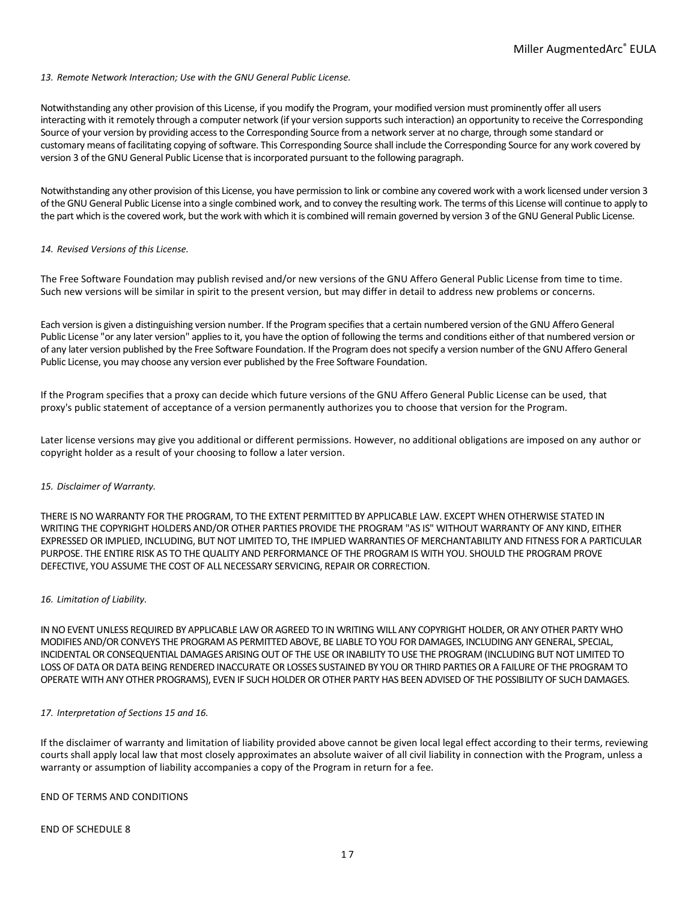*13. Remote Network Interaction; Use with the GNU General Public License.*

Notwithstanding any other provision of this License, if you modify the Program, your modified version must prominently offer all users interacting with it remotely through a computer network (if your version supports such interaction) an opportunity to receive the Corresponding Source of your version by providing access to the Corresponding Source from a network server at no charge, through some standard or customary means of facilitating copying of software. This Corresponding Source shall include the Corresponding Source for any work covered by version 3 of the GNU General Public License that is incorporated pursuant to the following paragraph.

Notwithstanding any other provision of this License, you have permission to link or combine any covered work with a work licensed under version 3 of the GNU General Public License into a single combined work, and to convey the resulting work. The terms of this License will continue to apply to the part which is the covered work, but the work with which it is combined will remain governed by version 3 of the GNU General Public License.

*14. Revised Versions of this License.*

The Free Software Foundation may publish revised and/or new versions of the GNU Affero General Public License from time to time. Such new versions will be similar in spirit to the present version, but may differ in detail to address new problems or concerns.

Each version is given a distinguishing version number. If the Program specifies that a certain numbered version of the GNU Affero General Public License "or any later version" applies to it, you have the option of following the terms and conditions either of that numbered version or of any later version published by the Free Software Foundation. If the Program does not specify a version number of the GNU Affero General Public License, you may choose any version ever published by the Free Software Foundation.

If the Program specifies that a proxy can decide which future versions of the GNU Affero General Public License can be used, that proxy's public statement of acceptance of a version permanently authorizes you to choose that version for the Program.

Later license versions may give you additional or different permissions. However, no additional obligations are imposed on any author or copyright holder as a result of your choosing to follow a later version.

*15. Disclaimer of Warranty.*

THERE IS NO WARRANTY FOR THE PROGRAM, TO THE EXTENT PERMITTED BY APPLICABLE LAW. EXCEPT WHEN OTHERWISE STATED IN WRITING THE COPYRIGHT HOLDERS AND/OR OTHER PARTIES PROVIDE THE PROGRAM "AS IS" WITHOUT WARRANTY OF ANY KIND, EITHER EXPRESSED OR IMPLIED, INCLUDING, BUT NOT LIMITED TO, THE IMPLIED WARRANTIES OF MERCHANTABILITY AND FITNESS FOR A PARTICULAR PURPOSE. THE ENTIRE RISK AS TO THE QUALITY AND PERFORMANCE OF THE PROGRAM IS WITH YOU. SHOULD THE PROGRAM PROVE DEFECTIVE, YOU ASSUME THE COST OF ALL NECESSARY SERVICING, REPAIR OR CORRECTION.

*16. Limitation of Liability.*

IN NO EVENT UNLESS REQUIRED BY APPLICABLE LAW OR AGREED TO IN WRITING WILL ANY COPYRIGHT HOLDER, OR ANY OTHER PARTY WHO MODIFIES AND/OR CONVEYS THE PROGRAM AS PERMITTED ABOVE, BE LIABLE TO YOU FOR DAMAGES, INCLUDING ANY GENERAL, SPECIAL, INCIDENTAL OR CONSEQUENTIAL DAMAGES ARISING OUT OF THE USE OR INABILITY TO USE THE PROGRAM (INCLUDING BUT NOT LIMITED TO LOSS OF DATA OR DATA BEING RENDERED INACCURATE OR LOSSES SUSTAINED BY YOU OR THIRD PARTIES OR A FAILURE OF THE PROGRAM TO OPERATE WITH ANY OTHER PROGRAMS), EVEN IF SUCH HOLDER OR OTHER PARTY HAS BEEN ADVISED OF THE POSSIBILITY OF SUCH DAMAGES.

*17. Interpretation of Sections 15 and 16.*

If the disclaimer of warranty and limitation of liability provided above cannot be given local legal effect according to their terms, reviewing courts shall apply local law that most closely approximates an absolute waiver of all civil liability in connection with the Program, unless a warranty or assumption of liability accompanies a copy of the Program in return for a fee.

END OF TERMS AND CONDITIONS

END OF SCHEDULE 8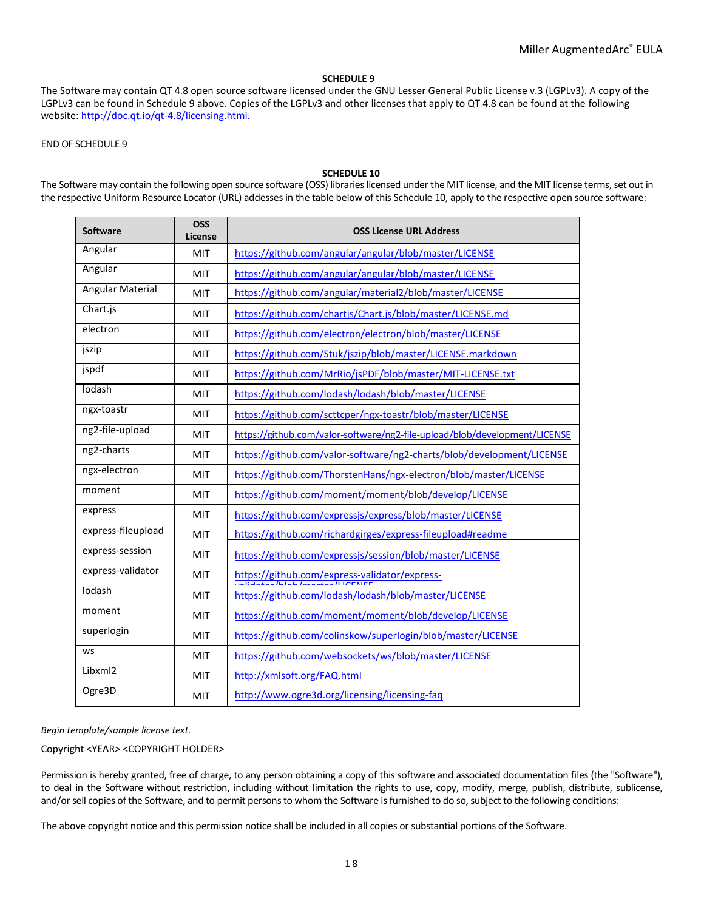## SCHEDULE 9

The Software may contain QT 4.8 open source software licensed under the GNU Lesser General Public License v.3 (LGPLv3). A copy of the LGPLv3 can be found in Schedule 9 above. Copies of the LGPLv3 and other licenses that apply to QT 4.8 can be found at the following website: http://doc.qt.io/qt-4.8/licensing.html.

END OF SCHEDULE 9

## SCHEDULE 10

The Software may contain the following open source software (OSS) libraries licensed under the MIT license, and the MIT license terms, set out in the respective Uniform Resource Locator (URL) addesses in the table below of this Schedule 10, apply to the respective open source software:

| Software | OSS License | OSS License URL Address |
|---|---|---|
| Angular | MIT | https://github.com/angular/angular/blob/master/LICENSE |
| Angular | MIT | https://github.com/angular/angular/blob/master/LICENSE |
| Angular Material | MIT | https://github.com/angular/material2/blob/master/LICENSE |
| Chart.js | MIT | https://github.com/chartjs/Chart.js/blob/master/LICENSE.md |
| electron | MIT | https://github.com/electron/electron/blob/master/LICENSE |
| jszip | MIT | https://github.com/Stuk/jszip/blob/master/LICENSE.markdown |
| jspdf | MIT | https://github.com/MrRio/jsPDF/blob/master/MIT-LICENSE.txt |
| lodash | MIT | https://github.com/lodash/lodash/blob/master/LICENSE |
| ngx-toastr | MIT | https://github.com/scttcper/ngx-toastr/blob/master/LICENSE |
| ng2-file-upload | MIT | https://github.com/valor-software/ng2-file-upload/blob/development/LICENSE |
| ng2-charts | MIT | https://github.com/valor-software/ng2-charts/blob/development/LICENSE |
| ngx-electron | MIT | https://github.com/ThorstenHans/ngx-electron/blob/master/LICENSE |
| moment | MIT | https://github.com/moment/moment/blob/develop/LICENSE |
| express | MIT | https://github.com/expressjs/express/blob/master/LICENSE |
| express-fileupload | MIT | https://github.com/richardgirges/express-fileupload#readme |
| express-session | MIT | https://github.com/expressjs/session/blob/master/LICENSE |
| express-validator | MIT | https://github.com/express-validator/express-validator/blob/master/LICENSE |
| lodash | MIT | https://github.com/lodash/lodash/blob/master/LICENSE |
| moment | MIT | https://github.com/moment/moment/blob/develop/LICENSE |
| superlogin | MIT | https://github.com/colinskow/superlogin/blob/master/LICENSE |
| ws | MIT | https://github.com/websockets/ws/blob/master/LICENSE |
| Libxml2 | MIT | http://xmlsoft.org/FAQ.html |
| Ogre3D | MIT | http://www.ogre3d.org/licensing/licensing-faq |

*Begin template/sample license text.*

Copyright <YEAR> <COPYRIGHT HOLDER>

Permission is hereby granted, free of charge, to any person obtaining a copy of this software and associated documentation files (the "Software"), to deal in the Software without restriction, including without limitation the rights to use, copy, modify, merge, publish, distribute, sublicense, and/or sell copies of the Software, and to permit persons to whom the Software is furnished to do so, subject to the following conditions:

The above copyright notice and this permission notice shall be included in all copies or substantial portions of the Software.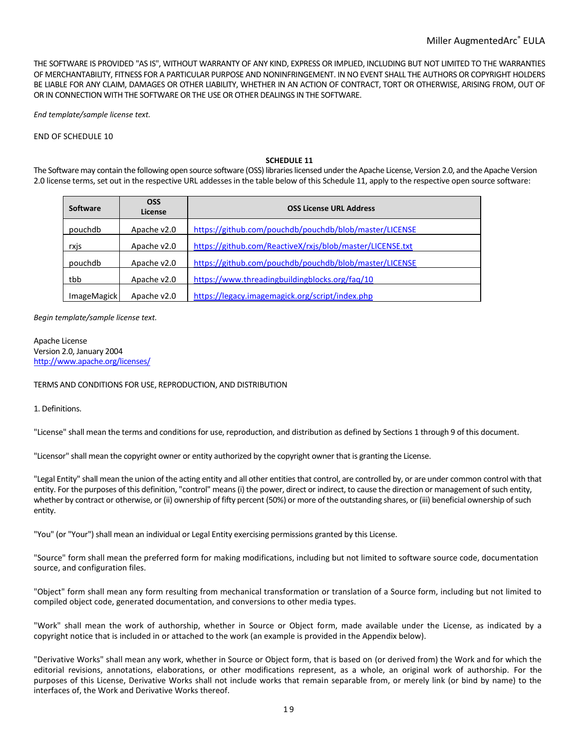THE SOFTWARE IS PROVIDED "AS IS", WITHOUT WARRANTY OF ANY KIND, EXPRESS OR IMPLIED, INCLUDING BUT NOT LIMITED TO THE WARRANTIES OF MERCHANTABILITY, FITNESS FOR A PARTICULAR PURPOSE AND NONINFRINGEMENT. IN NO EVENT SHALL THE AUTHORS OR COPYRIGHT HOLDERS BE LIABLE FOR ANY CLAIM, DAMAGES OR OTHER LIABILITY, WHETHER IN AN ACTION OF CONTRACT, TORT OR OTHERWISE, ARISING FROM, OUT OF OR IN CONNECTION WITH THE SOFTWARE OR THE USE OR OTHER DEALINGS IN THE SOFTWARE.

*End template/sample license text.*

END OF SCHEDULE 10

**SCHEDULE 11**

The Software may contain the following open source software (OSS) libraries licensed under the Apache License, Version 2.0, and the Apache Version 2.0 license terms, set out in the respective URL addesses in the table below of this Schedule 11, apply to the respective open source software:

| Software | OSS License | OSS License URL Address |
|---|---|---|
| pouchdb | Apache v2.0 | https://github.com/pouchdb/pouchdb/blob/master/LICENSE |
| rxjs | Apache v2.0 | https://github.com/ReactiveX/rxjs/blob/master/LICENSE.txt |
| pouchdb | Apache v2.0 | https://github.com/pouchdb/pouchdb/blob/master/LICENSE |
| tbb | Apache v2.0 | https://www.threadingbuildingblocks.org/faq/10 |
| ImageMagick | Apache v2.0 | https://legacy.imagemagick.org/script/index.php |

*Begin template/sample license text.*

Apache License
Version 2.0, January 2004
http://www.apache.org/licenses/

TERMS AND CONDITIONS FOR USE, REPRODUCTION, AND DISTRIBUTION

1. Definitions.

"License" shall mean the terms and conditions for use, reproduction, and distribution as defined by Sections 1 through 9 of this document.

"Licensor" shall mean the copyright owner or entity authorized by the copyright owner that is granting the License.

"Legal Entity" shall mean the union of the acting entity and all other entities that control, are controlled by, or are under common control with that entity. For the purposes of this definition, "control" means (i) the power, direct or indirect, to cause the direction or management of such entity, whether by contract or otherwise, or (ii) ownership of fifty percent (50%) or more of the outstanding shares, or (iii) beneficial ownership of such entity.

"You" (or "Your") shall mean an individual or Legal Entity exercising permissions granted by this License.

"Source" form shall mean the preferred form for making modifications, including but not limited to software source code, documentation source, and configuration files.

"Object" form shall mean any form resulting from mechanical transformation or translation of a Source form, including but not limited to compiled object code, generated documentation, and conversions to other media types.

"Work" shall mean the work of authorship, whether in Source or Object form, made available under the License, as indicated by a copyright notice that is included in or attached to the work (an example is provided in the Appendix below).

"Derivative Works" shall mean any work, whether in Source or Object form, that is based on (or derived from) the Work and for which the editorial revisions, annotations, elaborations, or other modifications represent, as a whole, an original work of authorship. For the purposes of this License, Derivative Works shall not include works that remain separable from, or merely link (or bind by name) to the interfaces of, the Work and Derivative Works thereof.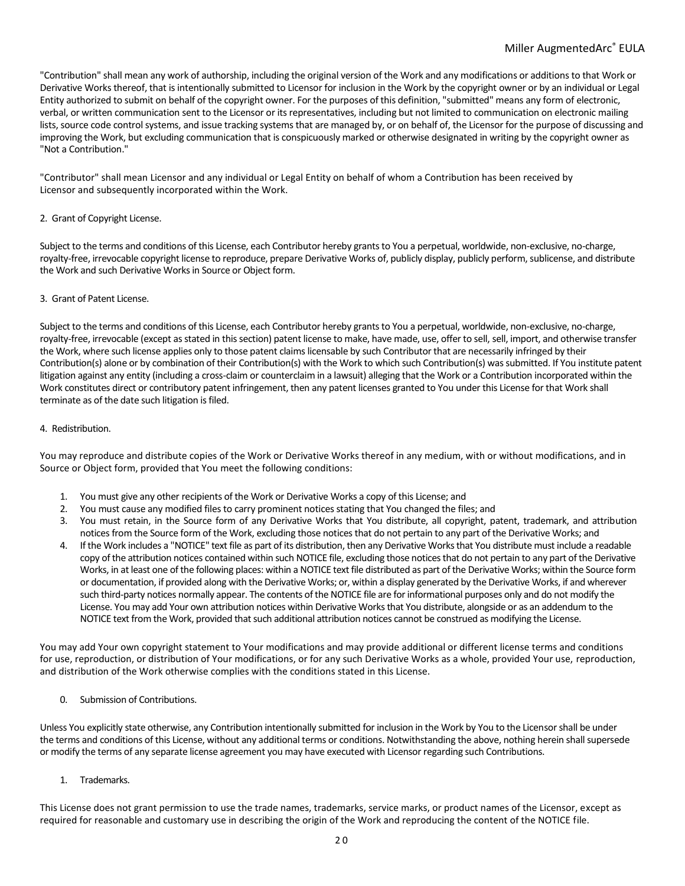"Contribution" shall mean any work of authorship, including the original version of the Work and any modifications or additions to that Work or Derivative Works thereof, that is intentionally submitted to Licensor for inclusion in the Work by the copyright owner or by an individual or Legal Entity authorized to submit on behalf of the copyright owner. For the purposes of this definition, "submitted" means any form of electronic, verbal, or written communication sent to the Licensor or its representatives, including but not limited to communication on electronic mailing lists, source code control systems, and issue tracking systems that are managed by, or on behalf of, the Licensor for the purpose of discussing and improving the Work, but excluding communication that is conspicuously marked or otherwise designated in writing by the copyright owner as "Not a Contribution."

"Contributor" shall mean Licensor and any individual or Legal Entity on behalf of whom a Contribution has been received by Licensor and subsequently incorporated within the Work.

2. Grant of Copyright License.

Subject to the terms and conditions of this License, each Contributor hereby grants to You a perpetual, worldwide, non-exclusive, no-charge, royalty-free, irrevocable copyright license to reproduce, prepare Derivative Works of, publicly display, publicly perform, sublicense, and distribute the Work and such Derivative Works in Source or Object form.

3. Grant of Patent License.

Subject to the terms and conditions of this License, each Contributor hereby grants to You a perpetual, worldwide, non-exclusive, no-charge, royalty-free, irrevocable (except as stated in this section) patent license to make, have made, use, offer to sell, sell, import, and otherwise transfer the Work, where such license applies only to those patent claims licensable by such Contributor that are necessarily infringed by their Contribution(s) alone or by combination of their Contribution(s) with the Work to which such Contribution(s) was submitted. If You institute patent litigation against any entity (including a cross-claim or counterclaim in a lawsuit) alleging that the Work or a Contribution incorporated within the Work constitutes direct or contributory patent infringement, then any patent licenses granted to You under this License for that Work shall terminate as of the date such litigation is filed.

4. Redistribution.

You may reproduce and distribute copies of the Work or Derivative Works thereof in any medium, with or without modifications, and in Source or Object form, provided that You meet the following conditions:

1. You must give any other recipients of the Work or Derivative Works a copy of this License; and
2. You must cause any modified files to carry prominent notices stating that You changed the files; and
3. You must retain, in the Source form of any Derivative Works that You distribute, all copyright, patent, trademark, and attribution notices from the Source form of the Work, excluding those notices that do not pertain to any part of the Derivative Works; and
4. If the Work includes a "NOTICE" text file as part of its distribution, then any Derivative Works that You distribute must include a readable copy of the attribution notices contained within such NOTICE file, excluding those notices that do not pertain to any part of the Derivative Works, in at least one of the following places: within a NOTICE text file distributed as part of the Derivative Works; within the Source form or documentation, if provided along with the Derivative Works; or, within a display generated by the Derivative Works, if and wherever such third-party notices normally appear. The contents of the NOTICE file are for informational purposes only and do not modify the License. You may add Your own attribution notices within Derivative Works that You distribute, alongside or as an addendum to the NOTICE text from the Work, provided that such additional attribution notices cannot be construed as modifying the License.

You may add Your own copyright statement to Your modifications and may provide additional or different license terms and conditions for use, reproduction, or distribution of Your modifications, or for any such Derivative Works as a whole, provided Your use, reproduction, and distribution of the Work otherwise complies with the conditions stated in this License.

0. Submission of Contributions.

Unless You explicitly state otherwise, any Contribution intentionally submitted for inclusion in the Work by You to the Licensor shall be under the terms and conditions of this License, without any additional terms or conditions. Notwithstanding the above, nothing herein shall supersede or modify the terms of any separate license agreement you may have executed with Licensor regarding such Contributions.

1. Trademarks.

This License does not grant permission to use the trade names, trademarks, service marks, or product names of the Licensor, except as required for reasonable and customary use in describing the origin of the Work and reproducing the content of the NOTICE file.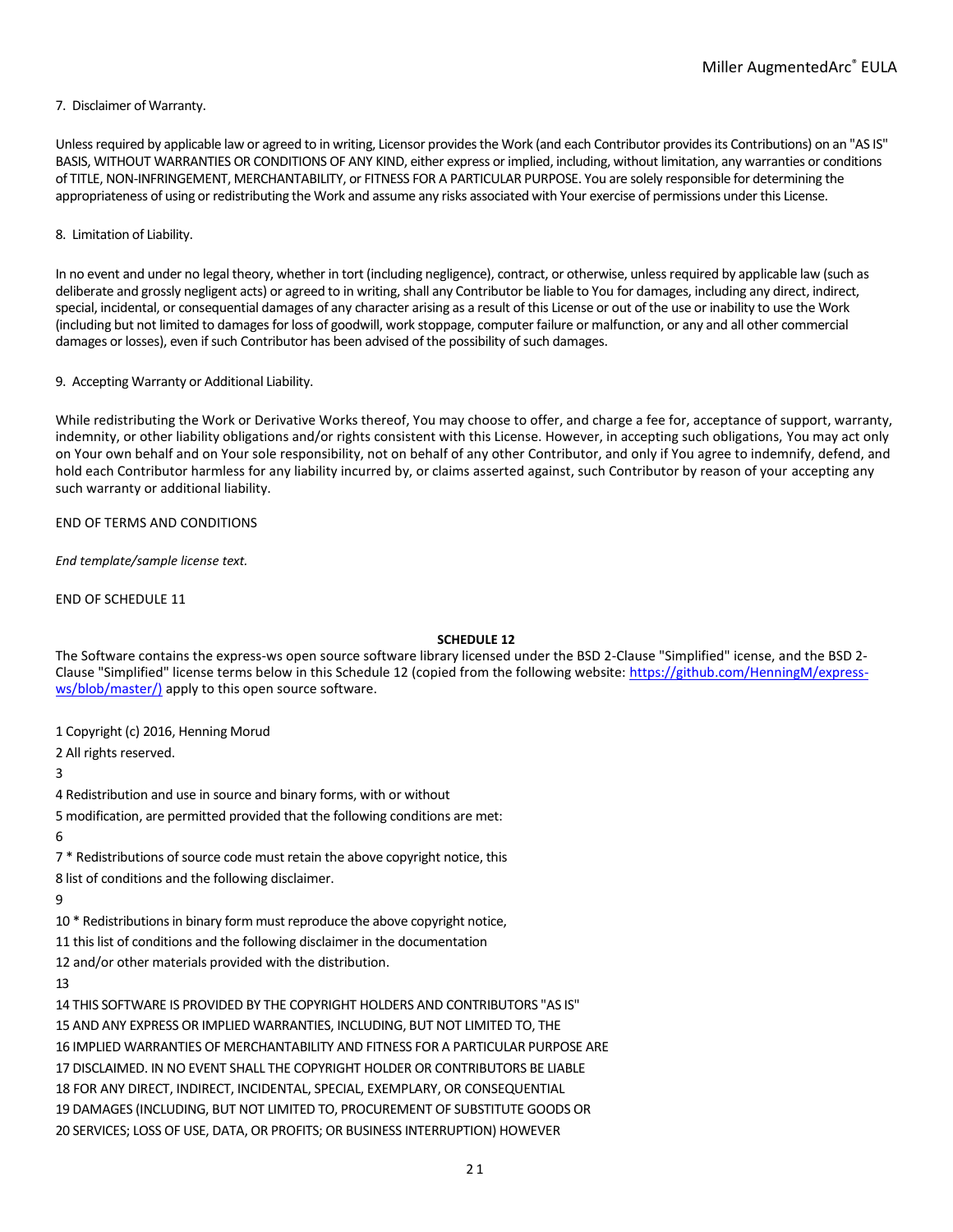7. Disclaimer of Warranty.

Unless required by applicable law or agreed to in writing, Licensor provides the Work (and each Contributor provides its Contributions) on an "AS IS" BASIS, WITHOUT WARRANTIES OR CONDITIONS OF ANY KIND, either express or implied, including, without limitation, any warranties or conditions of TITLE, NON-INFRINGEMENT, MERCHANTABILITY, or FITNESS FOR A PARTICULAR PURPOSE. You are solely responsible for determining the appropriateness of using or redistributing the Work and assume any risks associated with Your exercise of permissions under this License.

8. Limitation of Liability.

In no event and under no legal theory, whether in tort (including negligence), contract, or otherwise, unless required by applicable law (such as deliberate and grossly negligent acts) or agreed to in writing, shall any Contributor be liable to You for damages, including any direct, indirect, special, incidental, or consequential damages of any character arising as a result of this License or out of the use or inability to use the Work (including but not limited to damages for loss of goodwill, work stoppage, computer failure or malfunction, or any and all other commercial damages or losses), even if such Contributor has been advised of the possibility of such damages.

9. Accepting Warranty or Additional Liability.

While redistributing the Work or Derivative Works thereof, You may choose to offer, and charge a fee for, acceptance of support, warranty, indemnity, or other liability obligations and/or rights consistent with this License. However, in accepting such obligations, You may act only on Your own behalf and on Your sole responsibility, not on behalf of any other Contributor, and only if You agree to indemnify, defend, and hold each Contributor harmless for any liability incurred by, or claims asserted against, such Contributor by reason of your accepting any such warranty or additional liability.

END OF TERMS AND CONDITIONS

*End template/sample license text.*

END OF SCHEDULE 11

**SCHEDULE 12**

The Software contains the express-ws open source software library licensed under the BSD 2-Clause "Simplified" icense, and the BSD 2-Clause "Simplified" license terms below in this Schedule 12 (copied from the following website: https://github.com/HenningM/express-ws/blob/master/) apply to this open source software.

1 Copyright (c) 2016, Henning Morud
2 All rights reserved.
3
4 Redistribution and use in source and binary forms, with or without
5 modification, are permitted provided that the following conditions are met:
6
7 * Redistributions of source code must retain the above copyright notice, this
8 list of conditions and the following disclaimer.
9
10 * Redistributions in binary form must reproduce the above copyright notice,
11 this list of conditions and the following disclaimer in the documentation
12 and/or other materials provided with the distribution.
13
14 THIS SOFTWARE IS PROVIDED BY THE COPYRIGHT HOLDERS AND CONTRIBUTORS "AS IS"
15 AND ANY EXPRESS OR IMPLIED WARRANTIES, INCLUDING, BUT NOT LIMITED TO, THE
16 IMPLIED WARRANTIES OF MERCHANTABILITY AND FITNESS FOR A PARTICULAR PURPOSE ARE
17 DISCLAIMED. IN NO EVENT SHALL THE COPYRIGHT HOLDER OR CONTRIBUTORS BE LIABLE
18 FOR ANY DIRECT, INDIRECT, INCIDENTAL, SPECIAL, EXEMPLARY, OR CONSEQUENTIAL
19 DAMAGES (INCLUDING, BUT NOT LIMITED TO, PROCUREMENT OF SUBSTITUTE GOODS OR
20 SERVICES; LOSS OF USE, DATA, OR PROFITS; OR BUSINESS INTERRUPTION) HOWEVER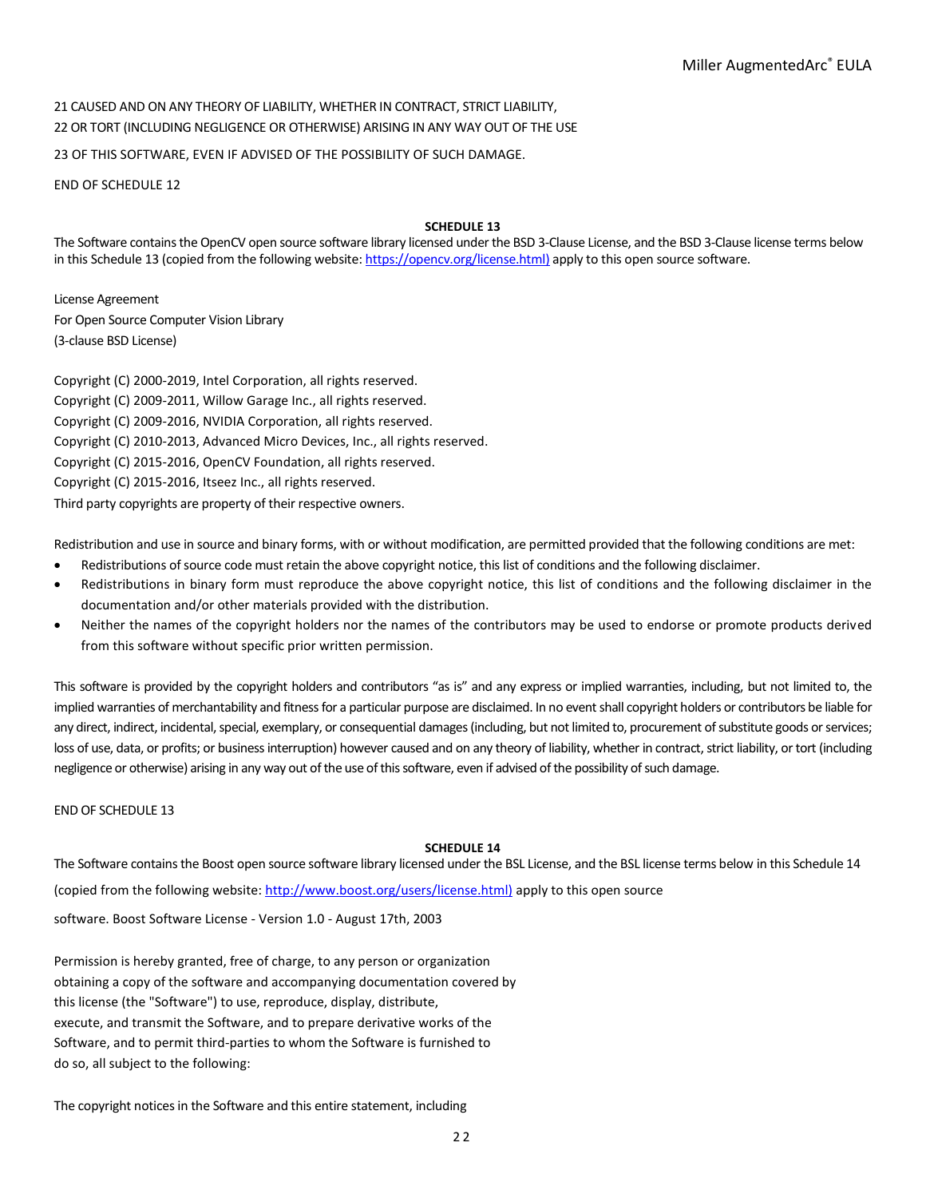21 CAUSED AND ON ANY THEORY OF LIABILITY, WHETHER IN CONTRACT, STRICT LIABILITY,
22 OR TORT (INCLUDING NEGLIGENCE OR OTHERWISE) ARISING IN ANY WAY OUT OF THE USE
23 OF THIS SOFTWARE, EVEN IF ADVISED OF THE POSSIBILITY OF SUCH DAMAGE.

END OF SCHEDULE 12

**SCHEDULE 13**

The Software contains the OpenCV open source software library licensed under the BSD 3-Clause License, and the BSD 3-Clause license terms below in this Schedule 13 (copied from the following website: https://opencv.org/license.html) apply to this open source software.

License Agreement
For Open Source Computer Vision Library
(3-clause BSD License)

Copyright (C) 2000-2019, Intel Corporation, all rights reserved.
Copyright (C) 2009-2011, Willow Garage Inc., all rights reserved.
Copyright (C) 2009-2016, NVIDIA Corporation, all rights reserved.
Copyright (C) 2010-2013, Advanced Micro Devices, Inc., all rights reserved.
Copyright (C) 2015-2016, OpenCV Foundation, all rights reserved.
Copyright (C) 2015-2016, Itseez Inc., all rights reserved.
Third party copyrights are property of their respective owners.

Redistribution and use in source and binary forms, with or without modification, are permitted provided that the following conditions are met:

- Redistributions of source code must retain the above copyright notice, this list of conditions and the following disclaimer.
- Redistributions in binary form must reproduce the above copyright notice, this list of conditions and the following disclaimer in the documentation and/or other materials provided with the distribution.
- Neither the names of the copyright holders nor the names of the contributors may be used to endorse or promote products derived from this software without specific prior written permission.

This software is provided by the copyright holders and contributors “as is” and any express or implied warranties, including, but not limited to, the implied warranties of merchantability and fitness for a particular purpose are disclaimed. In no event shall copyright holders or contributors be liable for any direct, indirect, incidental, special, exemplary, or consequential damages (including, but not limited to, procurement of substitute goods or services; loss of use, data, or profits; or business interruption) however caused and on any theory of liability, whether in contract, strict liability, or tort (including negligence or otherwise) arising in any way out of the use of this software, even if advised of the possibility of such damage.

END OF SCHEDULE 13

**SCHEDULE 14**

The Software contains the Boost open source software library licensed under the BSL License, and the BSL license terms below in this Schedule 14 (copied from the following website: http://www.boost.org/users/license.html) apply to this open source software. Boost Software License - Version 1.0 - August 17th, 2003

Permission is hereby granted, free of charge, to any person or organization
obtaining a copy of the software and accompanying documentation covered by
this license (the "Software") to use, reproduce, display, distribute,
execute, and transmit the Software, and to prepare derivative works of the
Software, and to permit third-parties to whom the Software is furnished to
do so, all subject to the following:

The copyright notices in the Software and this entire statement, including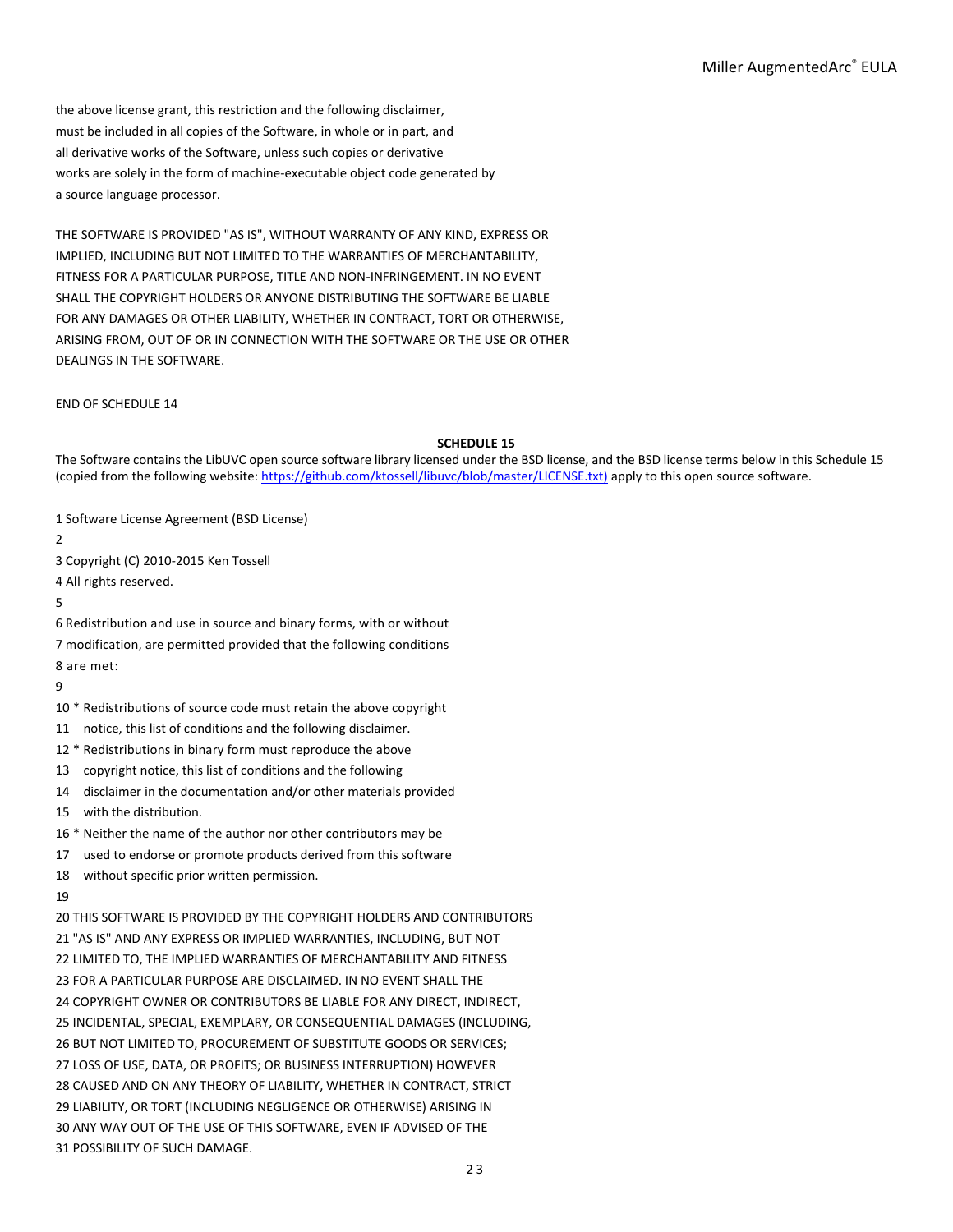the above license grant, this restriction and the following disclaimer,
must be included in all copies of the Software, in whole or in part, and
all derivative works of the Software, unless such copies or derivative
works are solely in the form of machine-executable object code generated by
a source language processor.

THE SOFTWARE IS PROVIDED "AS IS", WITHOUT WARRANTY OF ANY KIND, EXPRESS OR
IMPLIED, INCLUDING BUT NOT LIMITED TO THE WARRANTIES OF MERCHANTABILITY,
FITNESS FOR A PARTICULAR PURPOSE, TITLE AND NON-INFRINGEMENT. IN NO EVENT
SHALL THE COPYRIGHT HOLDERS OR ANYONE DISTRIBUTING THE SOFTWARE BE LIABLE
FOR ANY DAMAGES OR OTHER LIABILITY, WHETHER IN CONTRACT, TORT OR OTHERWISE,
ARISING FROM, OUT OF OR IN CONNECTION WITH THE SOFTWARE OR THE USE OR OTHER
DEALINGS IN THE SOFTWARE.

END OF SCHEDULE 14

**SCHEDULE 15**

The Software contains the LibUVC open source software library licensed under the BSD license, and the BSD license terms below in this Schedule 15 (copied from the following website: [https://github.com/ktossell/libuvc/blob/master/LICENSE.txt)](https://github.com/ktossell/libuvc/blob/master/LICENSE.txt) apply to this open source software.

1 Software License Agreement (BSD License)
2
3 Copyright (C) 2010-2015 Ken Tossell
4 All rights reserved.
5
6 Redistribution and use in source and binary forms, with or without
7 modification, are permitted provided that the following conditions
8 are met:
9
10 * Redistributions of source code must retain the above copyright
11 notice, this list of conditions and the following disclaimer.
12 * Redistributions in binary form must reproduce the above
13 copyright notice, this list of conditions and the following
14 disclaimer in the documentation and/or other materials provided
15 with the distribution.
16 * Neither the name of the author nor other contributors may be
17 used to endorse or promote products derived from this software
18 without specific prior written permission.
19
20 THIS SOFTWARE IS PROVIDED BY THE COPYRIGHT HOLDERS AND CONTRIBUTORS
21 "AS IS" AND ANY EXPRESS OR IMPLIED WARRANTIES, INCLUDING, BUT NOT
22 LIMITED TO, THE IMPLIED WARRANTIES OF MERCHANTABILITY AND FITNESS
23 FOR A PARTICULAR PURPOSE ARE DISCLAIMED. IN NO EVENT SHALL THE
24 COPYRIGHT OWNER OR CONTRIBUTORS BE LIABLE FOR ANY DIRECT, INDIRECT,
25 INCIDENTAL, SPECIAL, EXEMPLARY, OR CONSEQUENTIAL DAMAGES (INCLUDING,
26 BUT NOT LIMITED TO, PROCUREMENT OF SUBSTITUTE GOODS OR SERVICES;
27 LOSS OF USE, DATA, OR PROFITS; OR BUSINESS INTERRUPTION) HOWEVER
28 CAUSED AND ON ANY THEORY OF LIABILITY, WHETHER IN CONTRACT, STRICT
29 LIABILITY, OR TORT (INCLUDING NEGLIGENCE OR OTHERWISE) ARISING IN
30 ANY WAY OUT OF THE USE OF THIS SOFTWARE, EVEN IF ADVISED OF THE
31 POSSIBILITY OF SUCH DAMAGE.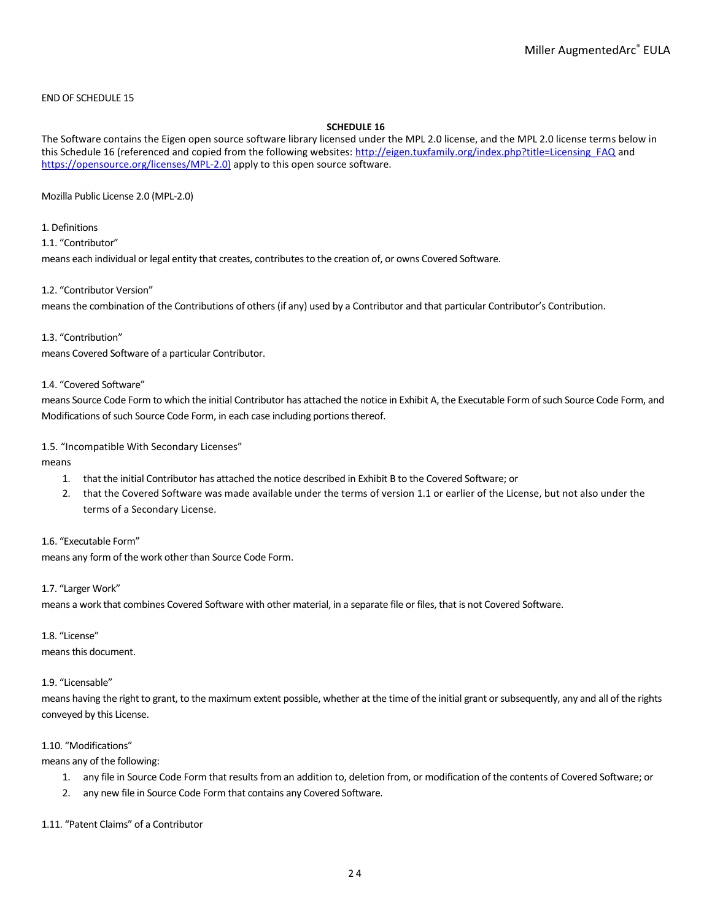END OF SCHEDULE 15

**SCHEDULE 16**

The Software contains the Eigen open source software library licensed under the MPL 2.0 license, and the MPL 2.0 license terms below in this Schedule 16 (referenced and copied from the following websites: [http://eigen.tuxfamily.org/index.php?title=Licensing_FAQ](http://eigen.tuxfamily.org/index.php?title=Licensing_FAQ) and [https://opensource.org/licenses/MPL-2.0)](https://opensource.org/licenses/MPL-2.0) apply to this open source software.

Mozilla Public License 2.0 (MPL-2.0)

1. Definitions

1.1. “Contributor”

means each individual or legal entity that creates, contributes to the creation of, or owns Covered Software.

1.2. “Contributor Version”

means the combination of the Contributions of others (if any) used by a Contributor and that particular Contributor’s Contribution.

1.3. “Contribution”

means Covered Software of a particular Contributor.

1.4. “Covered Software”

means Source Code Form to which the initial Contributor has attached the notice in Exhibit A, the Executable Form of such Source Code Form, and Modifications of such Source Code Form, in each case including portions thereof.

1.5. “Incompatible With Secondary Licenses”

means

1. that the initial Contributor has attached the notice described in Exhibit B to the Covered Software; or
2. that the Covered Software was made available under the terms of version 1.1 or earlier of the License, but not also under the terms of a Secondary License.

1.6. “Executable Form”

means any form of the work other than Source Code Form.

1.7. “Larger Work”

means a work that combines Covered Software with other material, in a separate file or files, that is not Covered Software.

1.8. “License”

means this document.

1.9. “Licensable”

means having the right to grant, to the maximum extent possible, whether at the time of the initial grant or subsequently, any and all of the rights conveyed by this License.

1.10. “Modifications”

means any of the following:

1. any file in Source Code Form that results from an addition to, deletion from, or modification of the contents of Covered Software; or
2. any new file in Source Code Form that contains any Covered Software.

1.11. “Patent Claims” of a Contributor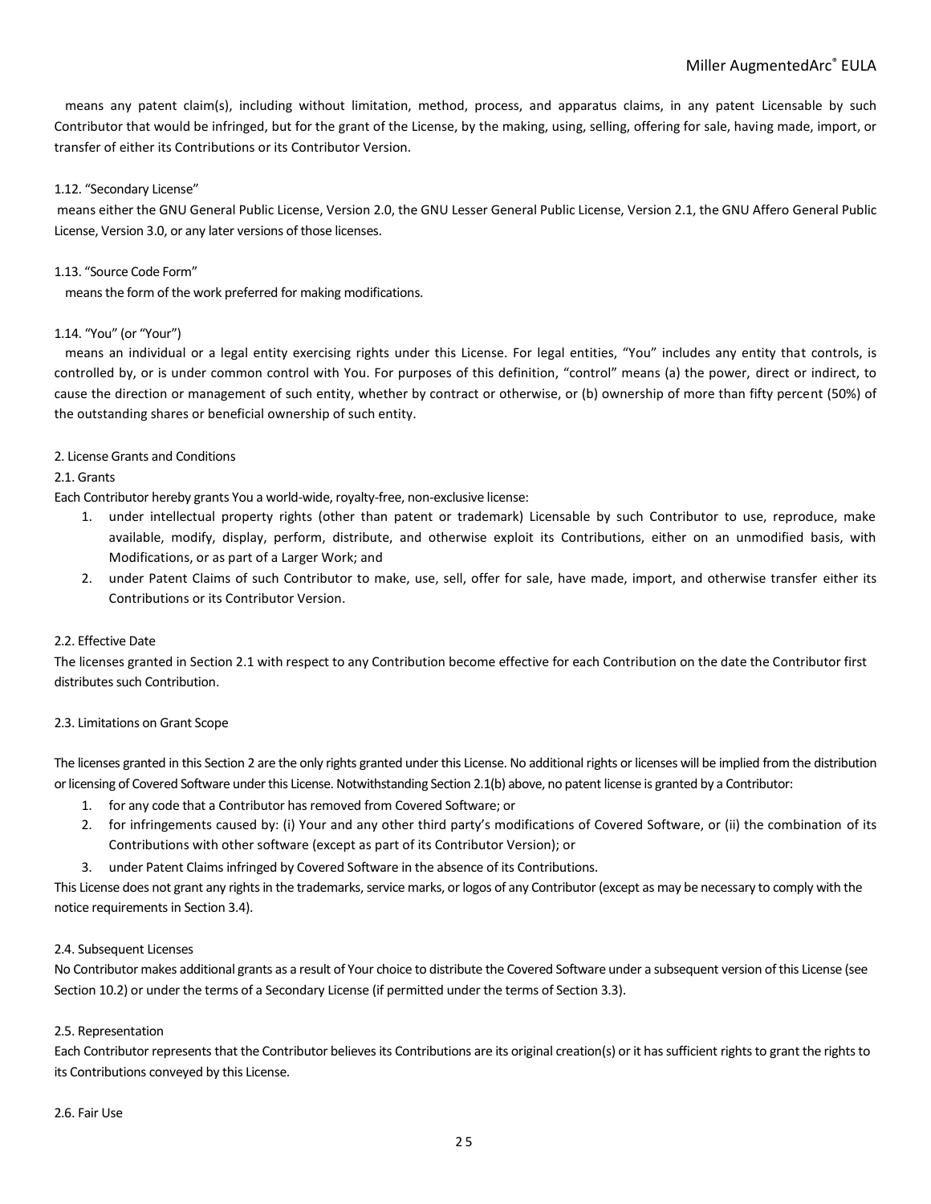means any patent claim(s), including without limitation, method, process, and apparatus claims, in any patent Licensable by such Contributor that would be infringed, but for the grant of the License, by the making, using, selling, offering for sale, having made, import, or transfer of either its Contributions or its Contributor Version.

1.12. "Secondary License"

means either the GNU General Public License, Version 2.0, the GNU Lesser General Public License, Version 2.1, the GNU Affero General Public License, Version 3.0, or any later versions of those licenses.

1.13. "Source Code Form"

means the form of the work preferred for making modifications.

1.14. "You" (or "Your")

means an individual or a legal entity exercising rights under this License. For legal entities, "You" includes any entity that controls, is controlled by, or is under common control with You. For purposes of this definition, "control" means (a) the power, direct or indirect, to cause the direction or management of such entity, whether by contract or otherwise, or (b) ownership of more than fifty percent (50%) of the outstanding shares or beneficial ownership of such entity.

2. License Grants and Conditions

2.1. Grants

Each Contributor hereby grants You a world-wide, royalty-free, non-exclusive license:

1. under intellectual property rights (other than patent or trademark) Licensable by such Contributor to use, reproduce, make available, modify, display, perform, distribute, and otherwise exploit its Contributions, either on an unmodified basis, with Modifications, or as part of a Larger Work; and
2. under Patent Claims of such Contributor to make, use, sell, offer for sale, have made, import, and otherwise transfer either its Contributions or its Contributor Version.

2.2. Effective Date

The licenses granted in Section 2.1 with respect to any Contribution become effective for each Contribution on the date the Contributor first distributes such Contribution.

2.3. Limitations on Grant Scope

The licenses granted in this Section 2 are the only rights granted under this License. No additional rights or licenses will be implied from the distribution or licensing of Covered Software under this License. Notwithstanding Section 2.1(b) above, no patent license is granted by a Contributor:

1. for any code that a Contributor has removed from Covered Software; or
2. for infringements caused by: (i) Your and any other third party's modifications of Covered Software, or (ii) the combination of its Contributions with other software (except as part of its Contributor Version); or
3. under Patent Claims infringed by Covered Software in the absence of its Contributions.

This License does not grant any rights in the trademarks, service marks, or logos of any Contributor (except as may be necessary to comply with the notice requirements in Section 3.4).

2.4. Subsequent Licenses

No Contributor makes additional grants as a result of Your choice to distribute the Covered Software under a subsequent version of this License (see Section 10.2) or under the terms of a Secondary License (if permitted under the terms of Section 3.3).

2.5. Representation

Each Contributor represents that the Contributor believes its Contributions are its original creation(s) or it has sufficient rights to grant the rights to its Contributions conveyed by this License.

2.6. Fair Use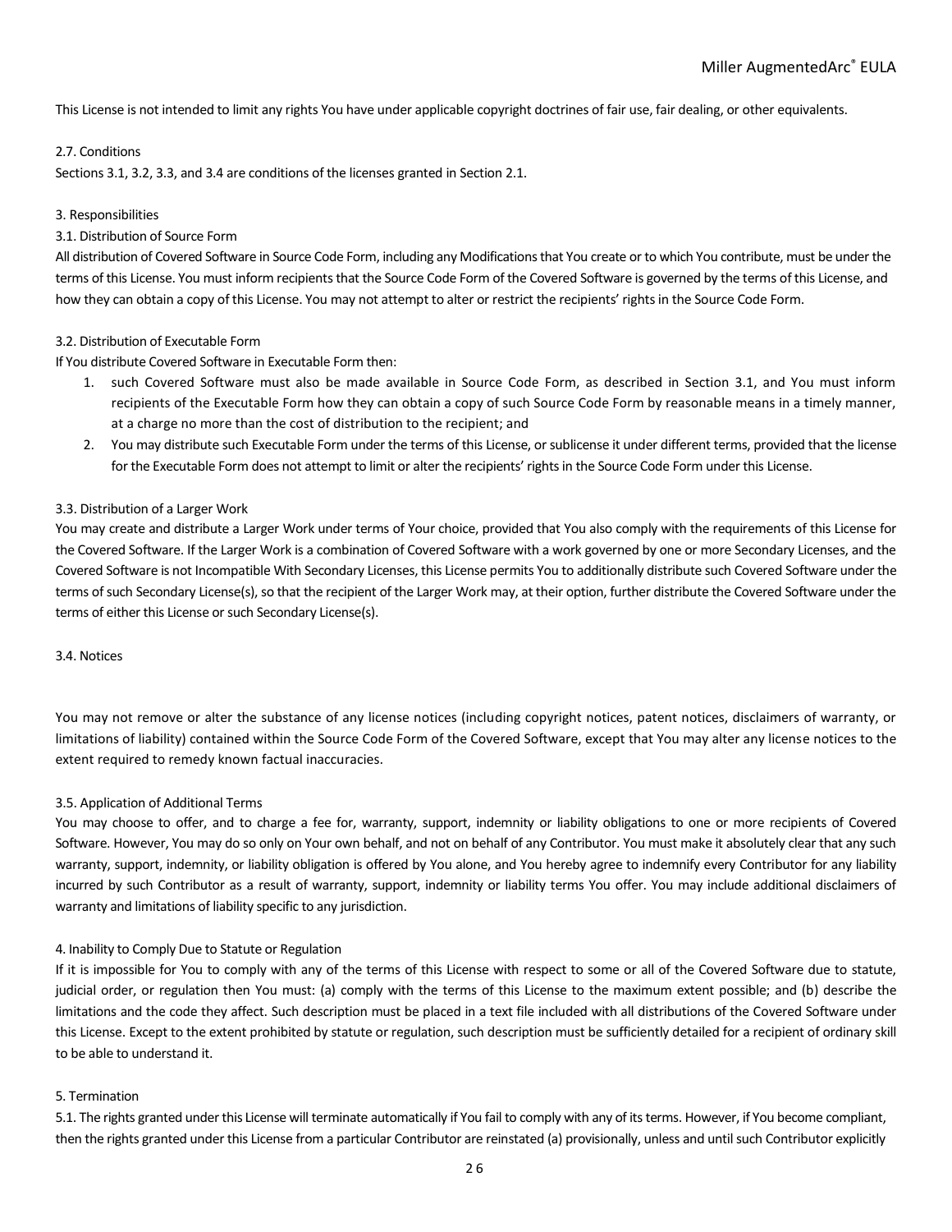This License is not intended to limit any rights You have under applicable copyright doctrines of fair use, fair dealing, or other equivalents.

2.7. Conditions

Sections 3.1, 3.2, 3.3, and 3.4 are conditions of the licenses granted in Section 2.1.

3. Responsibilities

3.1. Distribution of Source Form

All distribution of Covered Software in Source Code Form, including any Modifications that You create or to which You contribute, must be under the terms of this License. You must inform recipients that the Source Code Form of the Covered Software is governed by the terms of this License, and how they can obtain a copy of this License. You may not attempt to alter or restrict the recipients' rights in the Source Code Form.

3.2. Distribution of Executable Form

If You distribute Covered Software in Executable Form then:

1. such Covered Software must also be made available in Source Code Form, as described in Section 3.1, and You must inform recipients of the Executable Form how they can obtain a copy of such Source Code Form by reasonable means in a timely manner, at a charge no more than the cost of distribution to the recipient; and
2. You may distribute such Executable Form under the terms of this License, or sublicense it under different terms, provided that the license for the Executable Form does not attempt to limit or alter the recipients' rights in the Source Code Form under this License.

3.3. Distribution of a Larger Work

You may create and distribute a Larger Work under terms of Your choice, provided that You also comply with the requirements of this License for the Covered Software. If the Larger Work is a combination of Covered Software with a work governed by one or more Secondary Licenses, and the Covered Software is not Incompatible With Secondary Licenses, this License permits You to additionally distribute such Covered Software under the terms of such Secondary License(s), so that the recipient of the Larger Work may, at their option, further distribute the Covered Software under the terms of either this License or such Secondary License(s).

3.4. Notices

You may not remove or alter the substance of any license notices (including copyright notices, patent notices, disclaimers of warranty, or limitations of liability) contained within the Source Code Form of the Covered Software, except that You may alter any license notices to the extent required to remedy known factual inaccuracies.

3.5. Application of Additional Terms

You may choose to offer, and to charge a fee for, warranty, support, indemnity or liability obligations to one or more recipients of Covered Software. However, You may do so only on Your own behalf, and not on behalf of any Contributor. You must make it absolutely clear that any such warranty, support, indemnity, or liability obligation is offered by You alone, and You hereby agree to indemnify every Contributor for any liability incurred by such Contributor as a result of warranty, support, indemnity or liability terms You offer. You may include additional disclaimers of warranty and limitations of liability specific to any jurisdiction.

4. Inability to Comply Due to Statute or Regulation

If it is impossible for You to comply with any of the terms of this License with respect to some or all of the Covered Software due to statute, judicial order, or regulation then You must: (a) comply with the terms of this License to the maximum extent possible; and (b) describe the limitations and the code they affect. Such description must be placed in a text file included with all distributions of the Covered Software under this License. Except to the extent prohibited by statute or regulation, such description must be sufficiently detailed for a recipient of ordinary skill to be able to understand it.

5. Termination

5.1. The rights granted under this License will terminate automatically if You fail to comply with any of its terms. However, if You become compliant, then the rights granted under this License from a particular Contributor are reinstated (a) provisionally, unless and until such Contributor explicitly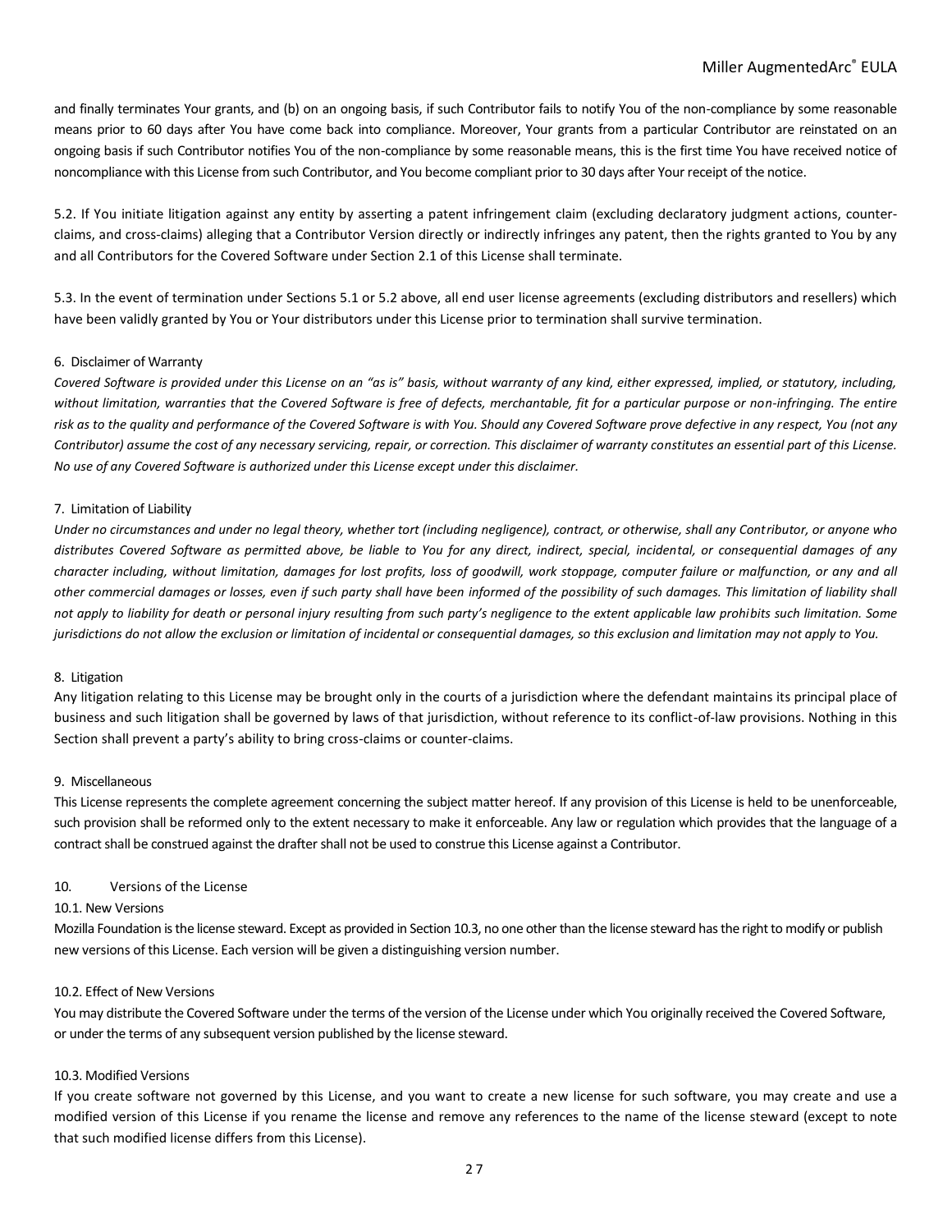and finally terminates Your grants, and (b) on an ongoing basis, if such Contributor fails to notify You of the non-compliance by some reasonable means prior to 60 days after You have come back into compliance. Moreover, Your grants from a particular Contributor are reinstated on an ongoing basis if such Contributor notifies You of the non-compliance by some reasonable means, this is the first time You have received notice of noncompliance with this License from such Contributor, and You become compliant prior to 30 days after Your receipt of the notice.

5.2. If You initiate litigation against any entity by asserting a patent infringement claim (excluding declaratory judgment actions, counter-claims, and cross-claims) alleging that a Contributor Version directly or indirectly infringes any patent, then the rights granted to You by any and all Contributors for the Covered Software under Section 2.1 of this License shall terminate.

5.3. In the event of termination under Sections 5.1 or 5.2 above, all end user license agreements (excluding distributors and resellers) which have been validly granted by You or Your distributors under this License prior to termination shall survive termination.

6. Disclaimer of Warranty

*Covered Software is provided under this License on an "as is" basis, without warranty of any kind, either expressed, implied, or statutory, including, without limitation, warranties that the Covered Software is free of defects, merchantable, fit for a particular purpose or non-infringing. The entire risk as to the quality and performance of the Covered Software is with You. Should any Covered Software prove defective in any respect, You (not any Contributor) assume the cost of any necessary servicing, repair, or correction. This disclaimer of warranty constitutes an essential part of this License. No use of any Covered Software is authorized under this License except under this disclaimer.*

7. Limitation of Liability

*Under no circumstances and under no legal theory, whether tort (including negligence), contract, or otherwise, shall any Contributor, or anyone who distributes Covered Software as permitted above, be liable to You for any direct, indirect, special, incidental, or consequential damages of any character including, without limitation, damages for lost profits, loss of goodwill, work stoppage, computer failure or malfunction, or any and all other commercial damages or losses, even if such party shall have been informed of the possibility of such damages. This limitation of liability shall not apply to liability for death or personal injury resulting from such party's negligence to the extent applicable law prohibits such limitation. Some jurisdictions do not allow the exclusion or limitation of incidental or consequential damages, so this exclusion and limitation may not apply to You.*

8. Litigation

Any litigation relating to this License may be brought only in the courts of a jurisdiction where the defendant maintains its principal place of business and such litigation shall be governed by laws of that jurisdiction, without reference to its conflict-of-law provisions. Nothing in this Section shall prevent a party's ability to bring cross-claims or counter-claims.

9. Miscellaneous

This License represents the complete agreement concerning the subject matter hereof. If any provision of this License is held to be unenforceable, such provision shall be reformed only to the extent necessary to make it enforceable. Any law or regulation which provides that the language of a contract shall be construed against the drafter shall not be used to construe this License against a Contributor.

10. Versions of the License

10.1. New Versions

Mozilla Foundation is the license steward. Except as provided in Section 10.3, no one other than the license steward has the right to modify or publish new versions of this License. Each version will be given a distinguishing version number.

10.2. Effect of New Versions

You may distribute the Covered Software under the terms of the version of the License under which You originally received the Covered Software, or under the terms of any subsequent version published by the license steward.

10.3. Modified Versions

If you create software not governed by this License, and you want to create a new license for such software, you may create and use a modified version of this License if you rename the license and remove any references to the name of the license steward (except to note that such modified license differs from this License).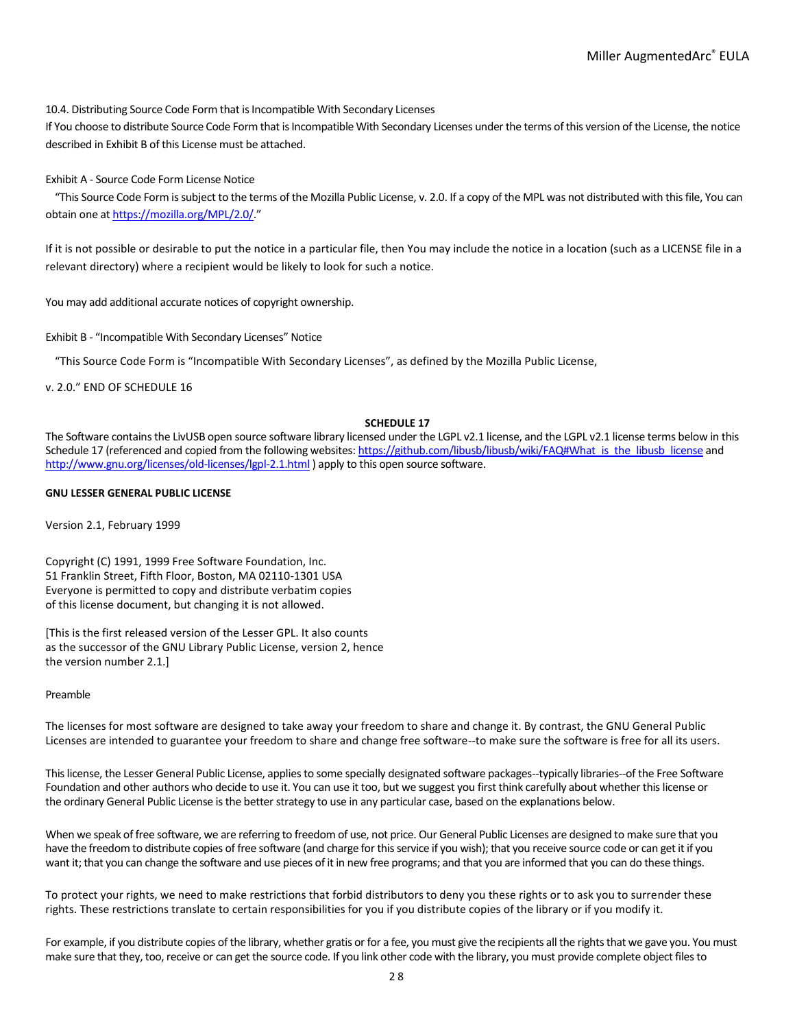10.4. Distributing Source Code Form that is Incompatible With Secondary Licenses

If You choose to distribute Source Code Form that is Incompatible With Secondary Licenses under the terms of this version of the License, the notice described in Exhibit B of this License must be attached.

Exhibit A - Source Code Form License Notice

"This Source Code Form is subject to the terms of the Mozilla Public License, v. 2.0. If a copy of the MPL was not distributed with this file, You can obtain one at https://mozilla.org/MPL/2.0/."

If it is not possible or desirable to put the notice in a particular file, then You may include the notice in a location (such as a LICENSE file in a relevant directory) where a recipient would be likely to look for such a notice.

You may add additional accurate notices of copyright ownership.

Exhibit B - "Incompatible With Secondary Licenses" Notice

"This Source Code Form is "Incompatible With Secondary Licenses", as defined by the Mozilla Public License,

v. 2.0." END OF SCHEDULE 16

**SCHEDULE 17**

The Software contains the LivUSB open source software library licensed under the LGPL v2.1 license, and the LGPL v2.1 license terms below in this Schedule 17 (referenced and copied from the following websites: https://github.com/libusb/libusb/wiki/FAQ#What_is_the_libusb_license and http://www.gnu.org/licenses/old-licenses/lgpl-2.1.html ) apply to this open source software.

**GNU LESSER GENERAL PUBLIC LICENSE**

Version 2.1, February 1999

Copyright (C) 1991, 1999 Free Software Foundation, Inc.
51 Franklin Street, Fifth Floor, Boston, MA 02110-1301 USA
Everyone is permitted to copy and distribute verbatim copies
of this license document, but changing it is not allowed.

[This is the first released version of the Lesser GPL. It also counts
as the successor of the GNU Library Public License, version 2, hence
the version number 2.1.]

Preamble

The licenses for most software are designed to take away your freedom to share and change it. By contrast, the GNU General Public Licenses are intended to guarantee your freedom to share and change free software--to make sure the software is free for all its users.

This license, the Lesser General Public License, applies to some specially designated software packages--typically libraries--of the Free Software Foundation and other authors who decide to use it. You can use it too, but we suggest you first think carefully about whether this license or the ordinary General Public License is the better strategy to use in any particular case, based on the explanations below.

When we speak of free software, we are referring to freedom of use, not price. Our General Public Licenses are designed to make sure that you have the freedom to distribute copies of free software (and charge for this service if you wish); that you receive source code or can get it if you want it; that you can change the software and use pieces of it in new free programs; and that you are informed that you can do these things.

To protect your rights, we need to make restrictions that forbid distributors to deny you these rights or to ask you to surrender these rights. These restrictions translate to certain responsibilities for you if you distribute copies of the library or if you modify it.

For example, if you distribute copies of the library, whether gratis or for a fee, you must give the recipients all the rights that we gave you. You must make sure that they, too, receive or can get the source code. If you link other code with the library, you must provide complete object files to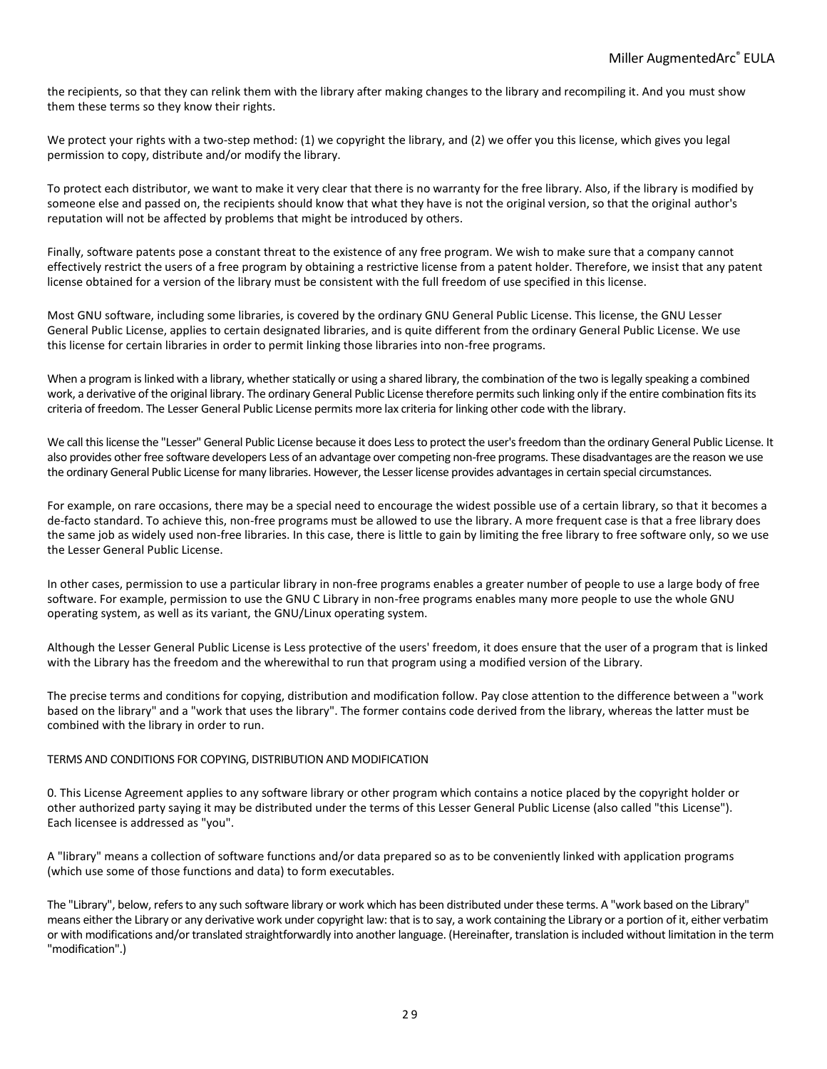the recipients, so that they can relink them with the library after making changes to the library and recompiling it. And you must show them these terms so they know their rights.

We protect your rights with a two-step method: (1) we copyright the library, and (2) we offer you this license, which gives you legal permission to copy, distribute and/or modify the library.

To protect each distributor, we want to make it very clear that there is no warranty for the free library. Also, if the library is modified by someone else and passed on, the recipients should know that what they have is not the original version, so that the original author's reputation will not be affected by problems that might be introduced by others.

Finally, software patents pose a constant threat to the existence of any free program. We wish to make sure that a company cannot effectively restrict the users of a free program by obtaining a restrictive license from a patent holder. Therefore, we insist that any patent license obtained for a version of the library must be consistent with the full freedom of use specified in this license.

Most GNU software, including some libraries, is covered by the ordinary GNU General Public License. This license, the GNU Lesser General Public License, applies to certain designated libraries, and is quite different from the ordinary General Public License. We use this license for certain libraries in order to permit linking those libraries into non-free programs.

When a program is linked with a library, whether statically or using a shared library, the combination of the two is legally speaking a combined work, a derivative of the original library. The ordinary General Public License therefore permits such linking only if the entire combination fits its criteria of freedom. The Lesser General Public License permits more lax criteria for linking other code with the library.

We call this license the "Lesser" General Public License because it does Less to protect the user's freedom than the ordinary General Public License. It also provides other free software developers Less of an advantage over competing non-free programs. These disadvantages are the reason we use the ordinary General Public License for many libraries. However, the Lesser license provides advantages in certain special circumstances.

For example, on rare occasions, there may be a special need to encourage the widest possible use of a certain library, so that it becomes a de-facto standard. To achieve this, non-free programs must be allowed to use the library. A more frequent case is that a free library does the same job as widely used non-free libraries. In this case, there is little to gain by limiting the free library to free software only, so we use the Lesser General Public License.

In other cases, permission to use a particular library in non-free programs enables a greater number of people to use a large body of free software. For example, permission to use the GNU C Library in non-free programs enables many more people to use the whole GNU operating system, as well as its variant, the GNU/Linux operating system.

Although the Lesser General Public License is Less protective of the users' freedom, it does ensure that the user of a program that is linked with the Library has the freedom and the wherewithal to run that program using a modified version of the Library.

The precise terms and conditions for copying, distribution and modification follow. Pay close attention to the difference between a "work based on the library" and a "work that uses the library". The former contains code derived from the library, whereas the latter must be combined with the library in order to run.

TERMS AND CONDITIONS FOR COPYING, DISTRIBUTION AND MODIFICATION

0. This License Agreement applies to any software library or other program which contains a notice placed by the copyright holder or other authorized party saying it may be distributed under the terms of this Lesser General Public License (also called "this License"). Each licensee is addressed as "you".

A "library" means a collection of software functions and/or data prepared so as to be conveniently linked with application programs (which use some of those functions and data) to form executables.

The "Library", below, refers to any such software library or work which has been distributed under these terms. A "work based on the Library" means either the Library or any derivative work under copyright law: that is to say, a work containing the Library or a portion of it, either verbatim or with modifications and/or translated straightforwardly into another language. (Hereinafter, translation is included without limitation in the term "modification".)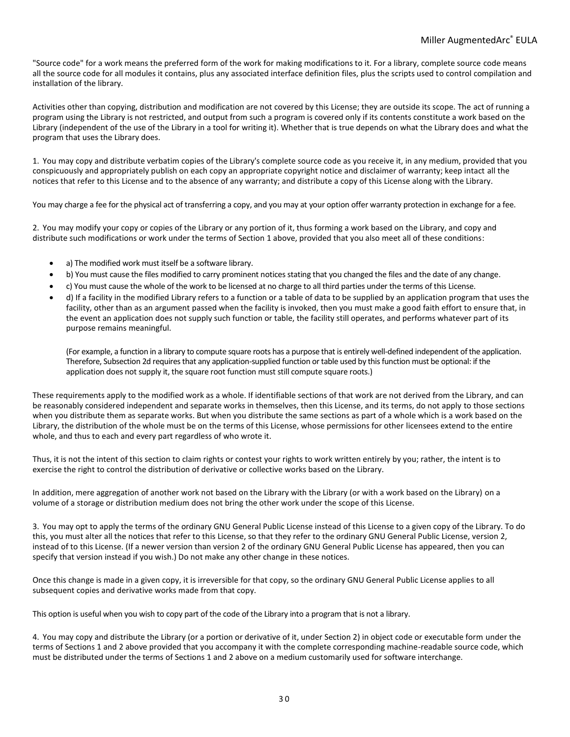"Source code" for a work means the preferred form of the work for making modifications to it. For a library, complete source code means all the source code for all modules it contains, plus any associated interface definition files, plus the scripts used to control compilation and installation of the library.

Activities other than copying, distribution and modification are not covered by this License; they are outside its scope. The act of running a program using the Library is not restricted, and output from such a program is covered only if its contents constitute a work based on the Library (independent of the use of the Library in a tool for writing it). Whether that is true depends on what the Library does and what the program that uses the Library does.

1. You may copy and distribute verbatim copies of the Library's complete source code as you receive it, in any medium, provided that you conspicuously and appropriately publish on each copy an appropriate copyright notice and disclaimer of warranty; keep intact all the notices that refer to this License and to the absence of any warranty; and distribute a copy of this License along with the Library.

You may charge a fee for the physical act of transferring a copy, and you may at your option offer warranty protection in exchange for a fee.

2. You may modify your copy or copies of the Library or any portion of it, thus forming a work based on the Library, and copy and distribute such modifications or work under the terms of Section 1 above, provided that you also meet all of these conditions:

- a) The modified work must itself be a software library.
- b) You must cause the files modified to carry prominent notices stating that you changed the files and the date of any change.
- c) You must cause the whole of the work to be licensed at no charge to all third parties under the terms of this License.
- d) If a facility in the modified Library refers to a function or a table of data to be supplied by an application program that uses the facility, other than as an argument passed when the facility is invoked, then you must make a good faith effort to ensure that, in the event an application does not supply such function or table, the facility still operates, and performs whatever part of its purpose remains meaningful.

  (For example, a function in a library to compute square roots has a purpose that is entirely well-defined independent of the application. Therefore, Subsection 2d requires that any application-supplied function or table used by this function must be optional: if the application does not supply it, the square root function must still compute square roots.)

These requirements apply to the modified work as a whole. If identifiable sections of that work are not derived from the Library, and can be reasonably considered independent and separate works in themselves, then this License, and its terms, do not apply to those sections when you distribute them as separate works. But when you distribute the same sections as part of a whole which is a work based on the Library, the distribution of the whole must be on the terms of this License, whose permissions for other licensees extend to the entire whole, and thus to each and every part regardless of who wrote it.

Thus, it is not the intent of this section to claim rights or contest your rights to work written entirely by you; rather, the intent is to exercise the right to control the distribution of derivative or collective works based on the Library.

In addition, mere aggregation of another work not based on the Library with the Library (or with a work based on the Library) on a volume of a storage or distribution medium does not bring the other work under the scope of this License.

3. You may opt to apply the terms of the ordinary GNU General Public License instead of this License to a given copy of the Library. To do this, you must alter all the notices that refer to this License, so that they refer to the ordinary GNU General Public License, version 2, instead of to this License. (If a newer version than version 2 of the ordinary GNU General Public License has appeared, then you can specify that version instead if you wish.) Do not make any other change in these notices.

Once this change is made in a given copy, it is irreversible for that copy, so the ordinary GNU General Public License applies to all subsequent copies and derivative works made from that copy.

This option is useful when you wish to copy part of the code of the Library into a program that is not a library.

4. You may copy and distribute the Library (or a portion or derivative of it, under Section 2) in object code or executable form under the terms of Sections 1 and 2 above provided that you accompany it with the complete corresponding machine-readable source code, which must be distributed under the terms of Sections 1 and 2 above on a medium customarily used for software interchange.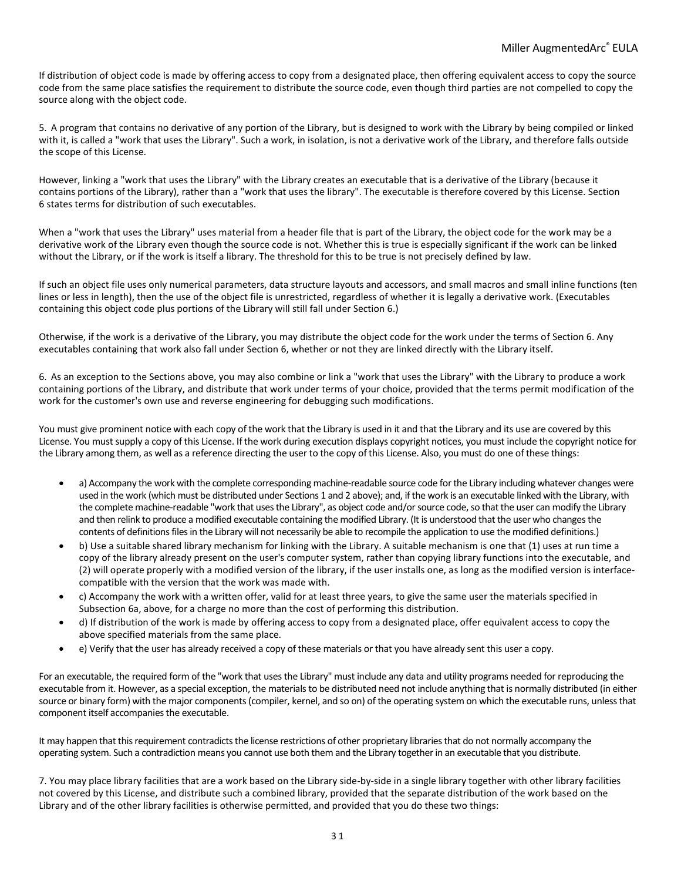If distribution of object code is made by offering access to copy from a designated place, then offering equivalent access to copy the source code from the same place satisfies the requirement to distribute the source code, even though third parties are not compelled to copy the source along with the object code.

5. A program that contains no derivative of any portion of the Library, but is designed to work with the Library by being compiled or linked with it, is called a "work that uses the Library". Such a work, in isolation, is not a derivative work of the Library, and therefore falls outside the scope of this License.

However, linking a "work that uses the Library" with the Library creates an executable that is a derivative of the Library (because it contains portions of the Library), rather than a "work that uses the library". The executable is therefore covered by this License. Section 6 states terms for distribution of such executables.

When a "work that uses the Library" uses material from a header file that is part of the Library, the object code for the work may be a derivative work of the Library even though the source code is not. Whether this is true is especially significant if the work can be linked without the Library, or if the work is itself a library. The threshold for this to be true is not precisely defined by law.

If such an object file uses only numerical parameters, data structure layouts and accessors, and small macros and small inline functions (ten lines or less in length), then the use of the object file is unrestricted, regardless of whether it is legally a derivative work. (Executables containing this object code plus portions of the Library will still fall under Section 6.)

Otherwise, if the work is a derivative of the Library, you may distribute the object code for the work under the terms of Section 6. Any executables containing that work also fall under Section 6, whether or not they are linked directly with the Library itself.

6. As an exception to the Sections above, you may also combine or link a "work that uses the Library" with the Library to produce a work containing portions of the Library, and distribute that work under terms of your choice, provided that the terms permit modification of the work for the customer's own use and reverse engineering for debugging such modifications.

You must give prominent notice with each copy of the work that the Library is used in it and that the Library and its use are covered by this License. You must supply a copy of this License. If the work during execution displays copyright notices, you must include the copyright notice for the Library among them, as well as a reference directing the user to the copy of this License. Also, you must do one of these things:

- a) Accompany the work with the complete corresponding machine-readable source code for the Library including whatever changes were used in the work (which must be distributed under Sections 1 and 2 above); and, if the work is an executable linked with the Library, with the complete machine-readable "work that uses the Library", as object code and/or source code, so that the user can modify the Library and then relink to produce a modified executable containing the modified Library. (It is understood that the user who changes the contents of definitions files in the Library will not necessarily be able to recompile the application to use the modified definitions.)
- b) Use a suitable shared library mechanism for linking with the Library. A suitable mechanism is one that (1) uses at run time a copy of the library already present on the user's computer system, rather than copying library functions into the executable, and (2) will operate properly with a modified version of the library, if the user installs one, as long as the modified version is interface-compatible with the version that the work was made with.
- c) Accompany the work with a written offer, valid for at least three years, to give the same user the materials specified in Subsection 6a, above, for a charge no more than the cost of performing this distribution.
- d) If distribution of the work is made by offering access to copy from a designated place, offer equivalent access to copy the above specified materials from the same place.
- e) Verify that the user has already received a copy of these materials or that you have already sent this user a copy.

For an executable, the required form of the "work that uses the Library" must include any data and utility programs needed for reproducing the executable from it. However, as a special exception, the materials to be distributed need not include anything that is normally distributed (in either source or binary form) with the major components (compiler, kernel, and so on) of the operating system on which the executable runs, unless that component itself accompanies the executable.

It may happen that this requirement contradicts the license restrictions of other proprietary libraries that do not normally accompany the operating system. Such a contradiction means you cannot use both them and the Library together in an executable that you distribute.

7. You may place library facilities that are a work based on the Library side-by-side in a single library together with other library facilities not covered by this License, and distribute such a combined library, provided that the separate distribution of the work based on the Library and of the other library facilities is otherwise permitted, and provided that you do these two things: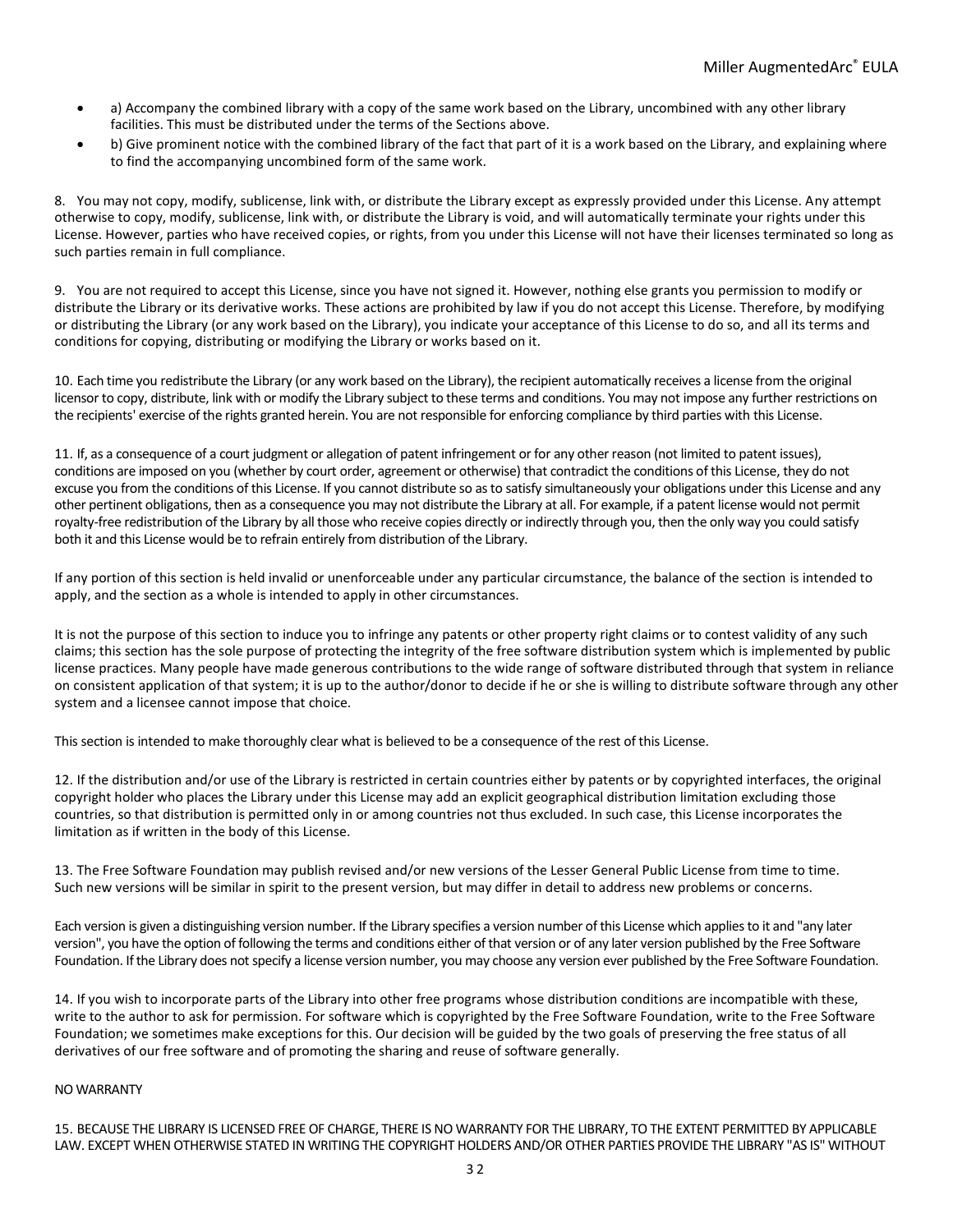- a) Accompany the combined library with a copy of the same work based on the Library, uncombined with any other library facilities. This must be distributed under the terms of the Sections above.
- b) Give prominent notice with the combined library of the fact that part of it is a work based on the Library, and explaining where to find the accompanying uncombined form of the same work.

8. You may not copy, modify, sublicense, link with, or distribute the Library except as expressly provided under this License. Any attempt otherwise to copy, modify, sublicense, link with, or distribute the Library is void, and will automatically terminate your rights under this License. However, parties who have received copies, or rights, from you under this License will not have their licenses terminated so long as such parties remain in full compliance.

9. You are not required to accept this License, since you have not signed it. However, nothing else grants you permission to modify or distribute the Library or its derivative works. These actions are prohibited by law if you do not accept this License. Therefore, by modifying or distributing the Library (or any work based on the Library), you indicate your acceptance of this License to do so, and all its terms and conditions for copying, distributing or modifying the Library or works based on it.

10. Each time you redistribute the Library (or any work based on the Library), the recipient automatically receives a license from the original licensor to copy, distribute, link with or modify the Library subject to these terms and conditions. You may not impose any further restrictions on the recipients' exercise of the rights granted herein. You are not responsible for enforcing compliance by third parties with this License.

11. If, as a consequence of a court judgment or allegation of patent infringement or for any other reason (not limited to patent issues), conditions are imposed on you (whether by court order, agreement or otherwise) that contradict the conditions of this License, they do not excuse you from the conditions of this License. If you cannot distribute so as to satisfy simultaneously your obligations under this License and any other pertinent obligations, then as a consequence you may not distribute the Library at all. For example, if a patent license would not permit royalty-free redistribution of the Library by all those who receive copies directly or indirectly through you, then the only way you could satisfy both it and this License would be to refrain entirely from distribution of the Library.

If any portion of this section is held invalid or unenforceable under any particular circumstance, the balance of the section is intended to apply, and the section as a whole is intended to apply in other circumstances.

It is not the purpose of this section to induce you to infringe any patents or other property right claims or to contest validity of any such claims; this section has the sole purpose of protecting the integrity of the free software distribution system which is implemented by public license practices. Many people have made generous contributions to the wide range of software distributed through that system in reliance on consistent application of that system; it is up to the author/donor to decide if he or she is willing to distribute software through any other system and a licensee cannot impose that choice.

This section is intended to make thoroughly clear what is believed to be a consequence of the rest of this License.

12. If the distribution and/or use of the Library is restricted in certain countries either by patents or by copyrighted interfaces, the original copyright holder who places the Library under this License may add an explicit geographical distribution limitation excluding those countries, so that distribution is permitted only in or among countries not thus excluded. In such case, this License incorporates the limitation as if written in the body of this License.

13. The Free Software Foundation may publish revised and/or new versions of the Lesser General Public License from time to time. Such new versions will be similar in spirit to the present version, but may differ in detail to address new problems or concerns.

Each version is given a distinguishing version number. If the Library specifies a version number of this License which applies to it and "any later version", you have the option of following the terms and conditions either of that version or of any later version published by the Free Software Foundation. If the Library does not specify a license version number, you may choose any version ever published by the Free Software Foundation.

14. If you wish to incorporate parts of the Library into other free programs whose distribution conditions are incompatible with these, write to the author to ask for permission. For software which is copyrighted by the Free Software Foundation, write to the Free Software Foundation; we sometimes make exceptions for this. Our decision will be guided by the two goals of preserving the free status of all derivatives of our free software and of promoting the sharing and reuse of software generally.

NO WARRANTY

15. BECAUSE THE LIBRARY IS LICENSED FREE OF CHARGE, THERE IS NO WARRANTY FOR THE LIBRARY, TO THE EXTENT PERMITTED BY APPLICABLE LAW. EXCEPT WHEN OTHERWISE STATED IN WRITING THE COPYRIGHT HOLDERS AND/OR OTHER PARTIES PROVIDE THE LIBRARY "AS IS" WITHOUT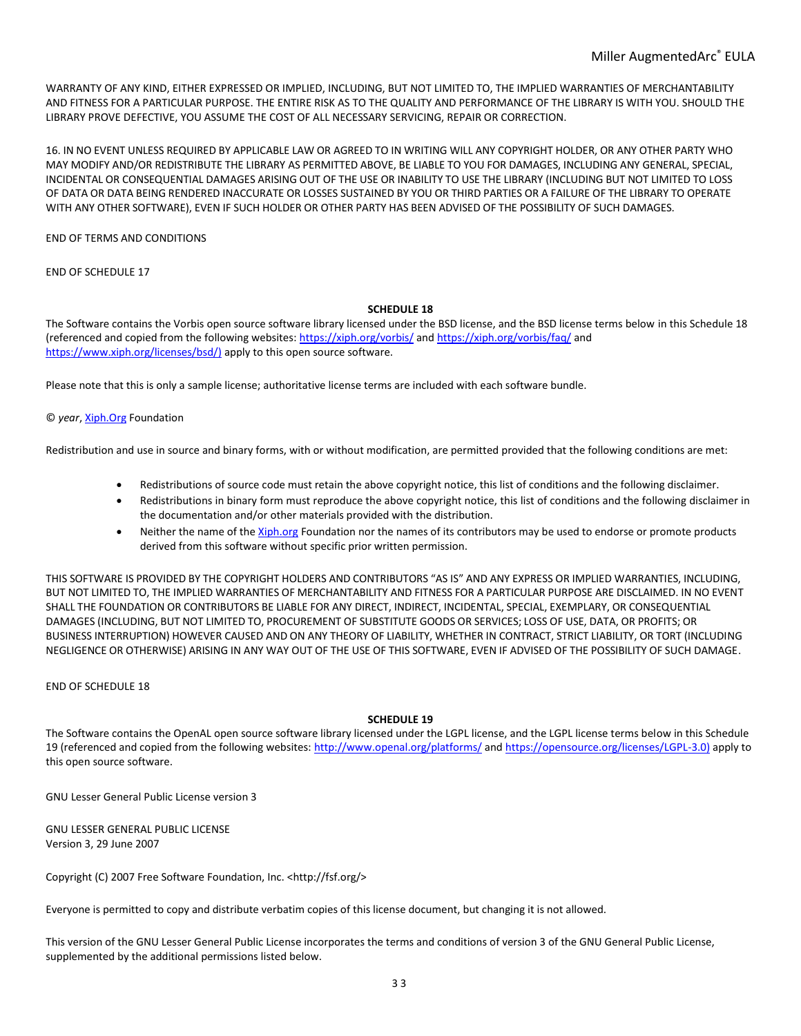WARRANTY OF ANY KIND, EITHER EXPRESSED OR IMPLIED, INCLUDING, BUT NOT LIMITED TO, THE IMPLIED WARRANTIES OF MERCHANTABILITY AND FITNESS FOR A PARTICULAR PURPOSE. THE ENTIRE RISK AS TO THE QUALITY AND PERFORMANCE OF THE LIBRARY IS WITH YOU. SHOULD THE LIBRARY PROVE DEFECTIVE, YOU ASSUME THE COST OF ALL NECESSARY SERVICING, REPAIR OR CORRECTION.

16. IN NO EVENT UNLESS REQUIRED BY APPLICABLE LAW OR AGREED TO IN WRITING WILL ANY COPYRIGHT HOLDER, OR ANY OTHER PARTY WHO MAY MODIFY AND/OR REDISTRIBUTE THE LIBRARY AS PERMITTED ABOVE, BE LIABLE TO YOU FOR DAMAGES, INCLUDING ANY GENERAL, SPECIAL, INCIDENTAL OR CONSEQUENTIAL DAMAGES ARISING OUT OF THE USE OR INABILITY TO USE THE LIBRARY (INCLUDING BUT NOT LIMITED TO LOSS OF DATA OR DATA BEING RENDERED INACCURATE OR LOSSES SUSTAINED BY YOU OR THIRD PARTIES OR A FAILURE OF THE LIBRARY TO OPERATE WITH ANY OTHER SOFTWARE), EVEN IF SUCH HOLDER OR OTHER PARTY HAS BEEN ADVISED OF THE POSSIBILITY OF SUCH DAMAGES.

END OF TERMS AND CONDITIONS

END OF SCHEDULE 17

**SCHEDULE 18**

The Software contains the Vorbis open source software library licensed under the BSD license, and the BSD license terms below in this Schedule 18 (referenced and copied from the following websites: https://xiph.org/vorbis/ and https://xiph.org/vorbis/faq/ and https://www.xiph.org/licenses/bsd/) apply to this open source software.

Please note that this is only a sample license; authoritative license terms are included with each software bundle.

© *year*, Xiph.Org Foundation

Redistribution and use in source and binary forms, with or without modification, are permitted provided that the following conditions are met:

- Redistributions of source code must retain the above copyright notice, this list of conditions and the following disclaimer.
- Redistributions in binary form must reproduce the above copyright notice, this list of conditions and the following disclaimer in the documentation and/or other materials provided with the distribution.
- Neither the name of the Xiph.org Foundation nor the names of its contributors may be used to endorse or promote products derived from this software without specific prior written permission.

THIS SOFTWARE IS PROVIDED BY THE COPYRIGHT HOLDERS AND CONTRIBUTORS "AS IS" AND ANY EXPRESS OR IMPLIED WARRANTIES, INCLUDING, BUT NOT LIMITED TO, THE IMPLIED WARRANTIES OF MERCHANTABILITY AND FITNESS FOR A PARTICULAR PURPOSE ARE DISCLAIMED. IN NO EVENT SHALL THE FOUNDATION OR CONTRIBUTORS BE LIABLE FOR ANY DIRECT, INDIRECT, INCIDENTAL, SPECIAL, EXEMPLARY, OR CONSEQUENTIAL DAMAGES (INCLUDING, BUT NOT LIMITED TO, PROCUREMENT OF SUBSTITUTE GOODS OR SERVICES; LOSS OF USE, DATA, OR PROFITS; OR BUSINESS INTERRUPTION) HOWEVER CAUSED AND ON ANY THEORY OF LIABILITY, WHETHER IN CONTRACT, STRICT LIABILITY, OR TORT (INCLUDING NEGLIGENCE OR OTHERWISE) ARISING IN ANY WAY OUT OF THE USE OF THIS SOFTWARE, EVEN IF ADVISED OF THE POSSIBILITY OF SUCH DAMAGE.

END OF SCHEDULE 18

**SCHEDULE 19**

The Software contains the OpenAL open source software library licensed under the LGPL license, and the LGPL license terms below in this Schedule 19 (referenced and copied from the following websites: http://www.openal.org/platforms/ and https://opensource.org/licenses/LGPL-3.0) apply to this open source software.

GNU Lesser General Public License version 3

GNU LESSER GENERAL PUBLIC LICENSE
Version 3, 29 June 2007

Copyright (C) 2007 Free Software Foundation, Inc. <http://fsf.org/>

Everyone is permitted to copy and distribute verbatim copies of this license document, but changing it is not allowed.

This version of the GNU Lesser General Public License incorporates the terms and conditions of version 3 of the GNU General Public License, supplemented by the additional permissions listed below.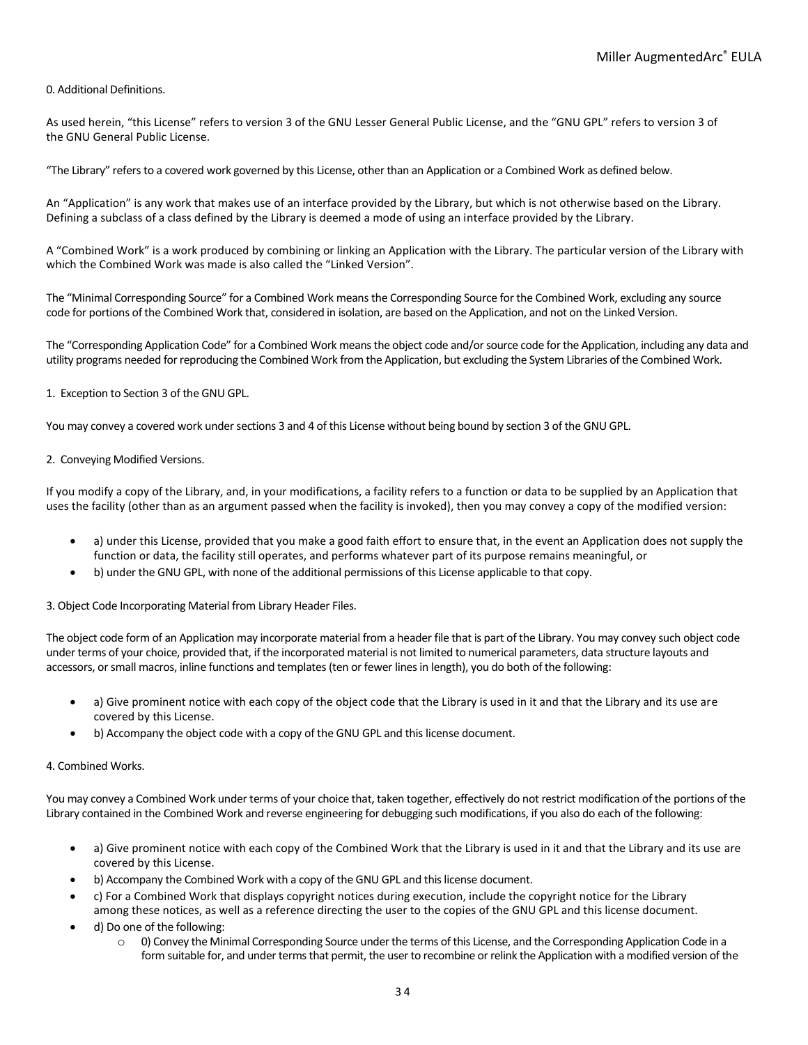0. Additional Definitions.

As used herein, “this License” refers to version 3 of the GNU Lesser General Public License, and the “GNU GPL” refers to version 3 of the GNU General Public License.

“The Library” refers to a covered work governed by this License, other than an Application or a Combined Work as defined below.

An “Application” is any work that makes use of an interface provided by the Library, but which is not otherwise based on the Library. Defining a subclass of a class defined by the Library is deemed a mode of using an interface provided by the Library.

A “Combined Work” is a work produced by combining or linking an Application with the Library. The particular version of the Library with which the Combined Work was made is also called the “Linked Version”.

The “Minimal Corresponding Source” for a Combined Work means the Corresponding Source for the Combined Work, excluding any source code for portions of the Combined Work that, considered in isolation, are based on the Application, and not on the Linked Version.

The “Corresponding Application Code” for a Combined Work means the object code and/or source code for the Application, including any data and utility programs needed for reproducing the Combined Work from the Application, but excluding the System Libraries of the Combined Work.

1. Exception to Section 3 of the GNU GPL.

You may convey a covered work under sections 3 and 4 of this License without being bound by section 3 of the GNU GPL.

2. Conveying Modified Versions.

If you modify a copy of the Library, and, in your modifications, a facility refers to a function or data to be supplied by an Application that uses the facility (other than as an argument passed when the facility is invoked), then you may convey a copy of the modified version:

- a) under this License, provided that you make a good faith effort to ensure that, in the event an Application does not supply the function or data, the facility still operates, and performs whatever part of its purpose remains meaningful, or
- b) under the GNU GPL, with none of the additional permissions of this License applicable to that copy.

3. Object Code Incorporating Material from Library Header Files.

The object code form of an Application may incorporate material from a header file that is part of the Library. You may convey such object code under terms of your choice, provided that, if the incorporated material is not limited to numerical parameters, data structure layouts and accessors, or small macros, inline functions and templates (ten or fewer lines in length), you do both of the following:

- a) Give prominent notice with each copy of the object code that the Library is used in it and that the Library and its use are covered by this License.
- b) Accompany the object code with a copy of the GNU GPL and this license document.

4. Combined Works.

You may convey a Combined Work under terms of your choice that, taken together, effectively do not restrict modification of the portions of the Library contained in the Combined Work and reverse engineering for debugging such modifications, if you also do each of the following:

- a) Give prominent notice with each copy of the Combined Work that the Library is used in it and that the Library and its use are covered by this License.
- b) Accompany the Combined Work with a copy of the GNU GPL and this license document.
- c) For a Combined Work that displays copyright notices during execution, include the copyright notice for the Library among these notices, as well as a reference directing the user to the copies of the GNU GPL and this license document.
- d) Do one of the following:
  - 0) Convey the Minimal Corresponding Source under the terms of this License, and the Corresponding Application Code in a form suitable for, and under terms that permit, the user to recombine or relink the Application with a modified version of the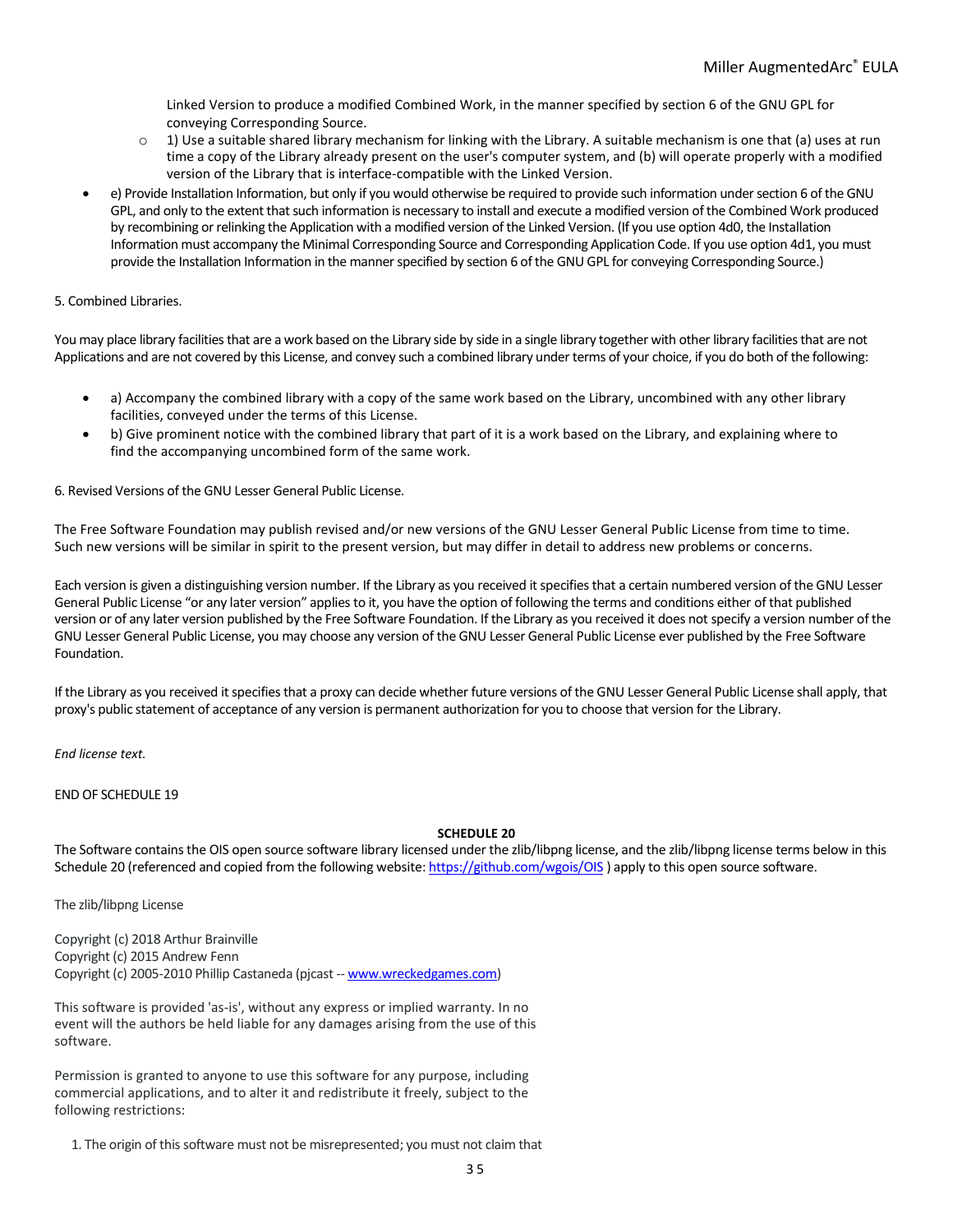Linked Version to produce a modified Combined Work, in the manner specified by section 6 of the GNU GPL for conveying Corresponding Source.
    - 1) Use a suitable shared library mechanism for linking with the Library. A suitable mechanism is one that (a) uses at run time a copy of the Library already present on the user's computer system, and (b) will operate properly with a modified version of the Library that is interface-compatible with the Linked Version.
- e) Provide Installation Information, but only if you would otherwise be required to provide such information under section 6 of the GNU GPL, and only to the extent that such information is necessary to install and execute a modified version of the Combined Work produced by recombining or relinking the Application with a modified version of the Linked Version. (If you use option 4d0, the Installation Information must accompany the Minimal Corresponding Source and Corresponding Application Code. If you use option 4d1, you must provide the Installation Information in the manner specified by section 6 of the GNU GPL for conveying Corresponding Source.)

5. Combined Libraries.

You may place library facilities that are a work based on the Library side by side in a single library together with other library facilities that are not Applications and are not covered by this License, and convey such a combined library under terms of your choice, if you do both of the following:

- a) Accompany the combined library with a copy of the same work based on the Library, uncombined with any other library facilities, conveyed under the terms of this License.
- b) Give prominent notice with the combined library that part of it is a work based on the Library, and explaining where to find the accompanying uncombined form of the same work.

6. Revised Versions of the GNU Lesser General Public License.

The Free Software Foundation may publish revised and/or new versions of the GNU Lesser General Public License from time to time. Such new versions will be similar in spirit to the present version, but may differ in detail to address new problems or concerns.

Each version is given a distinguishing version number. If the Library as you received it specifies that a certain numbered version of the GNU Lesser General Public License "or any later version" applies to it, you have the option of following the terms and conditions either of that published version or of any later version published by the Free Software Foundation. If the Library as you received it does not specify a version number of the GNU Lesser General Public License, you may choose any version of the GNU Lesser General Public License ever published by the Free Software Foundation.

If the Library as you received it specifies that a proxy can decide whether future versions of the GNU Lesser General Public License shall apply, that proxy's public statement of acceptance of any version is permanent authorization for you to choose that version for the Library.

*End license text.*

END OF SCHEDULE 19

**SCHEDULE 20**

The Software contains the OIS open source software library licensed under the zlib/libpng license, and the zlib/libpng license terms below in this Schedule 20 (referenced and copied from the following website: https://github.com/wgois/OIS ) apply to this open source software.

The zlib/libpng License

Copyright (c) 2018 Arthur Brainville
Copyright (c) 2015 Andrew Fenn
Copyright (c) 2005-2010 Phillip Castaneda (pjcast -- www.wreckedgames.com)

This software is provided 'as-is', without any express or implied warranty. In no event will the authors be held liable for any damages arising from the use of this software.

Permission is granted to anyone to use this software for any purpose, including commercial applications, and to alter it and redistribute it freely, subject to the following restrictions:

1. The origin of this software must not be misrepresented; you must not claim that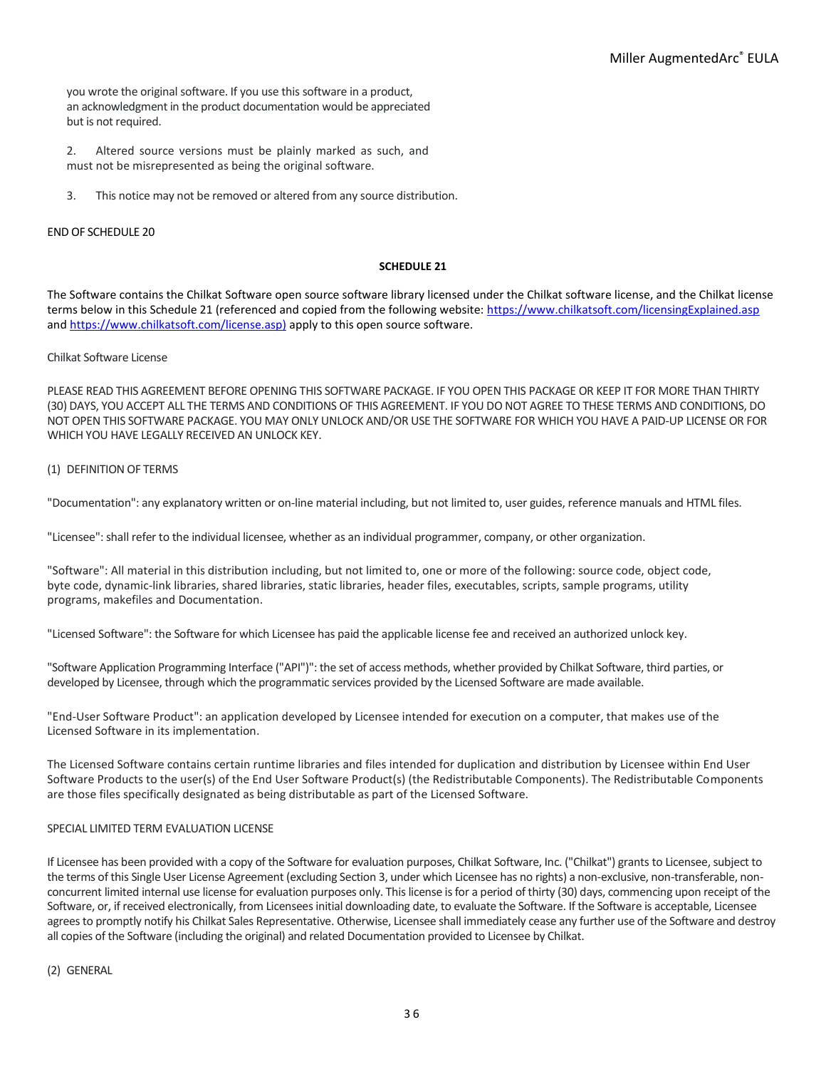you wrote the original software. If you use this software in a product, an acknowledgment in the product documentation would be appreciated but is not required.

2. Altered source versions must be plainly marked as such, and must not be misrepresented as being the original software.

3. This notice may not be removed or altered from any source distribution.

END OF SCHEDULE 20

**SCHEDULE 21**

The Software contains the Chilkat Software open source software library licensed under the Chilkat software license, and the Chilkat license terms below in this Schedule 21 (referenced and copied from the following website: https://www.chilkatsoft.com/licensingExplained.asp and https://www.chilkatsoft.com/license.asp) apply to this open source software.

Chilkat Software License

PLEASE READ THIS AGREEMENT BEFORE OPENING THIS SOFTWARE PACKAGE. IF YOU OPEN THIS PACKAGE OR KEEP IT FOR MORE THAN THIRTY (30) DAYS, YOU ACCEPT ALL THE TERMS AND CONDITIONS OF THIS AGREEMENT. IF YOU DO NOT AGREE TO THESE TERMS AND CONDITIONS, DO NOT OPEN THIS SOFTWARE PACKAGE. YOU MAY ONLY UNLOCK AND/OR USE THE SOFTWARE FOR WHICH YOU HAVE A PAID-UP LICENSE OR FOR WHICH YOU HAVE LEGALLY RECEIVED AN UNLOCK KEY.

(1) DEFINITION OF TERMS

"Documentation": any explanatory written or on-line material including, but not limited to, user guides, reference manuals and HTML files.

"Licensee": shall refer to the individual licensee, whether as an individual programmer, company, or other organization.

"Software": All material in this distribution including, but not limited to, one or more of the following: source code, object code, byte code, dynamic-link libraries, shared libraries, static libraries, header files, executables, scripts, sample programs, utility programs, makefiles and Documentation.

"Licensed Software": the Software for which Licensee has paid the applicable license fee and received an authorized unlock key.

"Software Application Programming Interface ("API")": the set of access methods, whether provided by Chilkat Software, third parties, or developed by Licensee, through which the programmatic services provided by the Licensed Software are made available.

"End-User Software Product": an application developed by Licensee intended for execution on a computer, that makes use of the Licensed Software in its implementation.

The Licensed Software contains certain runtime libraries and files intended for duplication and distribution by Licensee within End User Software Products to the user(s) of the End User Software Product(s) (the Redistributable Components). The Redistributable Components are those files specifically designated as being distributable as part of the Licensed Software.

SPECIAL LIMITED TERM EVALUATION LICENSE

If Licensee has been provided with a copy of the Software for evaluation purposes, Chilkat Software, Inc. ("Chilkat") grants to Licensee, subject to the terms of this Single User License Agreement (excluding Section 3, under which Licensee has no rights) a non-exclusive, non-transferable, non-concurrent limited internal use license for evaluation purposes only. This license is for a period of thirty (30) days, commencing upon receipt of the Software, or, if received electronically, from Licensees initial downloading date, to evaluate the Software. If the Software is acceptable, Licensee agrees to promptly notify his Chilkat Sales Representative. Otherwise, Licensee shall immediately cease any further use of the Software and destroy all copies of the Software (including the original) and related Documentation provided to Licensee by Chilkat.

(2) GENERAL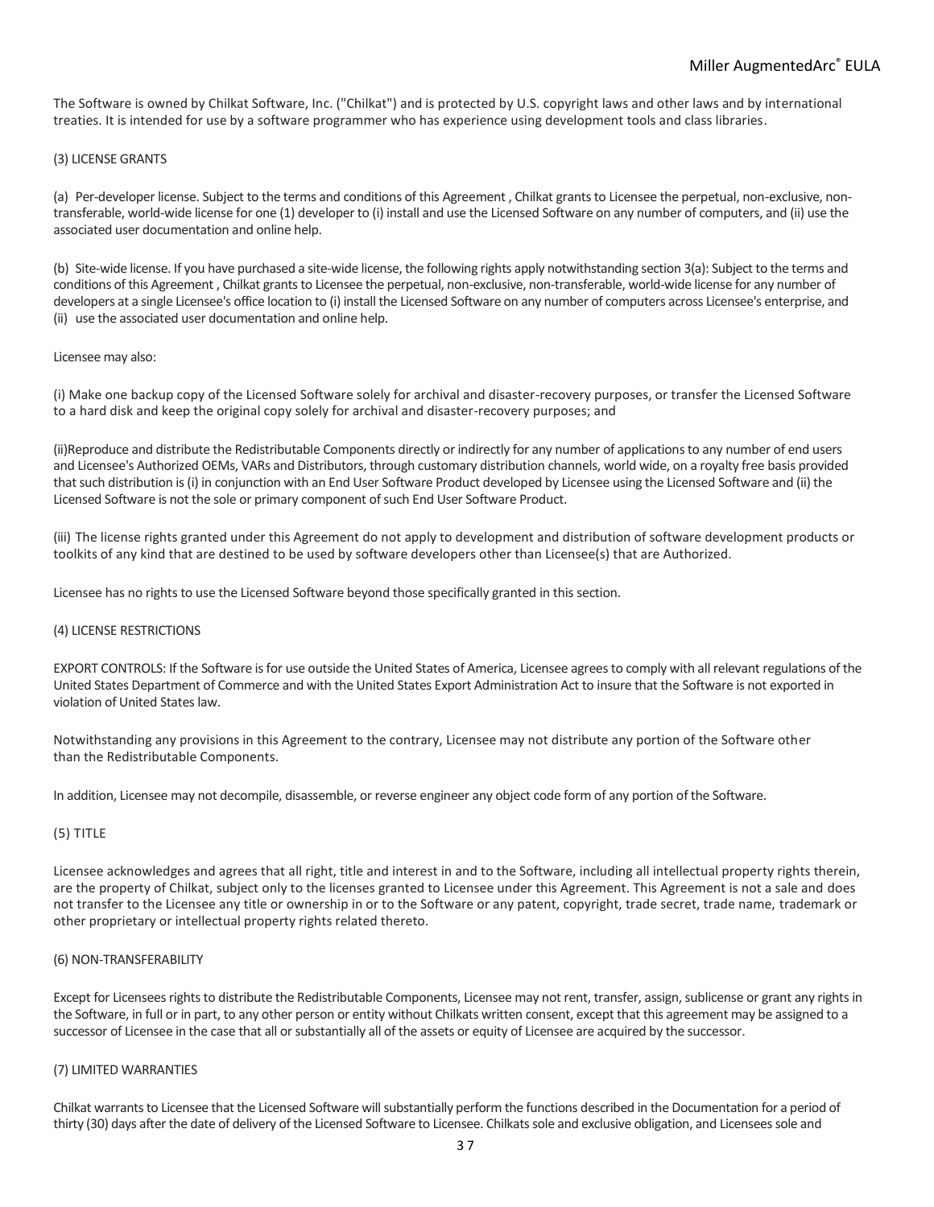The Software is owned by Chilkat Software, Inc. ("Chilkat") and is protected by U.S. copyright laws and other laws and by international treaties. It is intended for use by a software programmer who has experience using development tools and class libraries.

(3) LICENSE GRANTS

(a) Per-developer license. Subject to the terms and conditions of this Agreement , Chilkat grants to Licensee the perpetual, non-exclusive, non-transferable, world-wide license for one (1) developer to (i) install and use the Licensed Software on any number of computers, and (ii) use the associated user documentation and online help.

(b) Site-wide license. If you have purchased a site-wide license, the following rights apply notwithstanding section 3(a): Subject to the terms and conditions of this Agreement , Chilkat grants to Licensee the perpetual, non-exclusive, non-transferable, world-wide license for any number of developers at a single Licensee's office location to (i) install the Licensed Software on any number of computers across Licensee's enterprise, and (ii) use the associated user documentation and online help.

Licensee may also:

(i) Make one backup copy of the Licensed Software solely for archival and disaster-recovery purposes, or transfer the Licensed Software to a hard disk and keep the original copy solely for archival and disaster-recovery purposes; and

(ii)Reproduce and distribute the Redistributable Components directly or indirectly for any number of applications to any number of end users and Licensee's Authorized OEMs, VARs and Distributors, through customary distribution channels, world wide, on a royalty free basis provided that such distribution is (i) in conjunction with an End User Software Product developed by Licensee using the Licensed Software and (ii) the Licensed Software is not the sole or primary component of such End User Software Product.

(iii) The license rights granted under this Agreement do not apply to development and distribution of software development products or toolkits of any kind that are destined to be used by software developers other than Licensee(s) that are Authorized.

Licensee has no rights to use the Licensed Software beyond those specifically granted in this section.

(4) LICENSE RESTRICTIONS

EXPORT CONTROLS: If the Software is for use outside the United States of America, Licensee agrees to comply with all relevant regulations of the United States Department of Commerce and with the United States Export Administration Act to insure that the Software is not exported in violation of United States law.

Notwithstanding any provisions in this Agreement to the contrary, Licensee may not distribute any portion of the Software other than the Redistributable Components.

In addition, Licensee may not decompile, disassemble, or reverse engineer any object code form of any portion of the Software.

(5) TITLE

Licensee acknowledges and agrees that all right, title and interest in and to the Software, including all intellectual property rights therein, are the property of Chilkat, subject only to the licenses granted to Licensee under this Agreement. This Agreement is not a sale and does not transfer to the Licensee any title or ownership in or to the Software or any patent, copyright, trade secret, trade name, trademark or other proprietary or intellectual property rights related thereto.

(6) NON-TRANSFERABILITY

Except for Licensees rights to distribute the Redistributable Components, Licensee may not rent, transfer, assign, sublicense or grant any rights in the Software, in full or in part, to any other person or entity without Chilkats written consent, except that this agreement may be assigned to a successor of Licensee in the case that all or substantially all of the assets or equity of Licensee are acquired by the successor.

(7) LIMITED WARRANTIES

Chilkat warrants to Licensee that the Licensed Software will substantially perform the functions described in the Documentation for a period of thirty (30) days after the date of delivery of the Licensed Software to Licensee. Chilkats sole and exclusive obligation, and Licensees sole and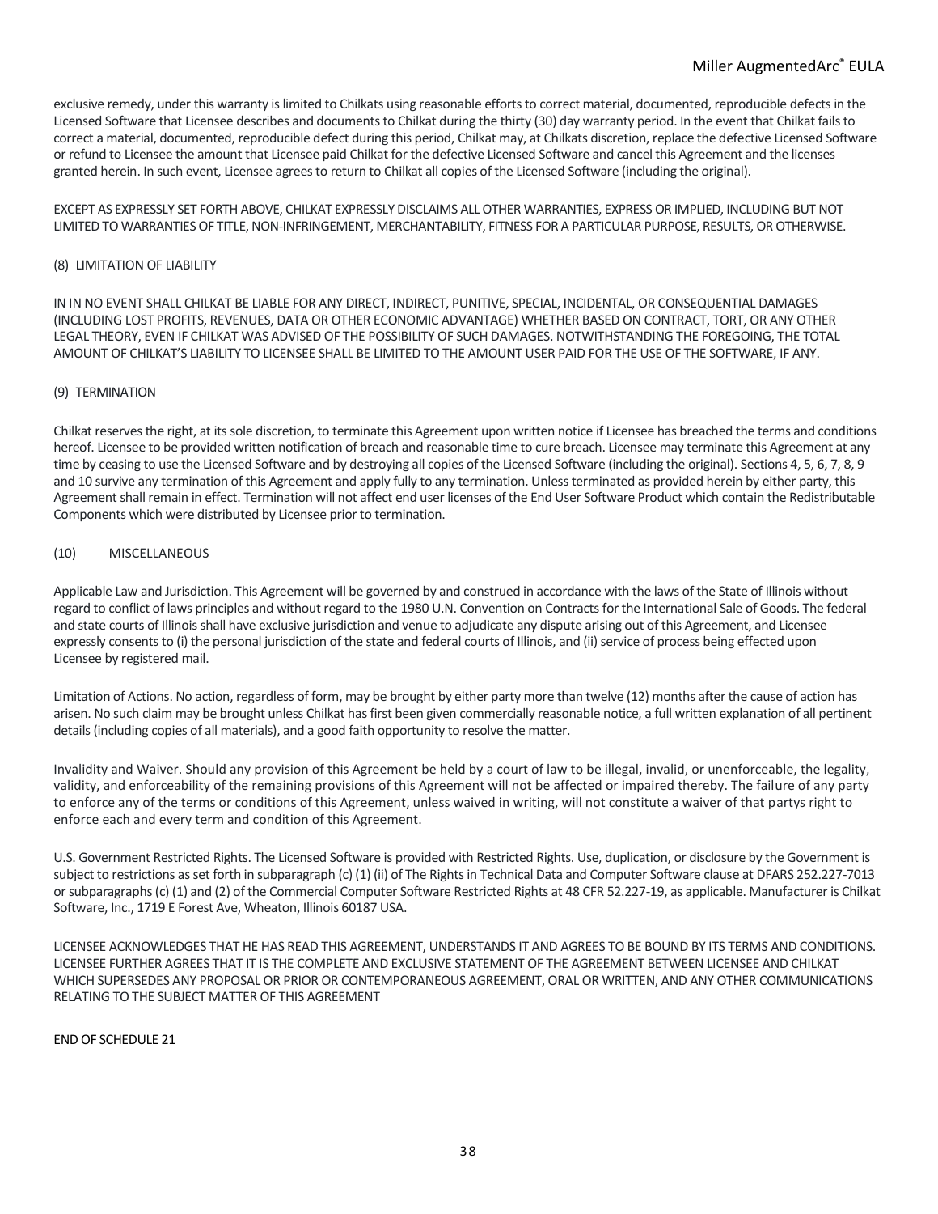exclusive remedy, under this warranty is limited to Chilkats using reasonable efforts to correct material, documented, reproducible defects in the Licensed Software that Licensee describes and documents to Chilkat during the thirty (30) day warranty period. In the event that Chilkat fails to correct a material, documented, reproducible defect during this period, Chilkat may, at Chilkats discretion, replace the defective Licensed Software or refund to Licensee the amount that Licensee paid Chilkat for the defective Licensed Software and cancel this Agreement and the licenses granted herein. In such event, Licensee agrees to return to Chilkat all copies of the Licensed Software (including the original).

EXCEPT AS EXPRESSLY SET FORTH ABOVE, CHILKAT EXPRESSLY DISCLAIMS ALL OTHER WARRANTIES, EXPRESS OR IMPLIED, INCLUDING BUT NOT LIMITED TO WARRANTIES OF TITLE, NON-INFRINGEMENT, MERCHANTABILITY, FITNESS FOR A PARTICULAR PURPOSE, RESULTS, OR OTHERWISE.

(8) LIMITATION OF LIABILITY

IN IN NO EVENT SHALL CHILKAT BE LIABLE FOR ANY DIRECT, INDIRECT, PUNITIVE, SPECIAL, INCIDENTAL, OR CONSEQUENTIAL DAMAGES (INCLUDING LOST PROFITS, REVENUES, DATA OR OTHER ECONOMIC ADVANTAGE) WHETHER BASED ON CONTRACT, TORT, OR ANY OTHER LEGAL THEORY, EVEN IF CHILKAT WAS ADVISED OF THE POSSIBILITY OF SUCH DAMAGES. NOTWITHSTANDING THE FOREGOING, THE TOTAL AMOUNT OF CHILKAT'S LIABILITY TO LICENSEE SHALL BE LIMITED TO THE AMOUNT USER PAID FOR THE USE OF THE SOFTWARE, IF ANY.

(9) TERMINATION

Chilkat reserves the right, at its sole discretion, to terminate this Agreement upon written notice if Licensee has breached the terms and conditions hereof. Licensee to be provided written notification of breach and reasonable time to cure breach. Licensee may terminate this Agreement at any time by ceasing to use the Licensed Software and by destroying all copies of the Licensed Software (including the original). Sections 4, 5, 6, 7, 8, 9 and 10 survive any termination of this Agreement and apply fully to any termination. Unless terminated as provided herein by either party, this Agreement shall remain in effect. Termination will not affect end user licenses of the End User Software Product which contain the Redistributable Components which were distributed by Licensee prior to termination.

(10) MISCELLANEOUS

Applicable Law and Jurisdiction. This Agreement will be governed by and construed in accordance with the laws of the State of Illinois without regard to conflict of laws principles and without regard to the 1980 U.N. Convention on Contracts for the International Sale of Goods. The federal and state courts of Illinois shall have exclusive jurisdiction and venue to adjudicate any dispute arising out of this Agreement, and Licensee expressly consents to (i) the personal jurisdiction of the state and federal courts of Illinois, and (ii) service of process being effected upon Licensee by registered mail.

Limitation of Actions. No action, regardless of form, may be brought by either party more than twelve (12) months after the cause of action has arisen. No such claim may be brought unless Chilkat has first been given commercially reasonable notice, a full written explanation of all pertinent details (including copies of all materials), and a good faith opportunity to resolve the matter.

Invalidity and Waiver. Should any provision of this Agreement be held by a court of law to be illegal, invalid, or unenforceable, the legality, validity, and enforceability of the remaining provisions of this Agreement will not be affected or impaired thereby. The failure of any party to enforce any of the terms or conditions of this Agreement, unless waived in writing, will not constitute a waiver of that partys right to enforce each and every term and condition of this Agreement.

U.S. Government Restricted Rights. The Licensed Software is provided with Restricted Rights. Use, duplication, or disclosure by the Government is subject to restrictions as set forth in subparagraph (c) (1) (ii) of The Rights in Technical Data and Computer Software clause at DFARS 252.227-7013 or subparagraphs (c) (1) and (2) of the Commercial Computer Software Restricted Rights at 48 CFR 52.227-19, as applicable. Manufacturer is Chilkat Software, Inc., 1719 E Forest Ave, Wheaton, Illinois 60187 USA.

LICENSEE ACKNOWLEDGES THAT HE HAS READ THIS AGREEMENT, UNDERSTANDS IT AND AGREES TO BE BOUND BY ITS TERMS AND CONDITIONS. LICENSEE FURTHER AGREES THAT IT IS THE COMPLETE AND EXCLUSIVE STATEMENT OF THE AGREEMENT BETWEEN LICENSEE AND CHILKAT WHICH SUPERSEDES ANY PROPOSAL OR PRIOR OR CONTEMPORANEOUS AGREEMENT, ORAL OR WRITTEN, AND ANY OTHER COMMUNICATIONS RELATING TO THE SUBJECT MATTER OF THIS AGREEMENT

END OF SCHEDULE 21